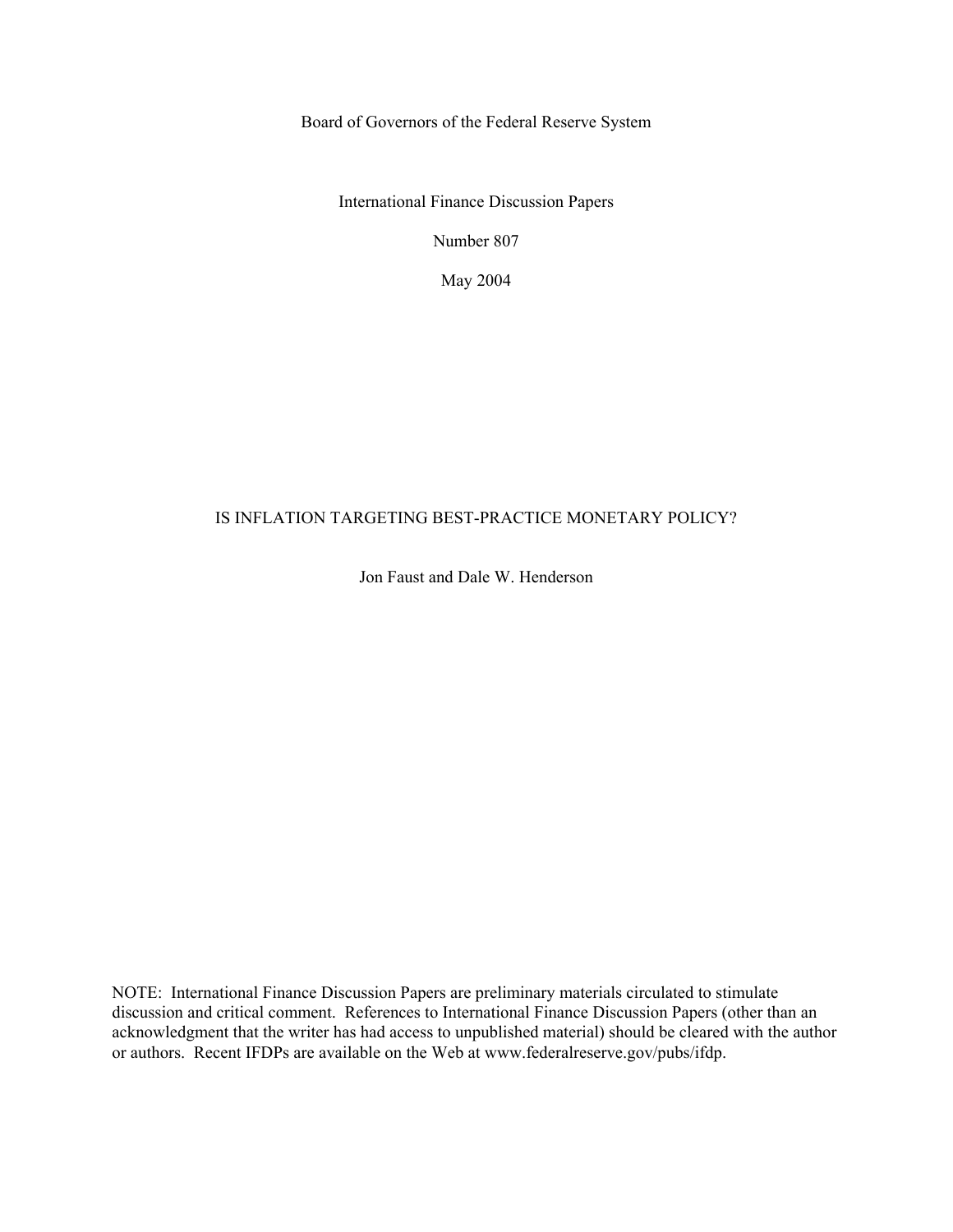Board of Governors of the Federal Reserve System

International Finance Discussion Papers

Number 807

May 2004

# IS INFLATION TARGETING BEST-PRACTICE MONETARY POLICY?

Jon Faust and Dale W. Henderson

NOTE: International Finance Discussion Papers are preliminary materials circulated to stimulate discussion and critical comment. References to International Finance Discussion Papers (other than an acknowledgment that the writer has had access to unpublished material) should be cleared with the author or authors. Recent IFDPs are available on the Web at www.federalreserve.gov/pubs/ifdp.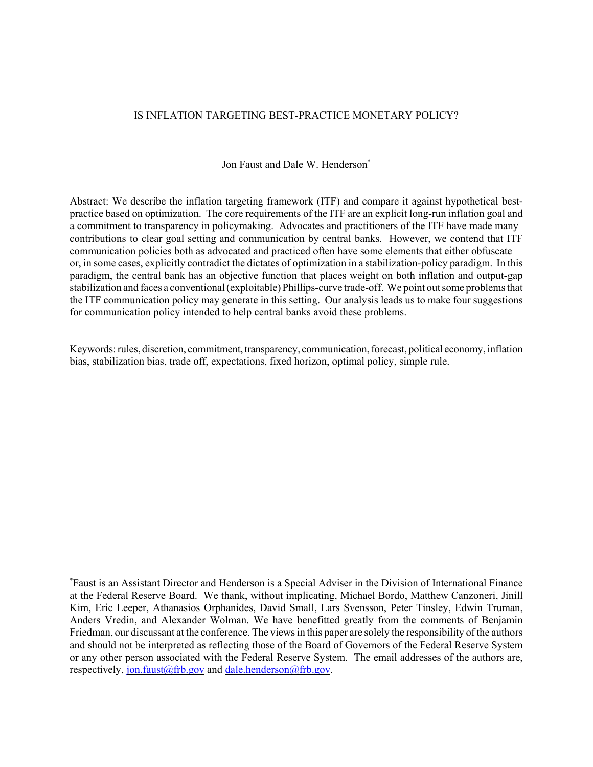# IS INFLATION TARGETING BEST-PRACTICE MONETARY POLICY?

Jon Faust and Dale W. Henderson*

Abstract: We describe the inflation targeting framework (ITF) and compare it against hypothetical best-practice based on optimization. The core requirements of the ITF are an explicit long-run inflation goal and a commitment to transparency in policymaking. Advocates and practitioners of the ITF have made many contributions to clear goal setting and communication by central banks. However, we contend that ITF communication policies both as advocated and practiced often have some elements that either obfuscate or, in some cases, explicitly contradict the dictates of optimization in a stabilization-policy paradigm. In this paradigm, the central bank has an objective function that places weight on both inflation and output-gap stabilization and faces a conventional (exploitable) Phillips-curve trade-off. We point out some problems that the ITF communication policy may generate in this setting. Our analysis leads us to make four suggestions for communication policy intended to help central banks avoid these problems.

Keywords: rules, discretion, commitment, transparency, communication, forecast, political economy, inflation bias, stabilization bias, trade off, expectations, fixed horizon, optimal policy, simple rule.

*Faust is an Assistant Director and Henderson is a Special Adviser in the Division of International Finance at the Federal Reserve Board. We thank, without implicating, Michael Bordo, Matthew Canzoneri, Jinill Kim, Eric Leeper, Athanasios Orphanides, David Small, Lars Svensson, Peter Tinsley, Edwin Truman, Anders Vredin, and Alexander Wolman. We have benefitted greatly from the comments of Benjamin Friedman, our discussant at the conference. The views in this paper are solely the responsibility of the authors and should not be interpreted as reflecting those of the Board of Governors of the Federal Reserve System or any other person associated with the Federal Reserve System. The email addresses of the authors are, respectively, jon.faust@frb.gov and dale.henderson@frb.gov.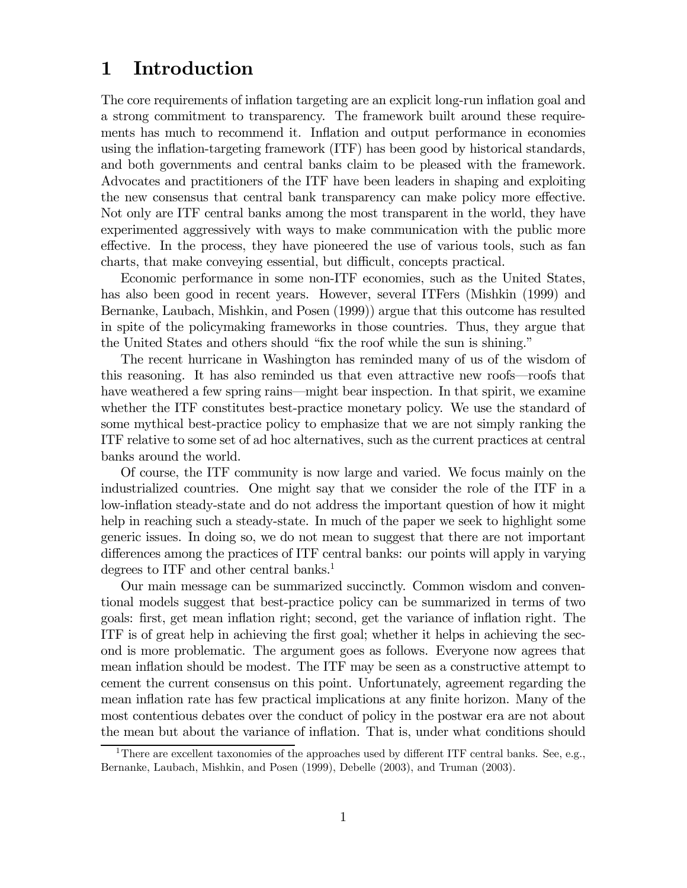# 1 Introduction

The core requirements of inflation targeting are an explicit long-run inflation goal and a strong commitment to transparency. The framework built around these requirements has much to recommend it. Inflation and output performance in economies using the inflation-targeting framework (ITF) has been good by historical standards, and both governments and central banks claim to be pleased with the framework. Advocates and practitioners of the ITF have been leaders in shaping and exploiting the new consensus that central bank transparency can make policy more effective. Not only are ITF central banks among the most transparent in the world, they have experimented aggressively with ways to make communication with the public more effective. In the process, they have pioneered the use of various tools, such as fan charts, that make conveying essential, but difficult, concepts practical.

Economic performance in some non-ITF economies, such as the United States, has also been good in recent years. However, several ITFers (Mishkin (1999) and Bernanke, Laubach, Mishkin, and Posen (1999)) argue that this outcome has resulted in spite of the policymaking frameworks in those countries. Thus, they argue that the United States and others should "fix the roof while the sun is shining."

The recent hurricane in Washington has reminded many of us of the wisdom of this reasoning. It has also reminded us that even attractive new roofs—roofs that have weathered a few spring rains—might bear inspection. In that spirit, we examine whether the ITF constitutes best-practice monetary policy. We use the standard of some mythical best-practice policy to emphasize that we are not simply ranking the ITF relative to some set of ad hoc alternatives, such as the current practices at central banks around the world.

Of course, the ITF community is now large and varied. We focus mainly on the industrialized countries. One might say that we consider the role of the ITF in a low-inflation steady-state and do not address the important question of how it might help in reaching such a steady-state. In much of the paper we seek to highlight some generic issues. In doing so, we do not mean to suggest that there are not important differences among the practices of ITF central banks: our points will apply in varying degrees to ITF and other central banks.[1]

Our main message can be summarized succinctly. Common wisdom and conventional models suggest that best-practice policy can be summarized in terms of two goals: first, get mean inflation right; second, get the variance of inflation right. The ITF is of great help in achieving the first goal; whether it helps in achieving the second is more problematic. The argument goes as follows. Everyone now agrees that mean inflation should be modest. The ITF may be seen as a constructive attempt to cement the current consensus on this point. Unfortunately, agreement regarding the mean inflation rate has few practical implications at any finite horizon. Many of the most contentious debates over the conduct of policy in the postwar era are not about the mean but about the variance of inflation. That is, under what conditions should

[1] There are excellent taxonomies of the approaches used by different ITF central banks. See, e.g., Bernanke, Laubach, Mishkin, and Posen (1999), Debelle (2003), and Truman (2003).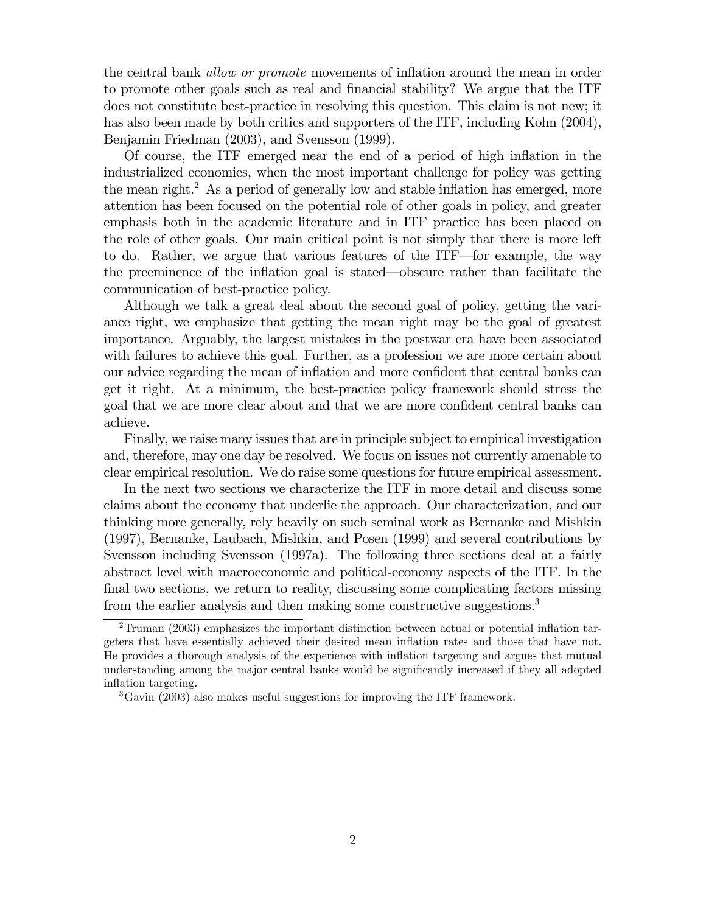the central bank *allow or promote* movements of inflation around the mean in order to promote other goals such as real and financial stability? We argue that the ITF does not constitute best-practice in resolving this question. This claim is not new; it has also been made by both critics and supporters of the ITF, including Kohn (2004), Benjamin Friedman (2003), and Svensson (1999).

Of course, the ITF emerged near the end of a period of high inflation in the industrialized economies, when the most important challenge for policy was getting the mean right.[2] As a period of generally low and stable inflation has emerged, more attention has been focused on the potential role of other goals in policy, and greater emphasis both in the academic literature and in ITF practice has been placed on the role of other goals. Our main critical point is not simply that there is more left to do. Rather, we argue that various features of the ITF—for example, the way the preeminence of the inflation goal is stated—obscure rather than facilitate the communication of best-practice policy.

Although we talk a great deal about the second goal of policy, getting the variance right, we emphasize that getting the mean right may be the goal of greatest importance. Arguably, the largest mistakes in the postwar era have been associated with failures to achieve this goal. Further, as a profession we are more certain about our advice regarding the mean of inflation and more confident that central banks can get it right. At a minimum, the best-practice policy framework should stress the goal that we are more clear about and that we are more confident central banks can achieve.

Finally, we raise many issues that are in principle subject to empirical investigation and, therefore, may one day be resolved. We focus on issues not currently amenable to clear empirical resolution. We do raise some questions for future empirical assessment.

In the next two sections we characterize the ITF in more detail and discuss some claims about the economy that underlie the approach. Our characterization, and our thinking more generally, rely heavily on such seminal work as Bernanke and Mishkin (1997), Bernanke, Laubach, Mishkin, and Posen (1999) and several contributions by Svensson including Svensson (1997a). The following three sections deal at a fairly abstract level with macroeconomic and political-economy aspects of the ITF. In the final two sections, we return to reality, discussing some complicating factors missing from the earlier analysis and then making some constructive suggestions.[3]

[2] Truman (2003) emphasizes the important distinction between actual or potential inflation targeters that have essentially achieved their desired mean inflation rates and those that have not. He provides a thorough analysis of the experience with inflation targeting and argues that mutual understanding among the major central banks would be significantly increased if they all adopted inflation targeting.

[3] Gavin (2003) also makes useful suggestions for improving the ITF framework.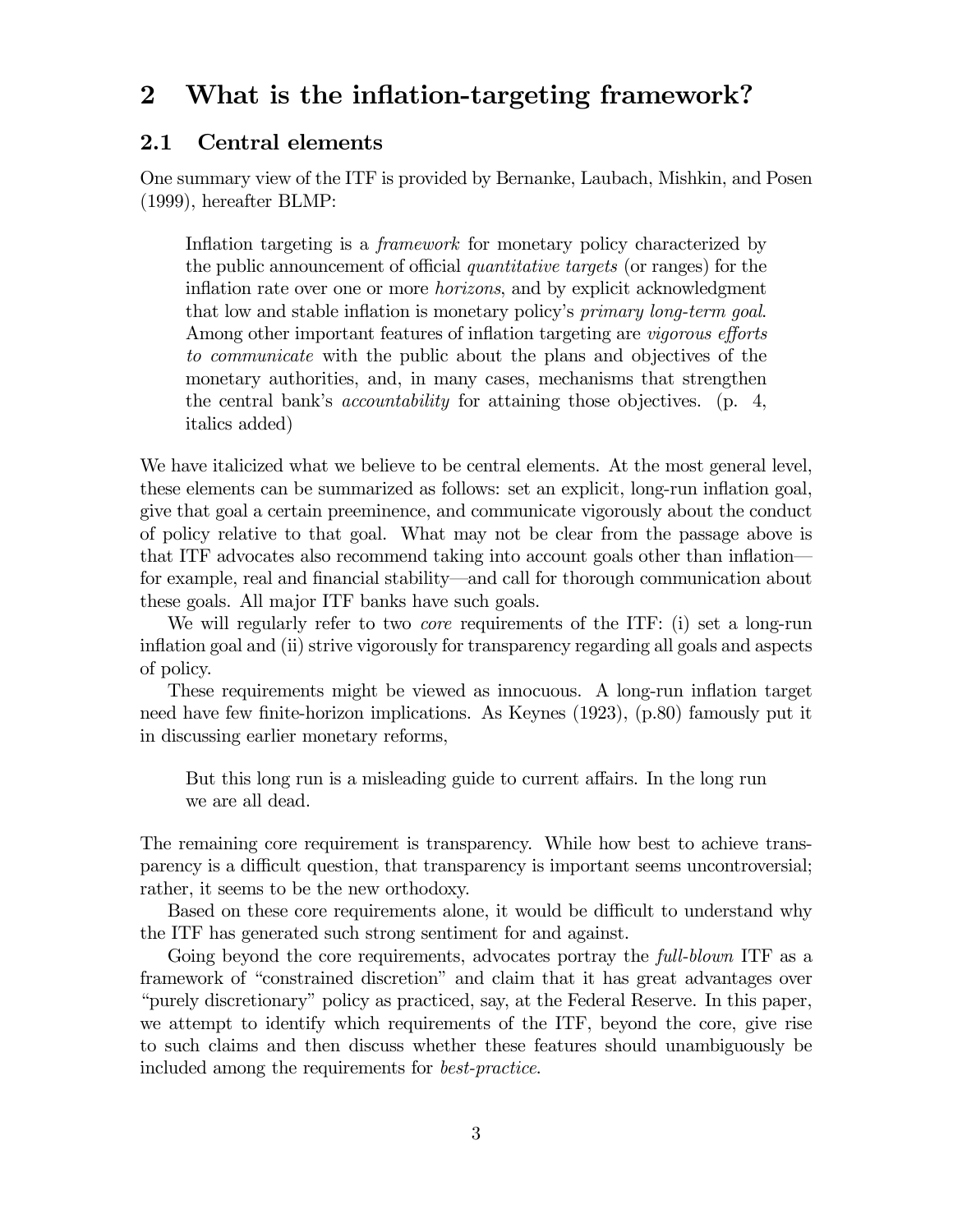## 2 What is the inflation-targeting framework?

### 2.1 Central elements

One summary view of the ITF is provided by Bernanke, Laubach, Mishkin, and Posen (1999), hereafter BLMP:

> Inflation targeting is a *framework* for monetary policy characterized by the public announcement of official *quantitative targets* (or ranges) for the inflation rate over one or more *horizons*, and by explicit acknowledgment that low and stable inflation is monetary policy's *primary long-term goal*. Among other important features of inflation targeting are *vigorous efforts to communicate* with the public about the plans and objectives of the monetary authorities, and, in many cases, mechanisms that strengthen the central bank's *accountability* for attaining those objectives. (p. 4, italics added)

We have italicized what we believe to be central elements. At the most general level, these elements can be summarized as follows: set an explicit, long-run inflation goal, give that goal a certain preeminence, and communicate vigorously about the conduct of policy relative to that goal. What may not be clear from the passage above is that ITF advocates also recommend taking into account goals other than inflation—for example, real and financial stability—and call for thorough communication about these goals. All major ITF banks have such goals.

We will regularly refer to two *core* requirements of the ITF: (i) set a long-run inflation goal and (ii) strive vigorously for transparency regarding all goals and aspects of policy.

These requirements might be viewed as innocuous. A long-run inflation target need have few finite-horizon implications. As Keynes (1923), (p.80) famously put it in discussing earlier monetary reforms,

> But this long run is a misleading guide to current affairs. In the long run we are all dead.

The remaining core requirement is transparency. While how best to achieve transparency is a difficult question, that transparency is important seems uncontroversial; rather, it seems to be the new orthodoxy.

Based on these core requirements alone, it would be difficult to understand why the ITF has generated such strong sentiment for and against.

Going beyond the core requirements, advocates portray the *full-blown* ITF as a framework of "constrained discretion" and claim that it has great advantages over "purely discretionary" policy as practiced, say, at the Federal Reserve. In this paper, we attempt to identify which requirements of the ITF, beyond the core, give rise to such claims and then discuss whether these features should unambiguously be included among the requirements for *best-practice*.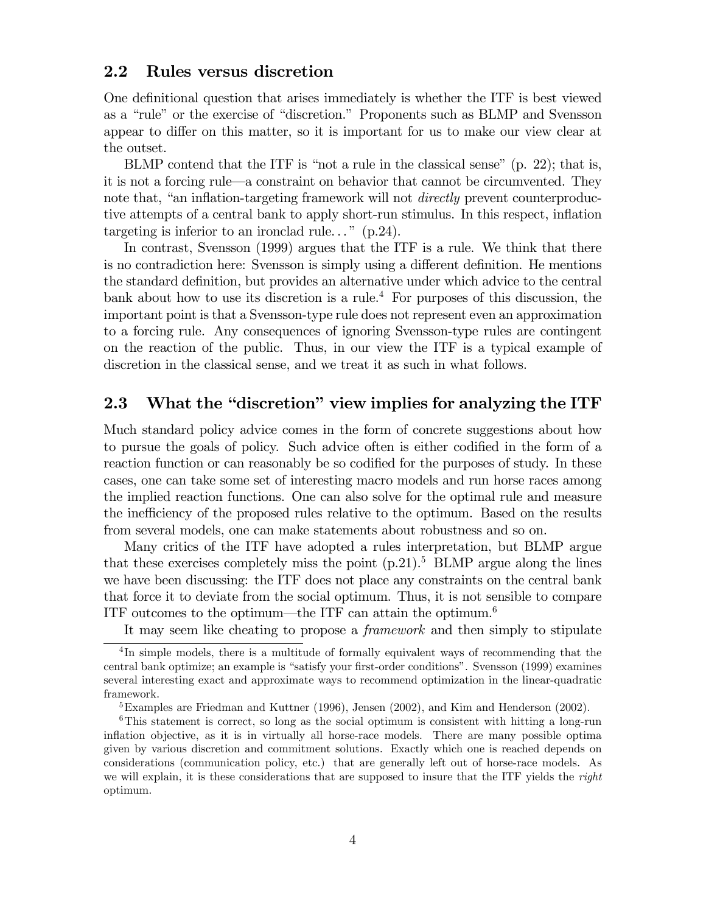## 2.2 Rules versus discretion

One definitional question that arises immediately is whether the ITF is best viewed as a "rule" or the exercise of "discretion." Proponents such as BLMP and Svensson appear to differ on this matter, so it is important for us to make our view clear at the outset.

BLMP contend that the ITF is "not a rule in the classical sense" (p. 22); that is, it is not a forcing rule—a constraint on behavior that cannot be circumvented. They note that, "an inflation-targeting framework will not *directly* prevent counterproductive attempts of a central bank to apply short-run stimulus. In this respect, inflation targeting is inferior to an ironclad rule..." (p.24).

In contrast, Svensson (1999) argues that the ITF is a rule. We think that there is no contradiction here: Svensson is simply using a different definition. He mentions the standard definition, but provides an alternative under which advice to the central bank about how to use its discretion is a rule.[4] For purposes of this discussion, the important point is that a Svensson-type rule does not represent even an approximation to a forcing rule. Any consequences of ignoring Svensson-type rules are contingent on the reaction of the public. Thus, in our view the ITF is a typical example of discretion in the classical sense, and we treat it as such in what follows.

## 2.3 What the "discretion" view implies for analyzing the ITF

Much standard policy advice comes in the form of concrete suggestions about how to pursue the goals of policy. Such advice often is either codified in the form of a reaction function or can reasonably be so codified for the purposes of study. In these cases, one can take some set of interesting macro models and run horse races among the implied reaction functions. One can also solve for the optimal rule and measure the inefficiency of the proposed rules relative to the optimum. Based on the results from several models, one can make statements about robustness and so on.

Many critics of the ITF have adopted a rules interpretation, but BLMP argue that these exercises completely miss the point (p.21).[5] BLMP argue along the lines we have been discussing: the ITF does not place any constraints on the central bank that force it to deviate from the social optimum. Thus, it is not sensible to compare ITF outcomes to the optimum—the ITF can attain the optimum.[6]

It may seem like cheating to propose a *framework* and then simply to stipulate

[4] In simple models, there is a multitude of formally equivalent ways of recommending that the central bank optimize; an example is "satisfy your first-order conditions". Svensson (1999) examines several interesting exact and approximate ways to recommend optimization in the linear-quadratic framework.

[5] Examples are Friedman and Kuttner (1996), Jensen (2002), and Kim and Henderson (2002).

[6] This statement is correct, so long as the social optimum is consistent with hitting a long-run inflation objective, as it is in virtually all horse-race models. There are many possible optima given by various discretion and commitment solutions. Exactly which one is reached depends on considerations (communication policy, etc.) that are generally left out of horse-race models. As we will explain, it is these considerations that are supposed to insure that the ITF yields the *right* optimum.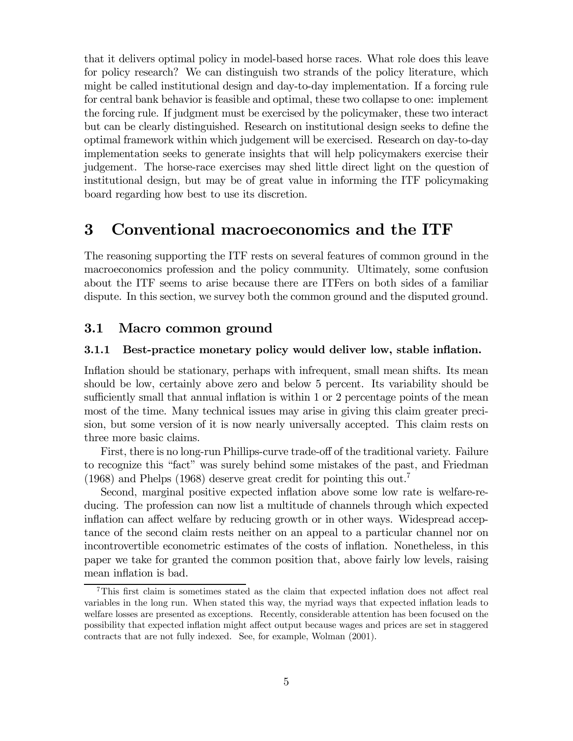that it delivers optimal policy in model-based horse races. What role does this leave for policy research? We can distinguish two strands of the policy literature, which might be called institutional design and day-to-day implementation. If a forcing rule for central bank behavior is feasible and optimal, these two collapse to one: implement the forcing rule. If judgment must be exercised by the policymaker, these two interact but can be clearly distinguished. Research on institutional design seeks to define the optimal framework within which judgement will be exercised. Research on day-to-day implementation seeks to generate insights that will help policymakers exercise their judgement. The horse-race exercises may shed little direct light on the question of institutional design, but may be of great value in informing the ITF policymaking board regarding how best to use its discretion.

# 3 Conventional macroeconomics and the ITF

The reasoning supporting the ITF rests on several features of common ground in the macroeconomics profession and the policy community. Ultimately, some confusion about the ITF seems to arise because there are ITFers on both sides of a familiar dispute. In this section, we survey both the common ground and the disputed ground.

## 3.1 Macro common ground

### 3.1.1 Best-practice monetary policy would deliver low, stable inflation.

Inflation should be stationary, perhaps with infrequent, small mean shifts. Its mean should be low, certainly above zero and below 5 percent. Its variability should be sufficiently small that annual inflation is within 1 or 2 percentage points of the mean most of the time. Many technical issues may arise in giving this claim greater precision, but some version of it is now nearly universally accepted. This claim rests on three more basic claims.

First, there is no long-run Phillips-curve trade-off of the traditional variety. Failure to recognize this "fact" was surely behind some mistakes of the past, and Friedman (1968) and Phelps (1968) deserve great credit for pointing this out.[7]

Second, marginal positive expected inflation above some low rate is welfare-reducing. The profession can now list a multitude of channels through which expected inflation can affect welfare by reducing growth or in other ways. Widespread acceptance of the second claim rests neither on an appeal to a particular channel nor on incontrovertible econometric estimates of the costs of inflation. Nonetheless, in this paper we take for granted the common position that, above fairly low levels, raising mean inflation is bad.

[7] This first claim is sometimes stated as the claim that expected inflation does not affect real variables in the long run. When stated this way, the myriad ways that expected inflation leads to welfare losses are presented as exceptions. Recently, considerable attention has been focused on the possibility that expected inflation might affect output because wages and prices are set in staggered contracts that are not fully indexed. See, for example, Wolman (2001).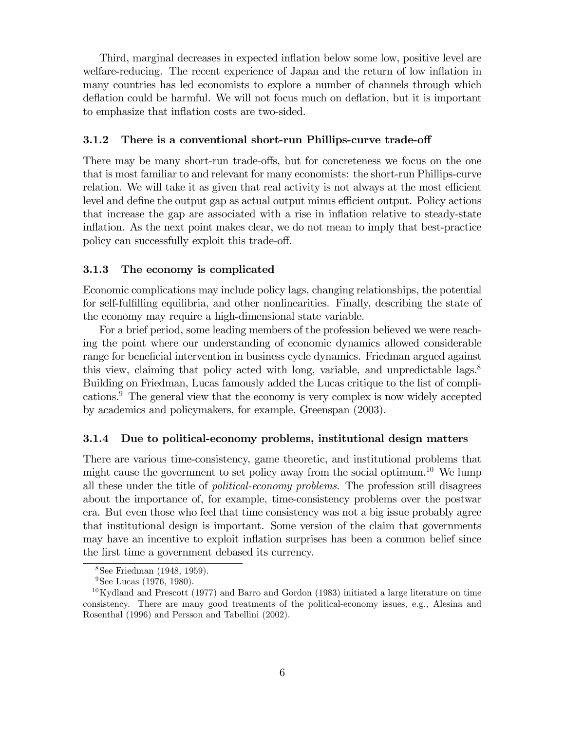Third, marginal decreases in expected inflation below some low, positive level are welfare-reducing. The recent experience of Japan and the return of low inflation in many countries has led economists to explore a number of channels through which deflation could be harmful. We will not focus much on deflation, but it is important to emphasize that inflation costs are two-sided.

### 3.1.2 There is a conventional short-run Phillips-curve trade-off

There may be many short-run trade-offs, but for concreteness we focus on the one that is most familiar to and relevant for many economists: the short-run Phillips-curve relation. We will take it as given that real activity is not always at the most efficient level and define the output gap as actual output minus efficient output. Policy actions that increase the gap are associated with a rise in inflation relative to steady-state inflation. As the next point makes clear, we do not mean to imply that best-practice policy can successfully exploit this trade-off.

### 3.1.3 The economy is complicated

Economic complications may include policy lags, changing relationships, the potential for self-fulfilling equilibria, and other nonlinearities. Finally, describing the state of the economy may require a high-dimensional state variable.

For a brief period, some leading members of the profession believed we were reaching the point where our understanding of economic dynamics allowed considerable range for beneficial intervention in business cycle dynamics. Friedman argued against this view, claiming that policy acted with long, variable, and unpredictable lags.[8] Building on Friedman, Lucas famously added the Lucas critique to the list of complications.[9] The general view that the economy is very complex is now widely accepted by academics and policymakers, for example, Greenspan (2003).

### 3.1.4 Due to political-economy problems, institutional design matters

There are various time-consistency, game theoretic, and institutional problems that might cause the government to set policy away from the social optimum.[10] We lump all these under the title of *political-economy problems*. The profession still disagrees about the importance of, for example, time-consistency problems over the postwar era. But even those who feel that time consistency was not a big issue probably agree that institutional design is important. Some version of the claim that governments may have an incentive to exploit inflation surprises has been a common belief since the first time a government debased its currency.

---

[8] See Friedman (1948, 1959).

[9] See Lucas (1976, 1980).

[10] Kydland and Prescott (1977) and Barro and Gordon (1983) initiated a large literature on time consistency. There are many good treatments of the political-economy issues, e.g., Alesina and Rosenthal (1996) and Persson and Tabellini (2002).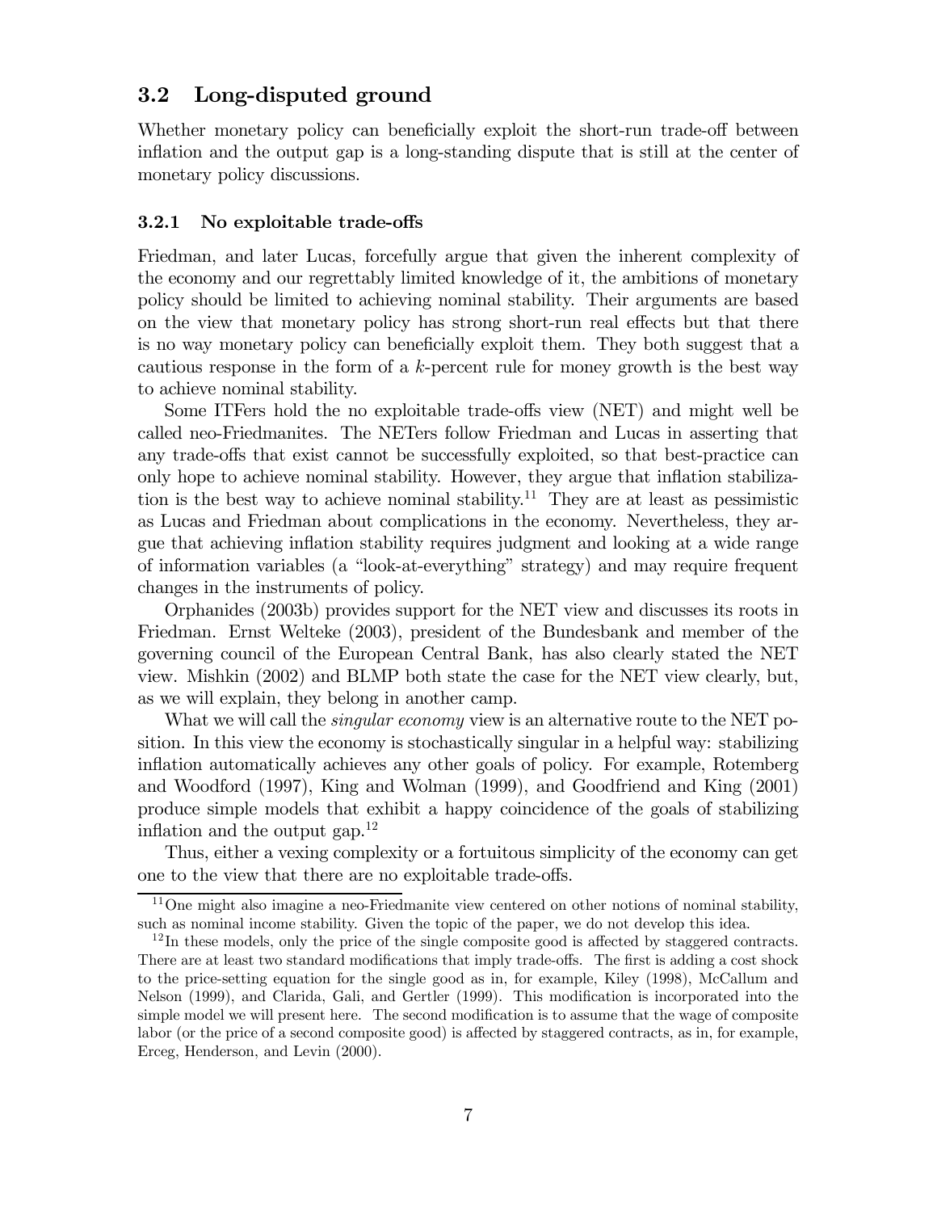## 3.2 Long-disputed ground

Whether monetary policy can beneficially exploit the short-run trade-off between inflation and the output gap is a long-standing dispute that is still at the center of monetary policy discussions.

### 3.2.1 No exploitable trade-offs

Friedman, and later Lucas, forcefully argue that given the inherent complexity of the economy and our regrettably limited knowledge of it, the ambitions of monetary policy should be limited to achieving nominal stability. Their arguments are based on the view that monetary policy has strong short-run real effects but that there is no way monetary policy can beneficially exploit them. They both suggest that a cautious response in the form of a $k$-percent rule for money growth is the best way to achieve nominal stability.

Some ITFers hold the no exploitable trade-offs view (NET) and might well be called neo-Friedmanites. The NETers follow Friedman and Lucas in asserting that any trade-offs that exist cannot be successfully exploited, so that best-practice can only hope to achieve nominal stability. However, they argue that inflation stabilization is the best way to achieve nominal stability.[11] They are at least as pessimistic as Lucas and Friedman about complications in the economy. Nevertheless, they argue that achieving inflation stability requires judgment and looking at a wide range of information variables (a "look-at-everything" strategy) and may require frequent changes in the instruments of policy.

Orphanides (2003b) provides support for the NET view and discusses its roots in Friedman. Ernst Welteke (2003), president of the Bundesbank and member of the governing council of the European Central Bank, has also clearly stated the NET view. Mishkin (2002) and BLMP both state the case for the NET view clearly, but, as we will explain, they belong in another camp.

What we will call the *singular economy* view is an alternative route to the NET position. In this view the economy is stochastically singular in a helpful way: stabilizing inflation automatically achieves any other goals of policy. For example, Rotemberg and Woodford (1997), King and Wolman (1999), and Goodfriend and King (2001) produce simple models that exhibit a happy coincidence of the goals of stabilizing inflation and the output gap.[12]

Thus, either a vexing complexity or a fortuitous simplicity of the economy can get one to the view that there are no exploitable trade-offs.

[11] One might also imagine a neo-Friedmanite view centered on other notions of nominal stability, such as nominal income stability. Given the topic of the paper, we do not develop this idea.

[12] In these models, only the price of the single composite good is affected by staggered contracts. There are at least two standard modifications that imply trade-offs. The first is adding a cost shock to the price-setting equation for the single good as in, for example, Kiley (1998), McCallum and Nelson (1999), and Clarida, Gali, and Gertler (1999). This modification is incorporated into the simple model we will present here. The second modification is to assume that the wage of composite labor (or the price of a second composite good) is affected by staggered contracts, as in, for example, Erceg, Henderson, and Levin (2000).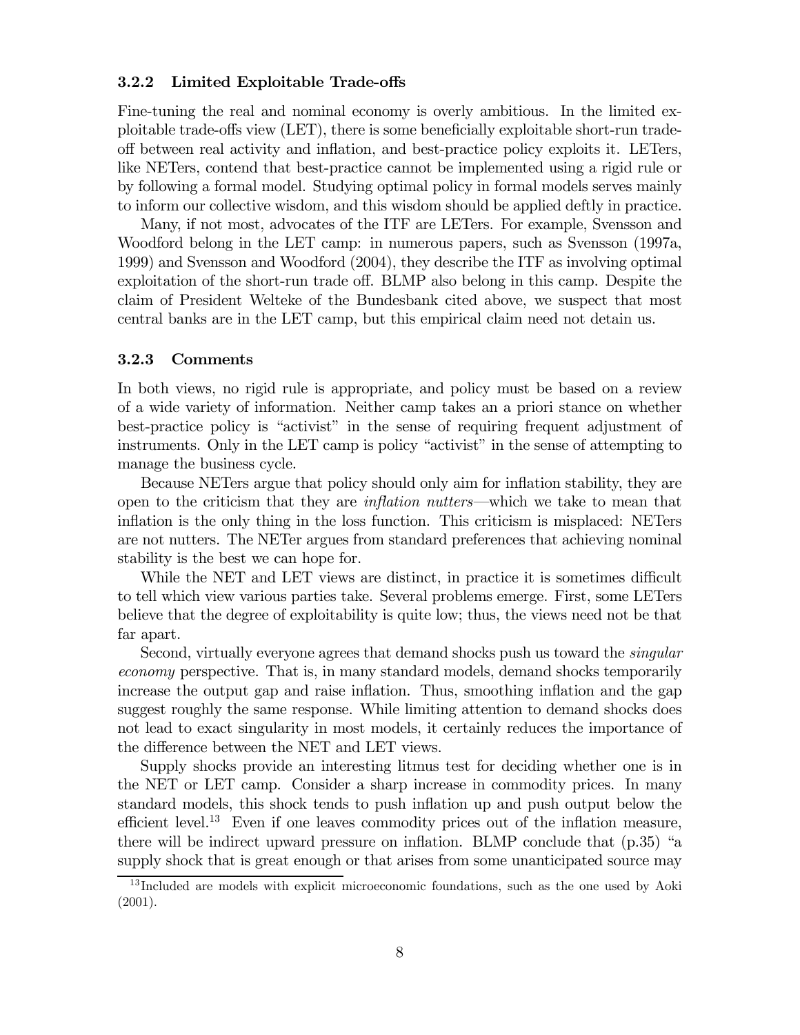### 3.2.2 Limited Exploitable Trade-offs

Fine-tuning the real and nominal economy is overly ambitious. In the limited exploitable trade-offs view (LET), there is some beneficially exploitable short-run trade-off between real activity and inflation, and best-practice policy exploits it. LETers, like NETers, contend that best-practice cannot be implemented using a rigid rule or by following a formal model. Studying optimal policy in formal models serves mainly to inform our collective wisdom, and this wisdom should be applied deftly in practice.

Many, if not most, advocates of the ITF are LETers. For example, Svensson and Woodford belong in the LET camp: in numerous papers, such as Svensson (1997a, 1999) and Svensson and Woodford (2004), they describe the ITF as involving optimal exploitation of the short-run trade off. BLMP also belong in this camp. Despite the claim of President Welteke of the Bundesbank cited above, we suspect that most central banks are in the LET camp, but this empirical claim need not detain us.

### 3.2.3 Comments

In both views, no rigid rule is appropriate, and policy must be based on a review of a wide variety of information. Neither camp takes an a priori stance on whether best-practice policy is "activist" in the sense of requiring frequent adjustment of instruments. Only in the LET camp is policy "activist" in the sense of attempting to manage the business cycle.

Because NETers argue that policy should only aim for inflation stability, they are open to the criticism that they are *inflation nutters*—which we take to mean that inflation is the only thing in the loss function. This criticism is misplaced: NETers are not nutters. The NETer argues from standard preferences that achieving nominal stability is the best we can hope for.

While the NET and LET views are distinct, in practice it is sometimes difficult to tell which view various parties take. Several problems emerge. First, some LETers believe that the degree of exploitability is quite low; thus, the views need not be that far apart.

Second, virtually everyone agrees that demand shocks push us toward the *singular economy* perspective. That is, in many standard models, demand shocks temporarily increase the output gap and raise inflation. Thus, smoothing inflation and the gap suggest roughly the same response. While limiting attention to demand shocks does not lead to exact singularity in most models, it certainly reduces the importance of the difference between the NET and LET views.

Supply shocks provide an interesting litmus test for deciding whether one is in the NET or LET camp. Consider a sharp increase in commodity prices. In many standard models, this shock tends to push inflation up and push output below the efficient level.[13] Even if one leaves commodity prices out of the inflation measure, there will be indirect upward pressure on inflation. BLMP conclude that (p.35) "a supply shock that is great enough or that arises from some unanticipated source may

[13] Included are models with explicit microeconomic foundations, such as the one used by Aoki (2001).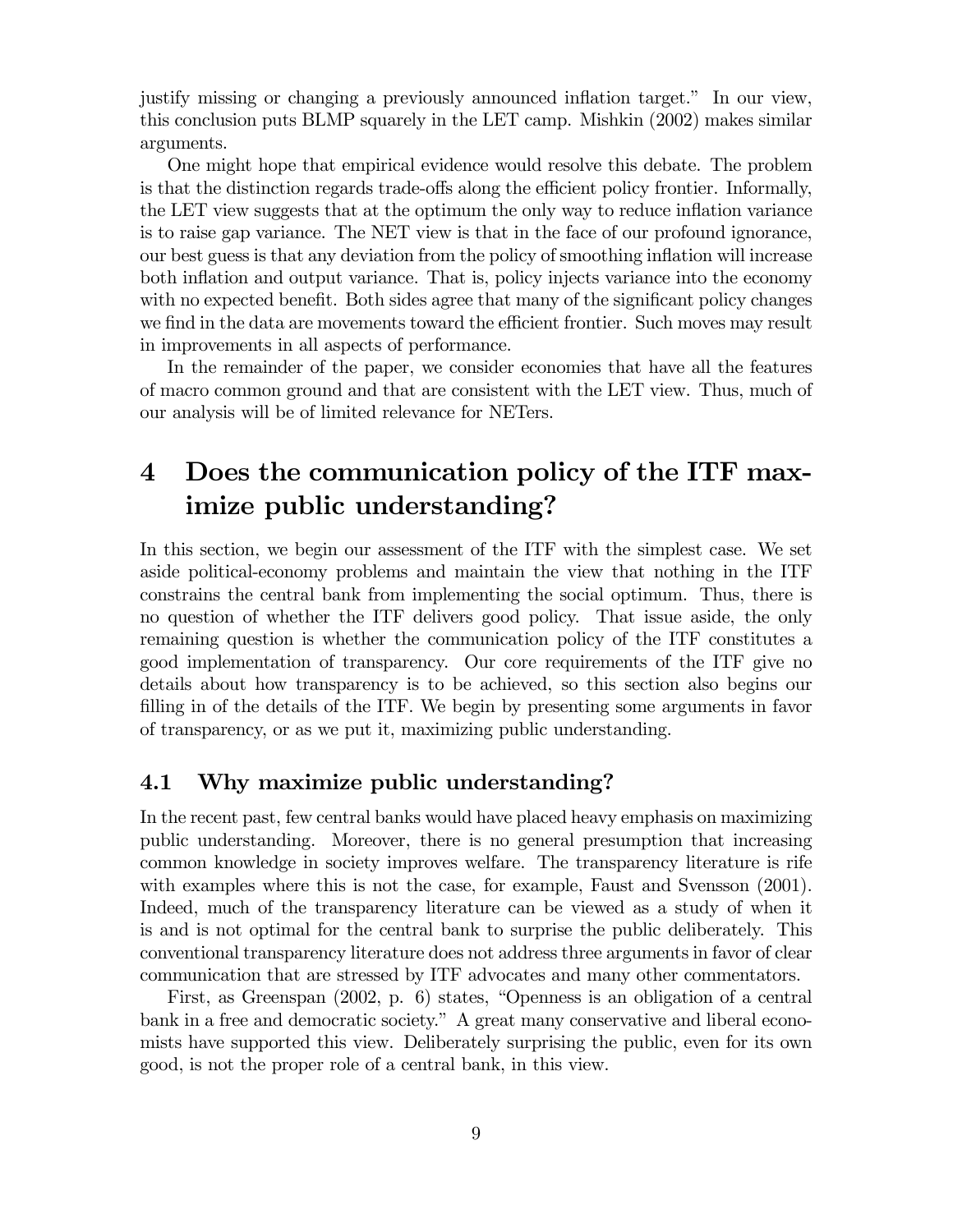justify missing or changing a previously announced inflation target." In our view, this conclusion puts BLMP squarely in the LET camp. Mishkin (2002) makes similar arguments.

One might hope that empirical evidence would resolve this debate. The problem is that the distinction regards trade-offs along the efficient policy frontier. Informally, the LET view suggests that at the optimum the only way to reduce inflation variance is to raise gap variance. The NET view is that in the face of our profound ignorance, our best guess is that any deviation from the policy of smoothing inflation will increase both inflation and output variance. That is, policy injects variance into the economy with no expected benefit. Both sides agree that many of the significant policy changes we find in the data are movements toward the efficient frontier. Such moves may result in improvements in all aspects of performance.

In the remainder of the paper, we consider economies that have all the features of macro common ground and that are consistent with the LET view. Thus, much of our analysis will be of limited relevance for NETers.

# 4 Does the communication policy of the ITF maximize public understanding?

In this section, we begin our assessment of the ITF with the simplest case. We set aside political-economy problems and maintain the view that nothing in the ITF constrains the central bank from implementing the social optimum. Thus, there is no question of whether the ITF delivers good policy. That issue aside, the only remaining question is whether the communication policy of the ITF constitutes a good implementation of transparency. Our core requirements of the ITF give no details about how transparency is to be achieved, so this section also begins our filling in of the details of the ITF. We begin by presenting some arguments in favor of transparency, or as we put it, maximizing public understanding.

## 4.1 Why maximize public understanding?

In the recent past, few central banks would have placed heavy emphasis on maximizing public understanding. Moreover, there is no general presumption that increasing common knowledge in society improves welfare. The transparency literature is rife with examples where this is not the case, for example, Faust and Svensson (2001). Indeed, much of the transparency literature can be viewed as a study of when it is and is not optimal for the central bank to surprise the public deliberately. This conventional transparency literature does not address three arguments in favor of clear communication that are stressed by ITF advocates and many other commentators.

First, as Greenspan (2002, p. 6) states, "Openness is an obligation of a central bank in a free and democratic society." A great many conservative and liberal economists have supported this view. Deliberately surprising the public, even for its own good, is not the proper role of a central bank, in this view.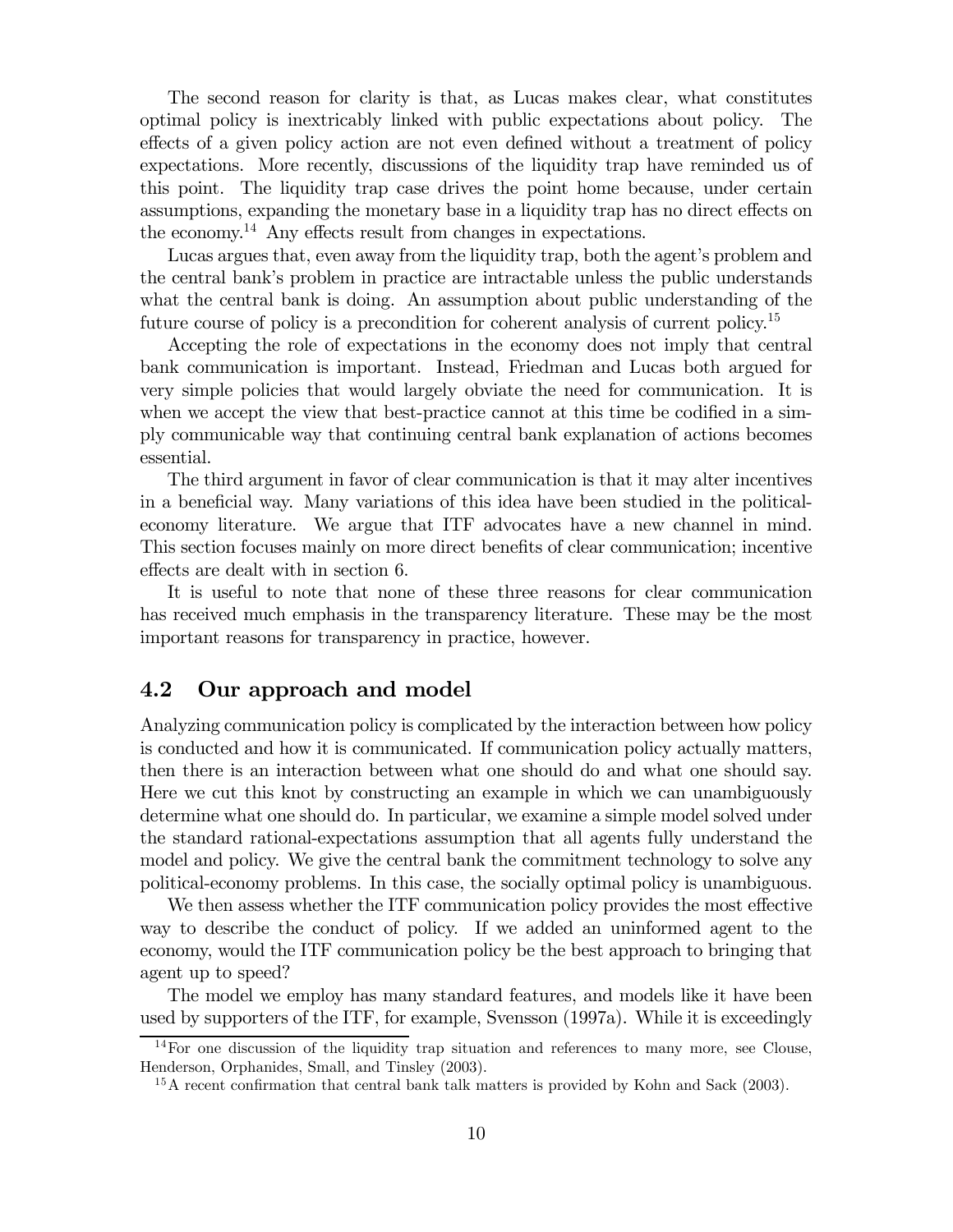The second reason for clarity is that, as Lucas makes clear, what constitutes optimal policy is inextricably linked with public expectations about policy. The effects of a given policy action are not even defined without a treatment of policy expectations. More recently, discussions of the liquidity trap have reminded us of this point. The liquidity trap case drives the point home because, under certain assumptions, expanding the monetary base in a liquidity trap has no direct effects on the economy.[14] Any effects result from changes in expectations.

Lucas argues that, even away from the liquidity trap, both the agent's problem and the central bank's problem in practice are intractable unless the public understands what the central bank is doing. An assumption about public understanding of the future course of policy is a precondition for coherent analysis of current policy.[15]

Accepting the role of expectations in the economy does not imply that central bank communication is important. Instead, Friedman and Lucas both argued for very simple policies that would largely obviate the need for communication. It is when we accept the view that best-practice cannot at this time be codified in a simply communicable way that continuing central bank explanation of actions becomes essential.

The third argument in favor of clear communication is that it may alter incentives in a beneficial way. Many variations of this idea have been studied in the political-economy literature. We argue that ITF advocates have a new channel in mind. This section focuses mainly on more direct benefits of clear communication; incentive effects are dealt with in section 6.

It is useful to note that none of these three reasons for clear communication has received much emphasis in the transparency literature. These may be the most important reasons for transparency in practice, however.

## 4.2 Our approach and model

Analyzing communication policy is complicated by the interaction between how policy is conducted and how it is communicated. If communication policy actually matters, then there is an interaction between what one should do and what one should say. Here we cut this knot by constructing an example in which we can unambiguously determine what one should do. In particular, we examine a simple model solved under the standard rational-expectations assumption that all agents fully understand the model and policy. We give the central bank the commitment technology to solve any political-economy problems. In this case, the socially optimal policy is unambiguous.

We then assess whether the ITF communication policy provides the most effective way to describe the conduct of policy. If we added an uninformed agent to the economy, would the ITF communication policy be the best approach to bringing that agent up to speed?

The model we employ has many standard features, and models like it have been used by supporters of the ITF, for example, Svensson (1997a). While it is exceedingly

[14] For one discussion of the liquidity trap situation and references to many more, see Clouse, Henderson, Orphanides, Small, and Tinsley (2003).

[15] A recent confirmation that central bank talk matters is provided by Kohn and Sack (2003).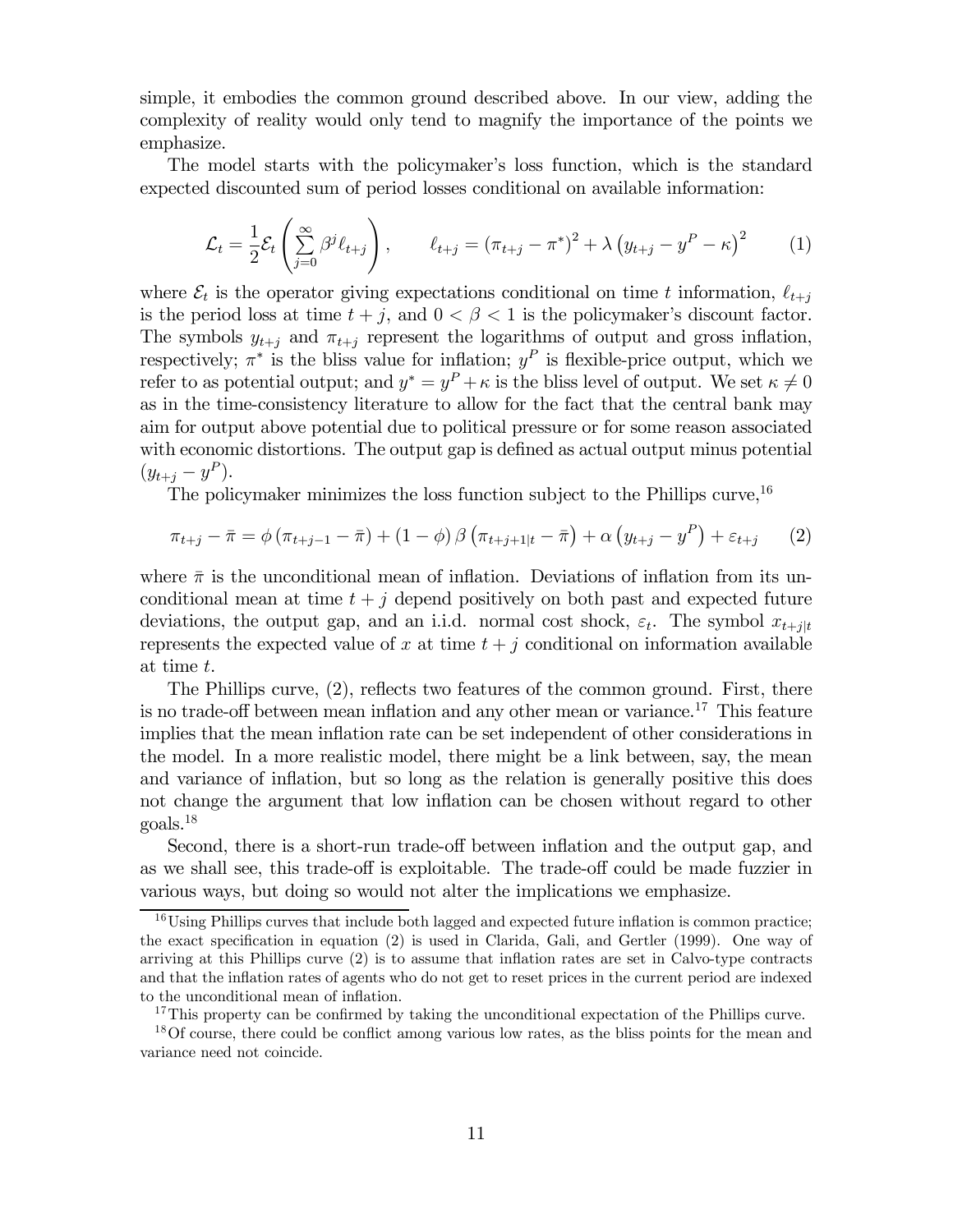simple, it embodies the common ground described above. In our view, adding the complexity of reality would only tend to magnify the importance of the points we emphasize.

The model starts with the policymaker's loss function, which is the standard expected discounted sum of period losses conditional on available information:

$$\mathcal{L}_t = \frac{1}{2}\mathcal{E}_t\left(\sum_{j=0}^{\infty}\beta^j \ell_{t+j}\right), \qquad \ell_{t+j} = \left(\pi_{t+j} - \pi^*\right)^2 + \lambda\left(y_{t+j} - y^P - \kappa\right)^2 \tag{1}$$

where $\mathcal{E}_t$ is the operator giving expectations conditional on time $t$ information, $\ell_{t+j}$ is the period loss at time $t+j$, and $0 < \beta < 1$ is the policymaker's discount factor. The symbols $y_{t+j}$ and $\pi_{t+j}$ represent the logarithms of output and gross inflation, respectively; $\pi^*$ is the bliss value for inflation; $y^P$ is flexible-price output, which we refer to as potential output; and $y^* = y^P + \kappa$ is the bliss level of output. We set $\kappa \neq 0$ as in the time-consistency literature to allow for the fact that the central bank may aim for output above potential due to political pressure or for some reason associated with economic distortions. The output gap is defined as actual output minus potential $(y_{t+j} - y^P)$.

The policymaker minimizes the loss function subject to the Phillips curve,[16]

$$\pi_{t+j} - \bar{\pi} = \phi\left(\pi_{t+j-1} - \bar{\pi}\right) + (1-\phi)\,\beta\left(\pi_{t+j+1|t} - \bar{\pi}\right) + \alpha\left(y_{t+j} - y^P\right) + \varepsilon_{t+j} \tag{2}$$

where $\bar{\pi}$ is the unconditional mean of inflation. Deviations of inflation from its unconditional mean at time $t+j$ depend positively on both past and expected future deviations, the output gap, and an i.i.d. normal cost shock, $\varepsilon_t$. The symbol $x_{t+j|t}$ represents the expected value of $x$ at time $t+j$ conditional on information available at time $t$.

The Phillips curve, (2), reflects two features of the common ground. First, there is no trade-off between mean inflation and any other mean or variance.[17] This feature implies that the mean inflation rate can be set independent of other considerations in the model. In a more realistic model, there might be a link between, say, the mean and variance of inflation, but so long as the relation is generally positive this does not change the argument that low inflation can be chosen without regard to other goals.[18]

Second, there is a short-run trade-off between inflation and the output gap, and as we shall see, this trade-off is exploitable. The trade-off could be made fuzzier in various ways, but doing so would not alter the implications we emphasize.

[16] Using Phillips curves that include both lagged and expected future inflation is common practice; the exact specification in equation (2) is used in Clarida, Gali, and Gertler (1999). One way of arriving at this Phillips curve (2) is to assume that inflation rates are set in Calvo-type contracts and that the inflation rates of agents who do not get to reset prices in the current period are indexed to the unconditional mean of inflation.

[17] This property can be confirmed by taking the unconditional expectation of the Phillips curve.

[18] Of course, there could be conflict among various low rates, as the bliss points for the mean and variance need not coincide.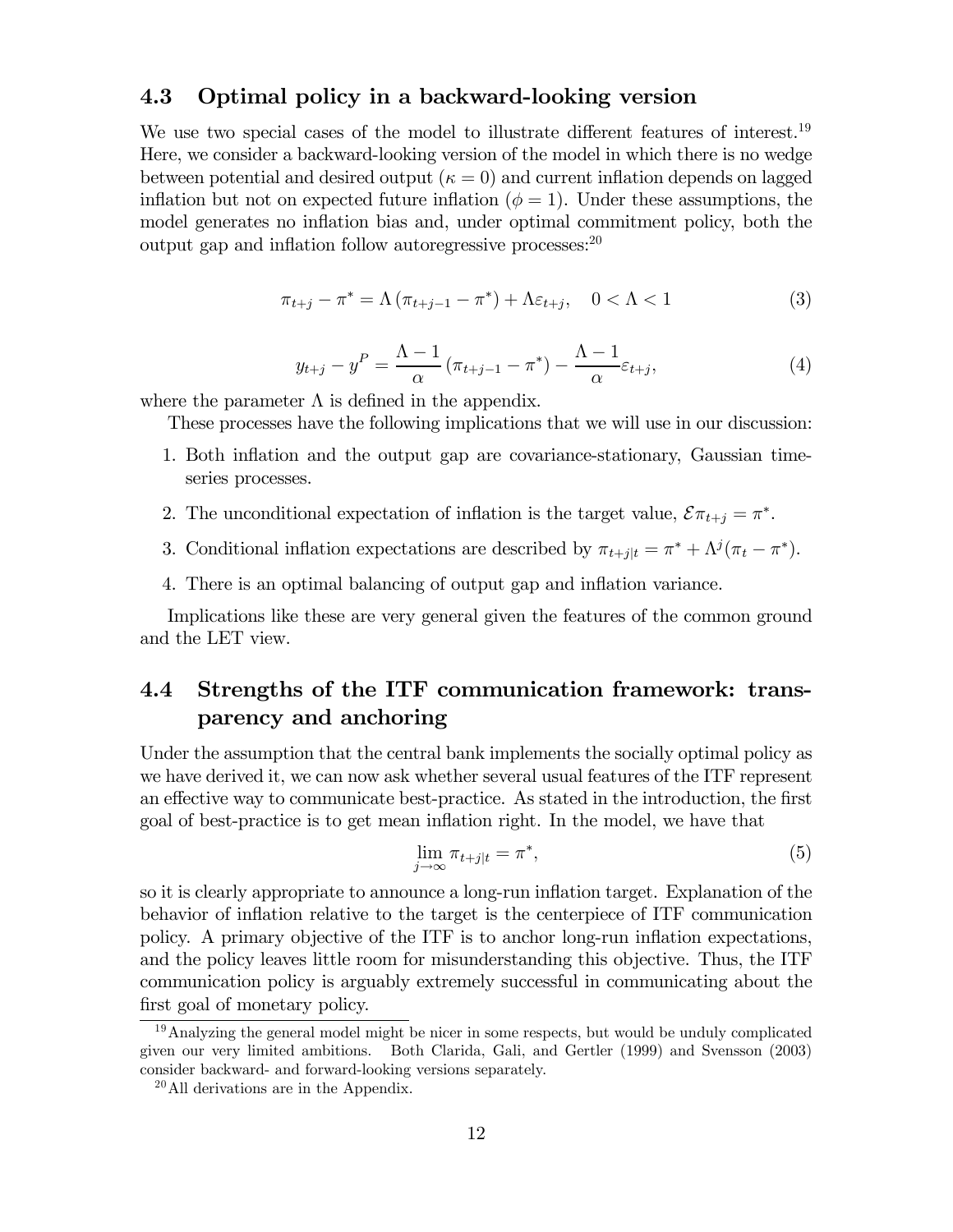### 4.3 Optimal policy in a backward-looking version

We use two special cases of the model to illustrate different features of interest.[19] Here, we consider a backward-looking version of the model in which there is no wedge between potential and desired output ($\kappa = 0$) and current inflation depends on lagged inflation but not on expected future inflation ($\phi = 1$). Under these assumptions, the model generates no inflation bias and, under optimal commitment policy, both the output gap and inflation follow autoregressive processes:[20]

$$\pi_{t+j} - \pi^* = \Lambda\left(\pi_{t+j-1} - \pi^*\right) + \Lambda\varepsilon_{t+j}, \quad 0 < \Lambda < 1 \tag{3}$$

$$y_{t+j} - y^P = \frac{\Lambda - 1}{\alpha}\left(\pi_{t+j-1} - \pi^*\right) - \frac{\Lambda - 1}{\alpha}\varepsilon_{t+j}, \tag{4}$$

where the parameter $\Lambda$ is defined in the appendix.

These processes have the following implications that we will use in our discussion:

1. Both inflation and the output gap are covariance-stationary, Gaussian time-series processes.
2. The unconditional expectation of inflation is the target value, $\mathcal{E}\pi_{t+j} = \pi^*$.
3. Conditional inflation expectations are described by $\pi_{t+j|t} = \pi^* + \Lambda^j(\pi_t - \pi^*)$.
4. There is an optimal balancing of output gap and inflation variance.

Implications like these are very general given the features of the common ground and the LET view.

### 4.4 Strengths of the ITF communication framework: transparency and anchoring

Under the assumption that the central bank implements the socially optimal policy as we have derived it, we can now ask whether several usual features of the ITF represent an effective way to communicate best-practice. As stated in the introduction, the first goal of best-practice is to get mean inflation right. In the model, we have that

$$\lim_{j\to\infty} \pi_{t+j|t} = \pi^*, \tag{5}$$

so it is clearly appropriate to announce a long-run inflation target. Explanation of the behavior of inflation relative to the target is the centerpiece of ITF communication policy. A primary objective of the ITF is to anchor long-run inflation expectations, and the policy leaves little room for misunderstanding this objective. Thus, the ITF communication policy is arguably extremely successful in communicating about the first goal of monetary policy.

[19] Analyzing the general model might be nicer in some respects, but would be unduly complicated given our very limited ambitions. Both Clarida, Gali, and Gertler (1999) and Svensson (2003) consider backward- and forward-looking versions separately.

[20] All derivations are in the Appendix.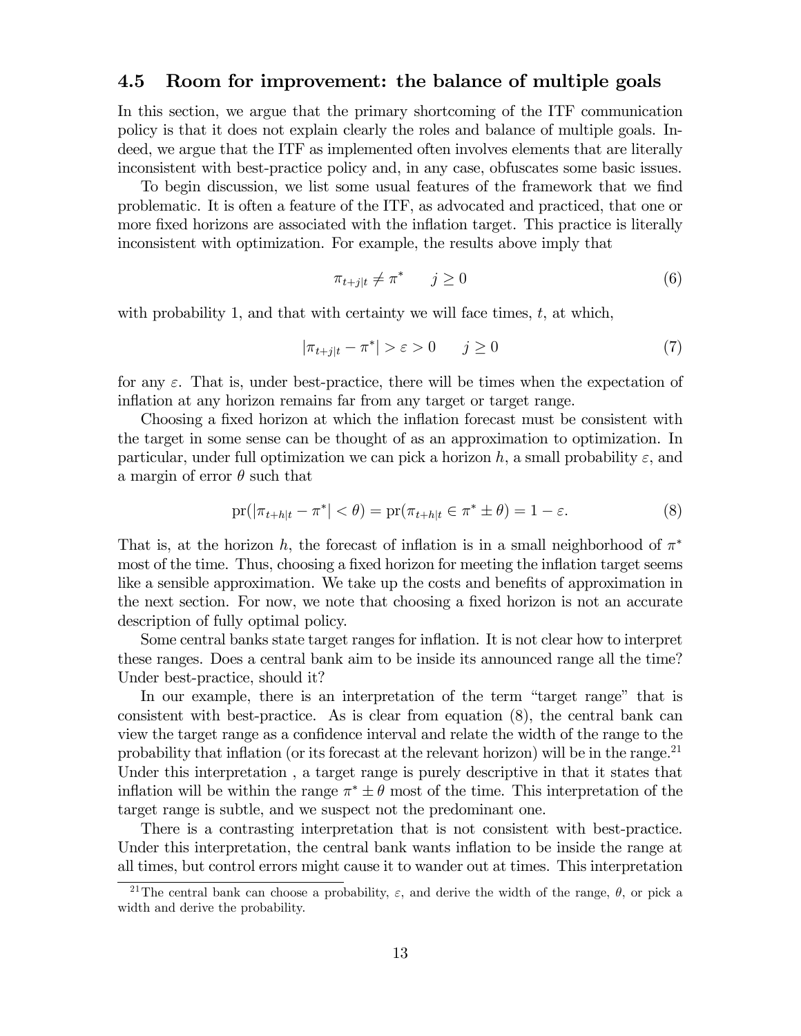### 4.5 Room for improvement: the balance of multiple goals

In this section, we argue that the primary shortcoming of the ITF communication policy is that it does not explain clearly the roles and balance of multiple goals. Indeed, we argue that the ITF as implemented often involves elements that are literally inconsistent with best-practice policy and, in any case, obfuscates some basic issues.

To begin discussion, we list some usual features of the framework that we find problematic. It is often a feature of the ITF, as advocated and practiced, that one or more fixed horizons are associated with the inflation target. This practice is literally inconsistent with optimization. For example, the results above imply that

$$\pi_{t+j|t} \neq \pi^* \qquad j \geq 0 \tag{6}$$

with probability 1, and that with certainty we will face times, $t$, at which,

$$|\pi_{t+j|t} - \pi^*| > \varepsilon > 0 \qquad j \geq 0 \tag{7}$$

for any $\varepsilon$. That is, under best-practice, there will be times when the expectation of inflation at any horizon remains far from any target or target range.

Choosing a fixed horizon at which the inflation forecast must be consistent with the target in some sense can be thought of as an approximation to optimization. In particular, under full optimization we can pick a horizon $h$, a small probability $\varepsilon$, and a margin of error $\theta$ such that

$$\text{pr}(|\pi_{t+h|t} - \pi^*| < \theta) = \text{pr}(\pi_{t+h|t} \in \pi^* \pm \theta) = 1 - \varepsilon. \tag{8}$$

That is, at the horizon $h$, the forecast of inflation is in a small neighborhood of $\pi^*$ most of the time. Thus, choosing a fixed horizon for meeting the inflation target seems like a sensible approximation. We take up the costs and benefits of approximation in the next section. For now, we note that choosing a fixed horizon is not an accurate description of fully optimal policy.

Some central banks state target ranges for inflation. It is not clear how to interpret these ranges. Does a central bank aim to be inside its announced range all the time? Under best-practice, should it?

In our example, there is an interpretation of the term "target range" that is consistent with best-practice. As is clear from equation (8), the central bank can view the target range as a confidence interval and relate the width of the range to the probability that inflation (or its forecast at the relevant horizon) will be in the range.[21] Under this interpretation , a target range is purely descriptive in that it states that inflation will be within the range $\pi^* \pm \theta$ most of the time. This interpretation of the target range is subtle, and we suspect not the predominant one.

There is a contrasting interpretation that is not consistent with best-practice. Under this interpretation, the central bank wants inflation to be inside the range at all times, but control errors might cause it to wander out at times. This interpretation

[21] The central bank can choose a probability, $\varepsilon$, and derive the width of the range, $\theta$, or pick a width and derive the probability.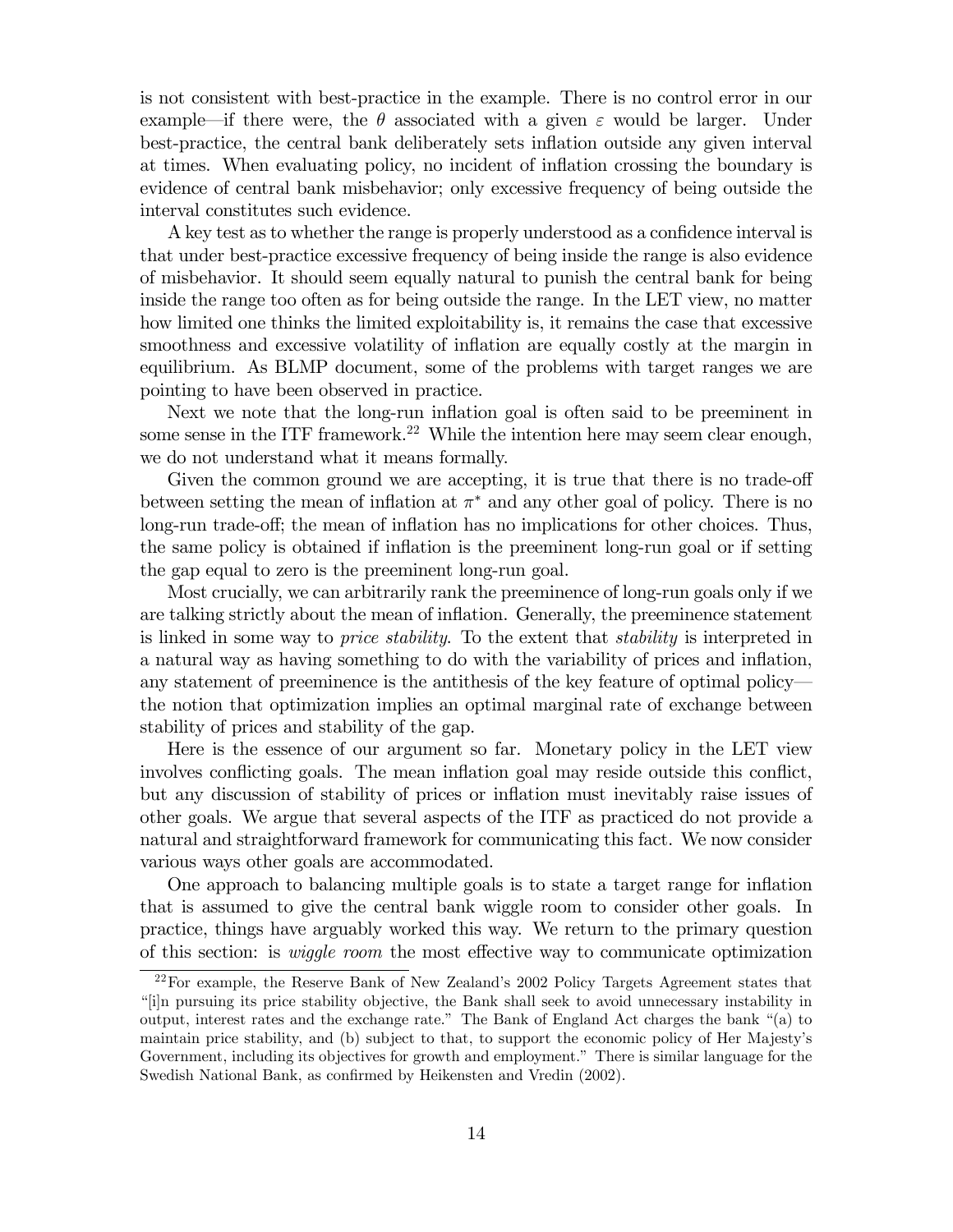is not consistent with best-practice in the example. There is no control error in our example—if there were, the $\theta$ associated with a given $\varepsilon$ would be larger. Under best-practice, the central bank deliberately sets inflation outside any given interval at times. When evaluating policy, no incident of inflation crossing the boundary is evidence of central bank misbehavior; only excessive frequency of being outside the interval constitutes such evidence.

A key test as to whether the range is properly understood as a confidence interval is that under best-practice excessive frequency of being inside the range is also evidence of misbehavior. It should seem equally natural to punish the central bank for being inside the range too often as for being outside the range. In the LET view, no matter how limited one thinks the limited exploitability is, it remains the case that excessive smoothness and excessive volatility of inflation are equally costly at the margin in equilibrium. As BLMP document, some of the problems with target ranges we are pointing to have been observed in practice.

Next we note that the long-run inflation goal is often said to be preeminent in some sense in the ITF framework.[22] While the intention here may seem clear enough, we do not understand what it means formally.

Given the common ground we are accepting, it is true that there is no trade-off between setting the mean of inflation at $\pi^*$ and any other goal of policy. There is no long-run trade-off; the mean of inflation has no implications for other choices. Thus, the same policy is obtained if inflation is the preeminent long-run goal or if setting the gap equal to zero is the preeminent long-run goal.

Most crucially, we can arbitrarily rank the preeminence of long-run goals only if we are talking strictly about the mean of inflation. Generally, the preeminence statement is linked in some way to *price stability*. To the extent that *stability* is interpreted in a natural way as having something to do with the variability of prices and inflation, any statement of preeminence is the antithesis of the key feature of optimal policy—the notion that optimization implies an optimal marginal rate of exchange between stability of prices and stability of the gap.

Here is the essence of our argument so far. Monetary policy in the LET view involves conflicting goals. The mean inflation goal may reside outside this conflict, but any discussion of stability of prices or inflation must inevitably raise issues of other goals. We argue that several aspects of the ITF as practiced do not provide a natural and straightforward framework for communicating this fact. We now consider various ways other goals are accommodated.

One approach to balancing multiple goals is to state a target range for inflation that is assumed to give the central bank wiggle room to consider other goals. In practice, things have arguably worked this way. We return to the primary question of this section: is *wiggle room* the most effective way to communicate optimization

[22] For example, the Reserve Bank of New Zealand's 2002 Policy Targets Agreement states that "[i]n pursuing its price stability objective, the Bank shall seek to avoid unnecessary instability in output, interest rates and the exchange rate." The Bank of England Act charges the bank "(a) to maintain price stability, and (b) subject to that, to support the economic policy of Her Majesty's Government, including its objectives for growth and employment." There is similar language for the Swedish National Bank, as confirmed by Heikensten and Vredin (2002).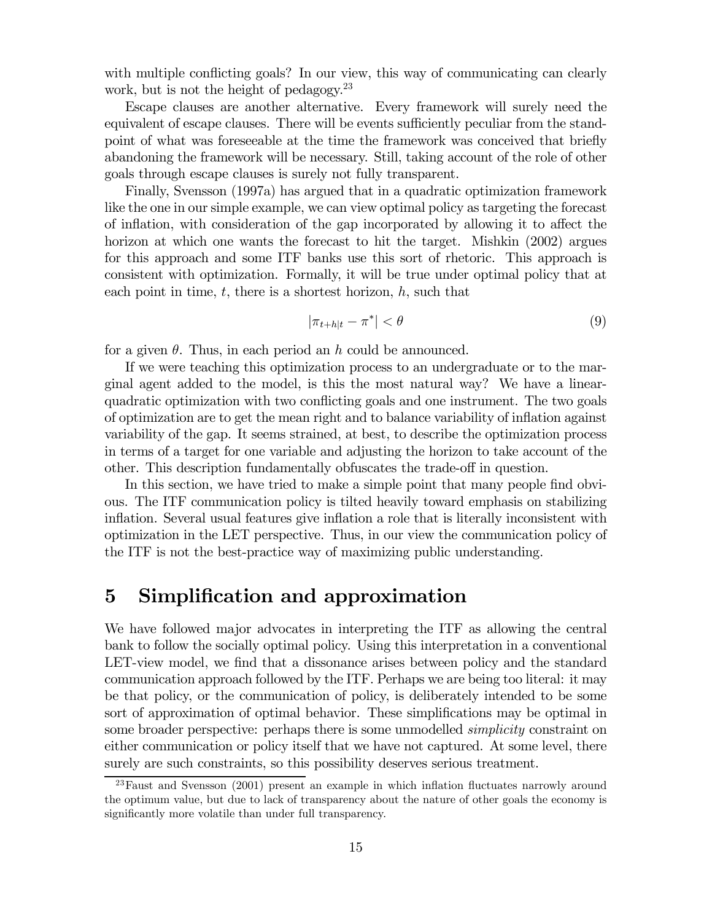with multiple conflicting goals? In our view, this way of communicating can clearly work, but is not the height of pedagogy.[23]

Escape clauses are another alternative. Every framework will surely need the equivalent of escape clauses. There will be events sufficiently peculiar from the standpoint of what was foreseeable at the time the framework was conceived that briefly abandoning the framework will be necessary. Still, taking account of the role of other goals through escape clauses is surely not fully transparent.

Finally, Svensson (1997a) has argued that in a quadratic optimization framework like the one in our simple example, we can view optimal policy as targeting the forecast of inflation, with consideration of the gap incorporated by allowing it to affect the horizon at which one wants the forecast to hit the target. Mishkin (2002) argues for this approach and some ITF banks use this sort of rhetoric. This approach is consistent with optimization. Formally, it will be true under optimal policy that at each point in time, $t$, there is a shortest horizon, $h$, such that

$$|\pi_{t+h|t} - \pi^*| < \theta \tag{9}$$

for a given $\theta$. Thus, in each period an $h$ could be announced.

If we were teaching this optimization process to an undergraduate or to the marginal agent added to the model, is this the most natural way? We have a linear-quadratic optimization with two conflicting goals and one instrument. The two goals of optimization are to get the mean right and to balance variability of inflation against variability of the gap. It seems strained, at best, to describe the optimization process in terms of a target for one variable and adjusting the horizon to take account of the other. This description fundamentally obfuscates the trade-off in question.

In this section, we have tried to make a simple point that many people find obvious. The ITF communication policy is tilted heavily toward emphasis on stabilizing inflation. Several usual features give inflation a role that is literally inconsistent with optimization in the LET perspective. Thus, in our view the communication policy of the ITF is not the best-practice way of maximizing public understanding.

# 5 Simplification and approximation

We have followed major advocates in interpreting the ITF as allowing the central bank to follow the socially optimal policy. Using this interpretation in a conventional LET-view model, we find that a dissonance arises between policy and the standard communication approach followed by the ITF. Perhaps we are being too literal: it may be that policy, or the communication of policy, is deliberately intended to be some sort of approximation of optimal behavior. These simplifications may be optimal in some broader perspective: perhaps there is some unmodelled *simplicity* constraint on either communication or policy itself that we have not captured. At some level, there surely are such constraints, so this possibility deserves serious treatment.

[23] Faust and Svensson (2001) present an example in which inflation fluctuates narrowly around the optimum value, but due to lack of transparency about the nature of other goals the economy is significantly more volatile than under full transparency.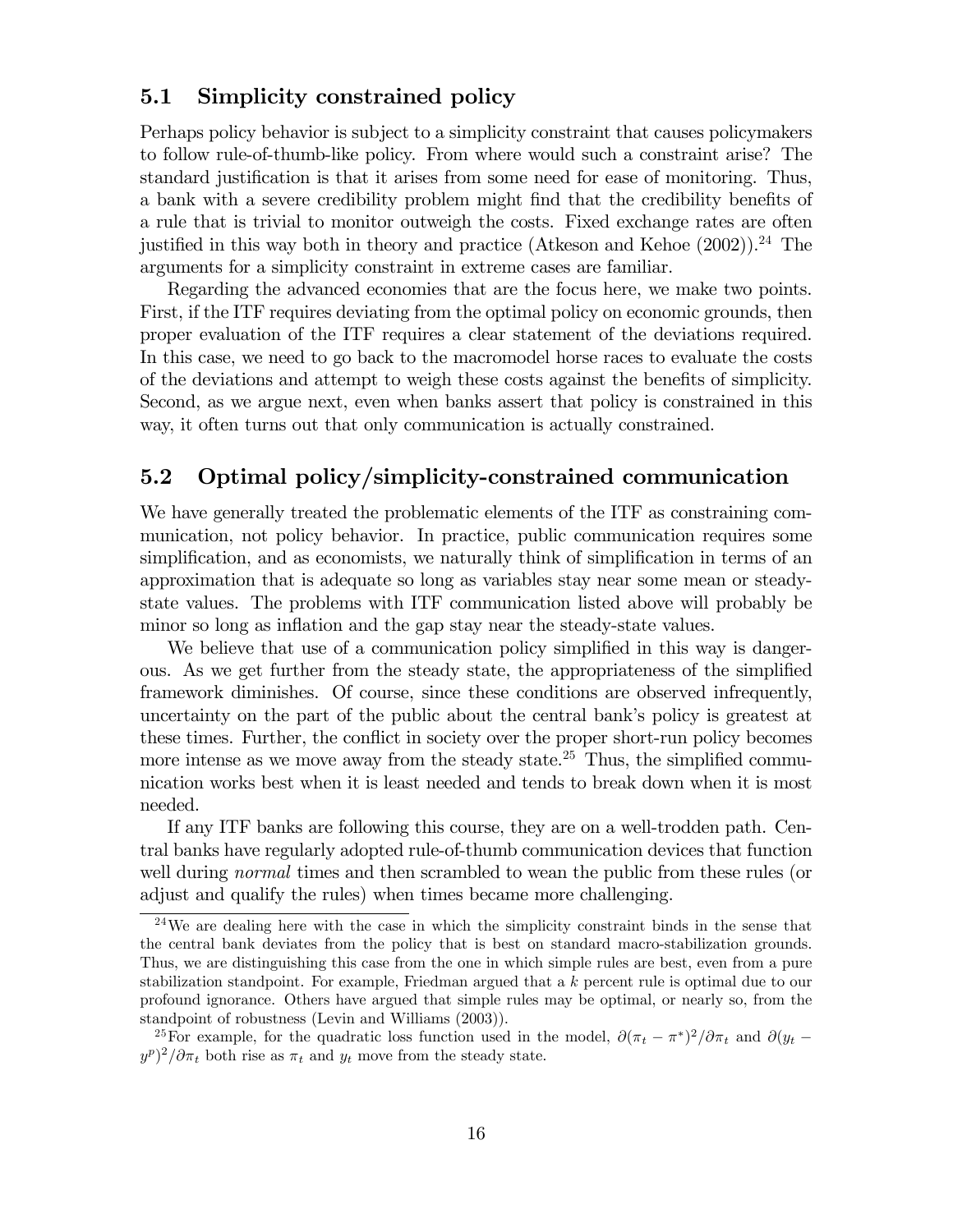## 5.1 Simplicity constrained policy

Perhaps policy behavior is subject to a simplicity constraint that causes policymakers to follow rule-of-thumb-like policy. From where would such a constraint arise? The standard justification is that it arises from some need for ease of monitoring. Thus, a bank with a severe credibility problem might find that the credibility benefits of a rule that is trivial to monitor outweigh the costs. Fixed exchange rates are often justified in this way both in theory and practice (Atkeson and Kehoe (2002)).[24] The arguments for a simplicity constraint in extreme cases are familiar.

Regarding the advanced economies that are the focus here, we make two points. First, if the ITF requires deviating from the optimal policy on economic grounds, then proper evaluation of the ITF requires a clear statement of the deviations required. In this case, we need to go back to the macromodel horse races to evaluate the costs of the deviations and attempt to weigh these costs against the benefits of simplicity. Second, as we argue next, even when banks assert that policy is constrained in this way, it often turns out that only communication is actually constrained.

## 5.2 Optimal policy/simplicity-constrained communication

We have generally treated the problematic elements of the ITF as constraining communication, not policy behavior. In practice, public communication requires some simplification, and as economists, we naturally think of simplification in terms of an approximation that is adequate so long as variables stay near some mean or steady-state values. The problems with ITF communication listed above will probably be minor so long as inflation and the gap stay near the steady-state values.

We believe that use of a communication policy simplified in this way is dangerous. As we get further from the steady state, the appropriateness of the simplified framework diminishes. Of course, since these conditions are observed infrequently, uncertainty on the part of the public about the central bank's policy is greatest at these times. Further, the conflict in society over the proper short-run policy becomes more intense as we move away from the steady state.[25] Thus, the simplified communication works best when it is least needed and tends to break down when it is most needed.

If any ITF banks are following this course, they are on a well-trodden path. Central banks have regularly adopted rule-of-thumb communication devices that function well during *normal* times and then scrambled to wean the public from these rules (or adjust and qualify the rules) when times became more challenging.

[24] We are dealing here with the case in which the simplicity constraint binds in the sense that the central bank deviates from the policy that is best on standard macro-stabilization grounds. Thus, we are distinguishing this case from the one in which simple rules are best, even from a pure stabilization standpoint. For example, Friedman argued that a $k$ percent rule is optimal due to our profound ignorance. Others have argued that simple rules may be optimal, or nearly so, from the standpoint of robustness (Levin and Williams (2003)).

[25] For example, for the quadratic loss function used in the model, $\partial(\pi_t - \pi^*)^2/\partial\pi_t$ and $\partial(y_t - y^p)^2/\partial\pi_t$ both rise as $\pi_t$ and $y_t$ move from the steady state.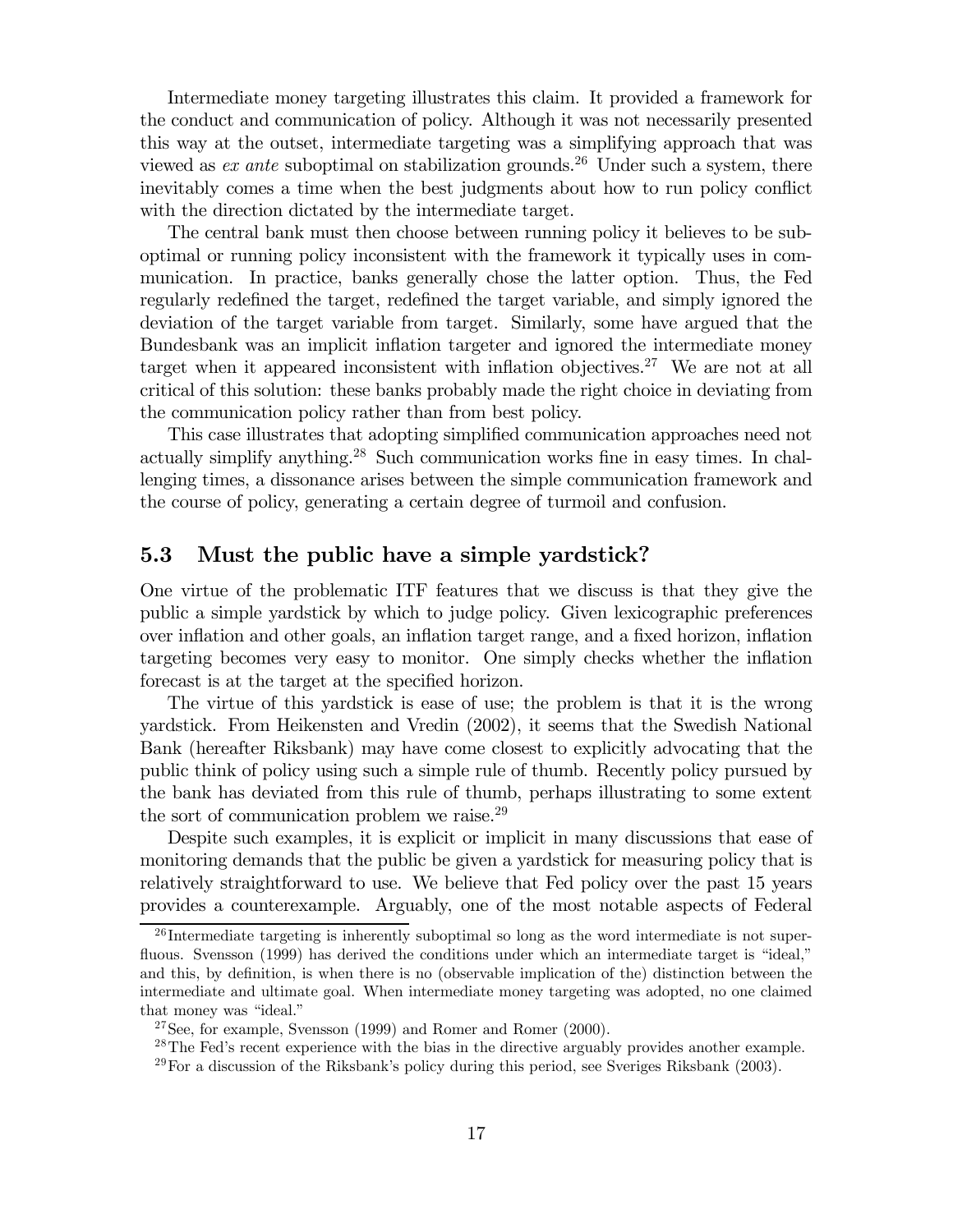Intermediate money targeting illustrates this claim. It provided a framework for the conduct and communication of policy. Although it was not necessarily presented this way at the outset, intermediate targeting was a simplifying approach that was viewed as *ex ante* suboptimal on stabilization grounds.[26] Under such a system, there inevitably comes a time when the best judgments about how to run policy conflict with the direction dictated by the intermediate target.

The central bank must then choose between running policy it believes to be suboptimal or running policy inconsistent with the framework it typically uses in communication. In practice, banks generally chose the latter option. Thus, the Fed regularly redefined the target, redefined the target variable, and simply ignored the deviation of the target variable from target. Similarly, some have argued that the Bundesbank was an implicit inflation targeter and ignored the intermediate money target when it appeared inconsistent with inflation objectives.[27] We are not at all critical of this solution: these banks probably made the right choice in deviating from the communication policy rather than from best policy.

This case illustrates that adopting simplified communication approaches need not actually simplify anything.[28] Such communication works fine in easy times. In challenging times, a dissonance arises between the simple communication framework and the course of policy, generating a certain degree of turmoil and confusion.

## 5.3 Must the public have a simple yardstick?

One virtue of the problematic ITF features that we discuss is that they give the public a simple yardstick by which to judge policy. Given lexicographic preferences over inflation and other goals, an inflation target range, and a fixed horizon, inflation targeting becomes very easy to monitor. One simply checks whether the inflation forecast is at the target at the specified horizon.

The virtue of this yardstick is ease of use; the problem is that it is the wrong yardstick. From Heikensten and Vredin (2002), it seems that the Swedish National Bank (hereafter Riksbank) may have come closest to explicitly advocating that the public think of policy using such a simple rule of thumb. Recently policy pursued by the bank has deviated from this rule of thumb, perhaps illustrating to some extent the sort of communication problem we raise.[29]

Despite such examples, it is explicit or implicit in many discussions that ease of monitoring demands that the public be given a yardstick for measuring policy that is relatively straightforward to use. We believe that Fed policy over the past 15 years provides a counterexample. Arguably, one of the most notable aspects of Federal

[26] Intermediate targeting is inherently suboptimal so long as the word intermediate is not superfluous. Svensson (1999) has derived the conditions under which an intermediate target is "ideal," and this, by definition, is when there is no (observable implication of the) distinction between the intermediate and ultimate goal. When intermediate money targeting was adopted, no one claimed that money was "ideal."

[27] See, for example, Svensson (1999) and Romer and Romer (2000).

[28] The Fed's recent experience with the bias in the directive arguably provides another example.

[29] For a discussion of the Riksbank's policy during this period, see Sveriges Riksbank (2003).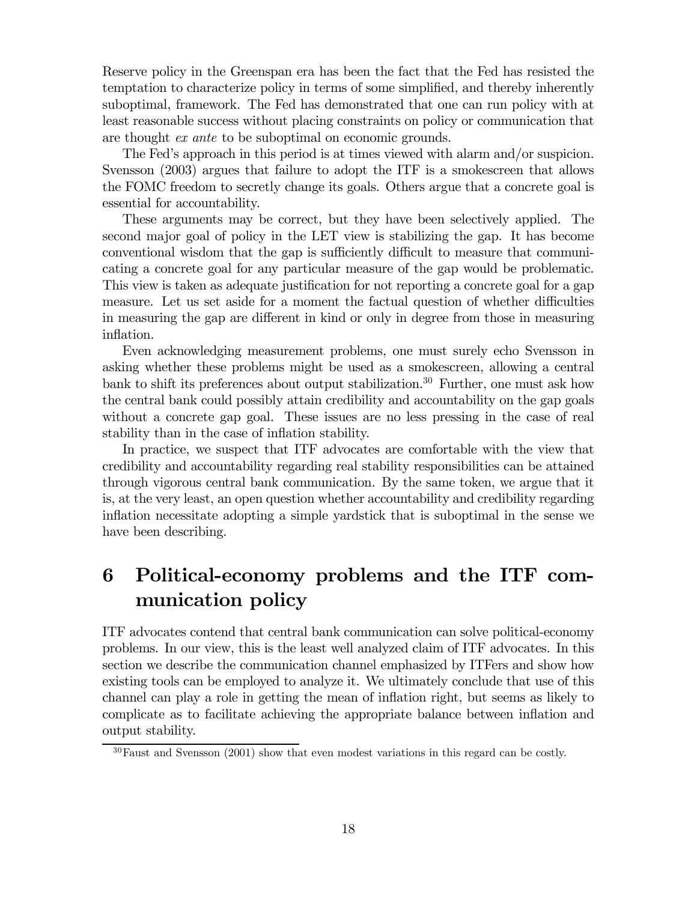Reserve policy in the Greenspan era has been the fact that the Fed has resisted the temptation to characterize policy in terms of some simplified, and thereby inherently suboptimal, framework. The Fed has demonstrated that one can run policy with at least reasonable success without placing constraints on policy or communication that are thought *ex ante* to be suboptimal on economic grounds.

The Fed's approach in this period is at times viewed with alarm and/or suspicion. Svensson (2003) argues that failure to adopt the ITF is a smokescreen that allows the FOMC freedom to secretly change its goals. Others argue that a concrete goal is essential for accountability.

These arguments may be correct, but they have been selectively applied. The second major goal of policy in the LET view is stabilizing the gap. It has become conventional wisdom that the gap is sufficiently difficult to measure that communicating a concrete goal for any particular measure of the gap would be problematic. This view is taken as adequate justification for not reporting a concrete goal for a gap measure. Let us set aside for a moment the factual question of whether difficulties in measuring the gap are different in kind or only in degree from those in measuring inflation.

Even acknowledging measurement problems, one must surely echo Svensson in asking whether these problems might be used as a smokescreen, allowing a central bank to shift its preferences about output stabilization.[30] Further, one must ask how the central bank could possibly attain credibility and accountability on the gap goals without a concrete gap goal. These issues are no less pressing in the case of real stability than in the case of inflation stability.

In practice, we suspect that ITF advocates are comfortable with the view that credibility and accountability regarding real stability responsibilities can be attained through vigorous central bank communication. By the same token, we argue that it is, at the very least, an open question whether accountability and credibility regarding inflation necessitate adopting a simple yardstick that is suboptimal in the sense we have been describing.

# 6 Political-economy problems and the ITF communication policy

ITF advocates contend that central bank communication can solve political-economy problems. In our view, this is the least well analyzed claim of ITF advocates. In this section we describe the communication channel emphasized by ITFers and show how existing tools can be employed to analyze it. We ultimately conclude that use of this channel can play a role in getting the mean of inflation right, but seems as likely to complicate as to facilitate achieving the appropriate balance between inflation and output stability.

[30] Faust and Svensson (2001) show that even modest variations in this regard can be costly.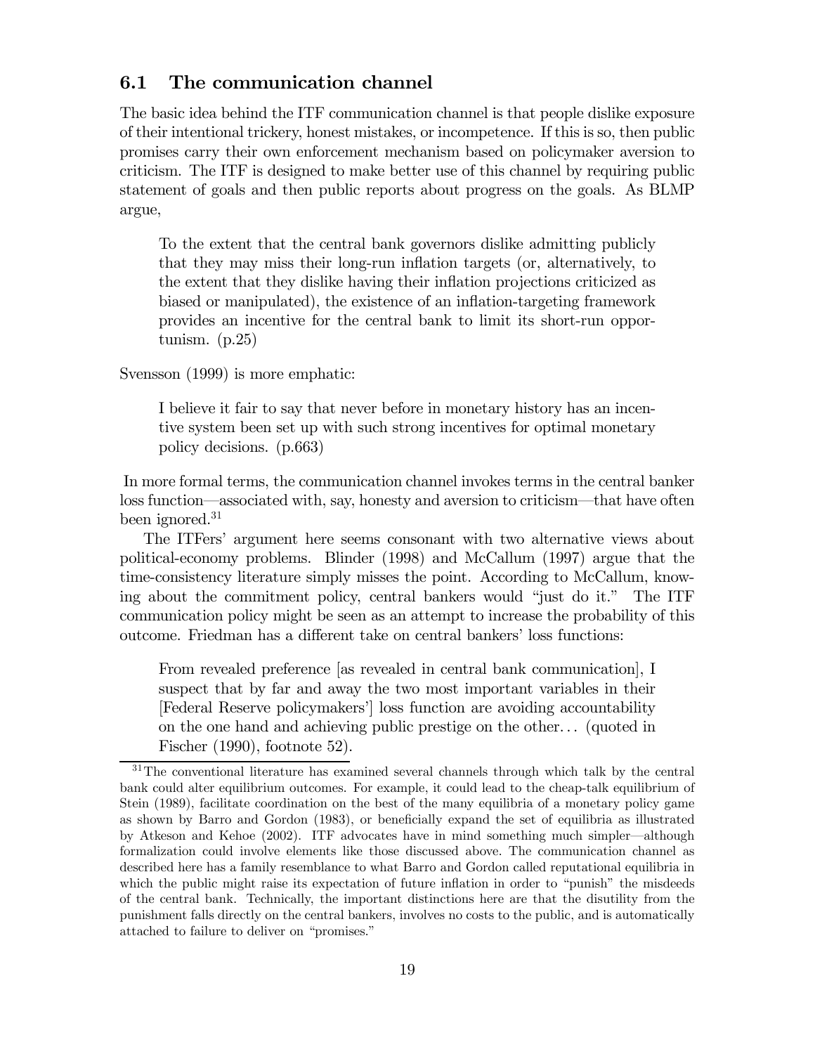## 6.1 The communication channel

The basic idea behind the ITF communication channel is that people dislike exposure of their intentional trickery, honest mistakes, or incompetence. If this is so, then public promises carry their own enforcement mechanism based on policymaker aversion to criticism. The ITF is designed to make better use of this channel by requiring public statement of goals and then public reports about progress on the goals. As BLMP argue,

> To the extent that the central bank governors dislike admitting publicly that they may miss their long-run inflation targets (or, alternatively, to the extent that they dislike having their inflation projections criticized as biased or manipulated), the existence of an inflation-targeting framework provides an incentive for the central bank to limit its short-run opportunism. (p.25)

Svensson (1999) is more emphatic:

> I believe it fair to say that never before in monetary history has an incentive system been set up with such strong incentives for optimal monetary policy decisions. (p.663)

In more formal terms, the communication channel invokes terms in the central banker loss function—associated with, say, honesty and aversion to criticism—that have often been ignored.[31]

The ITFers' argument here seems consonant with two alternative views about political-economy problems. Blinder (1998) and McCallum (1997) argue that the time-consistency literature simply misses the point. According to McCallum, knowing about the commitment policy, central bankers would "just do it." The ITF communication policy might be seen as an attempt to increase the probability of this outcome. Friedman has a different take on central bankers' loss functions:

> From revealed preference [as revealed in central bank communication], I suspect that by far and away the two most important variables in their [Federal Reserve policymakers'] loss function are avoiding accountability on the one hand and achieving public prestige on the other... (quoted in Fischer (1990), footnote 52).

[31] The conventional literature has examined several channels through which talk by the central bank could alter equilibrium outcomes. For example, it could lead to the cheap-talk equilibrium of Stein (1989), facilitate coordination on the best of the many equilibria of a monetary policy game as shown by Barro and Gordon (1983), or beneficially expand the set of equilibria as illustrated by Atkeson and Kehoe (2002). ITF advocates have in mind something much simpler—although formalization could involve elements like those discussed above. The communication channel as described here has a family resemblance to what Barro and Gordon called reputational equilibria in which the public might raise its expectation of future inflation in order to "punish" the misdeeds of the central bank. Technically, the important distinctions here are that the disutility from the punishment falls directly on the central bankers, involves no costs to the public, and is automatically attached to failure to deliver on "promises."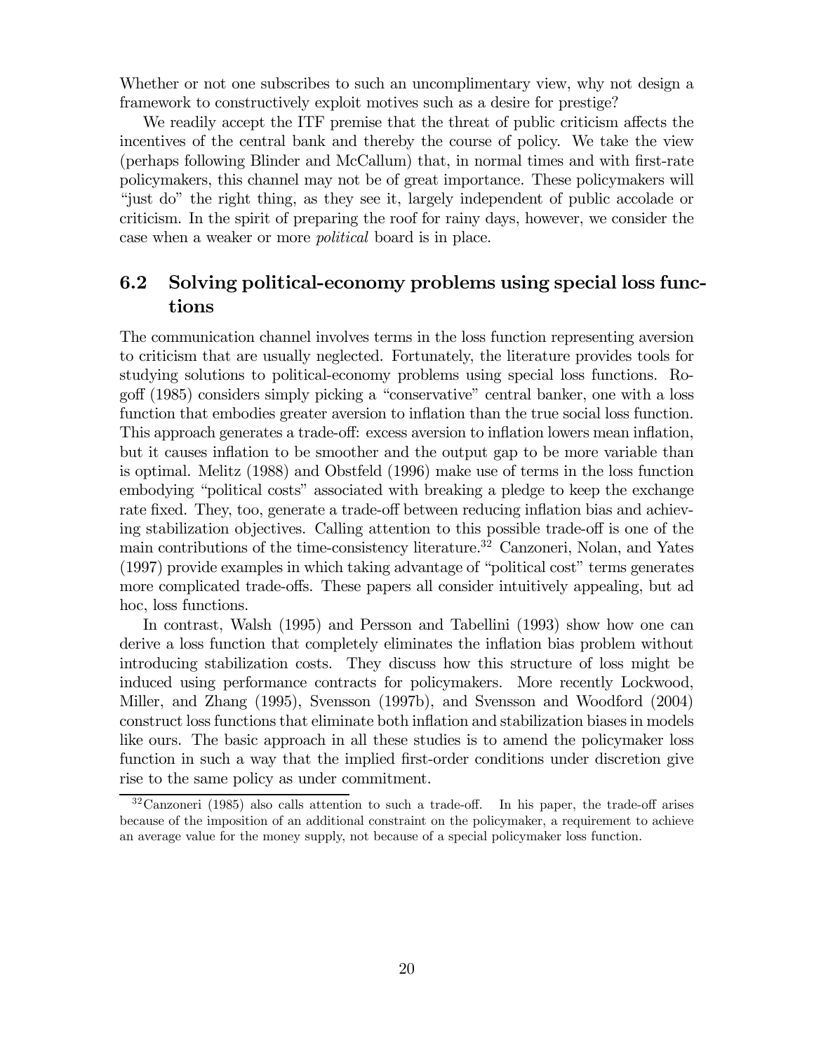Whether or not one subscribes to such an uncomplimentary view, why not design a framework to constructively exploit motives such as a desire for prestige?

We readily accept the ITF premise that the threat of public criticism affects the incentives of the central bank and thereby the course of policy. We take the view (perhaps following Blinder and McCallum) that, in normal times and with first-rate policymakers, this channel may not be of great importance. These policymakers will "just do" the right thing, as they see it, largely independent of public accolade or criticism. In the spirit of preparing the roof for rainy days, however, we consider the case when a weaker or more *political* board is in place.

## 6.2 Solving political-economy problems using special loss functions

The communication channel involves terms in the loss function representing aversion to criticism that are usually neglected. Fortunately, the literature provides tools for studying solutions to political-economy problems using special loss functions. Rogoff (1985) considers simply picking a "conservative" central banker, one with a loss function that embodies greater aversion to inflation than the true social loss function. This approach generates a trade-off: excess aversion to inflation lowers mean inflation, but it causes inflation to be smoother and the output gap to be more variable than is optimal. Melitz (1988) and Obstfeld (1996) make use of terms in the loss function embodying "political costs" associated with breaking a pledge to keep the exchange rate fixed. They, too, generate a trade-off between reducing inflation bias and achieving stabilization objectives. Calling attention to this possible trade-off is one of the main contributions of the time-consistency literature.[32] Canzoneri, Nolan, and Yates (1997) provide examples in which taking advantage of "political cost" terms generates more complicated trade-offs. These papers all consider intuitively appealing, but ad hoc, loss functions.

In contrast, Walsh (1995) and Persson and Tabellini (1993) show how one can derive a loss function that completely eliminates the inflation bias problem without introducing stabilization costs. They discuss how this structure of loss might be induced using performance contracts for policymakers. More recently Lockwood, Miller, and Zhang (1995), Svensson (1997b), and Svensson and Woodford (2004) construct loss functions that eliminate both inflation and stabilization biases in models like ours. The basic approach in all these studies is to amend the policymaker loss function in such a way that the implied first-order conditions under discretion give rise to the same policy as under commitment.

[32] Canzoneri (1985) also calls attention to such a trade-off. In his paper, the trade-off arises because of the imposition of an additional constraint on the policymaker, a requirement to achieve an average value for the money supply, not because of a special policymaker loss function.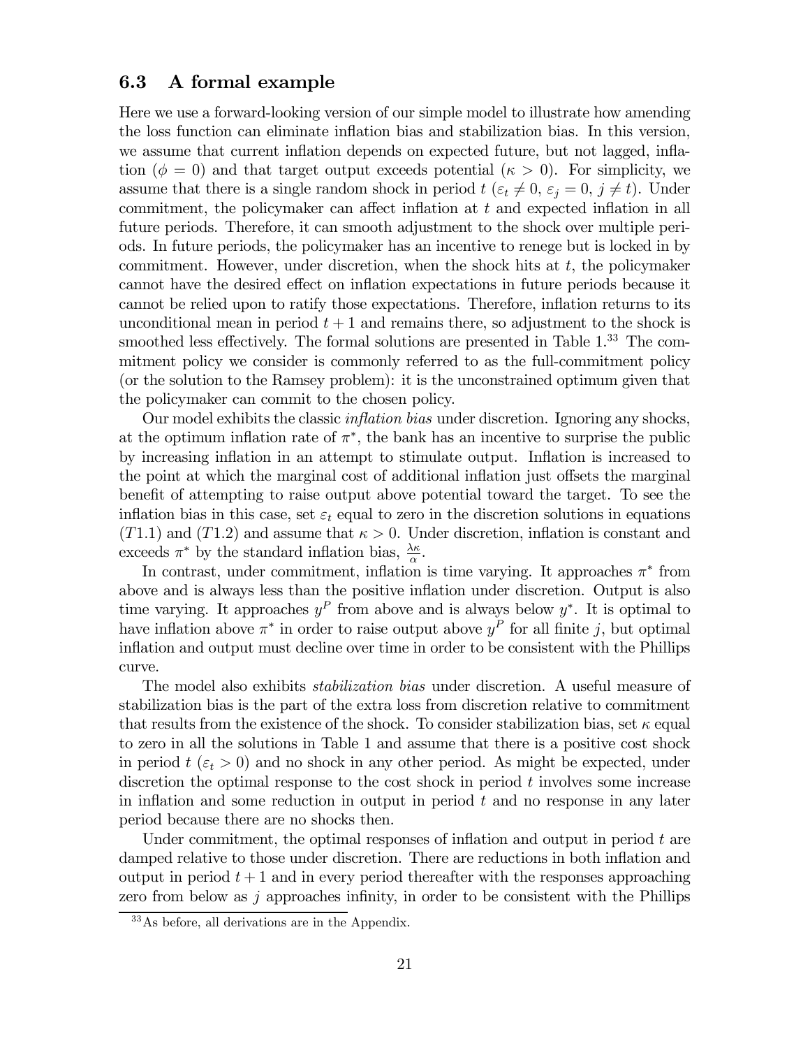### 6.3 A formal example

Here we use a forward-looking version of our simple model to illustrate how amending the loss function can eliminate inflation bias and stabilization bias. In this version, we assume that current inflation depends on expected future, but not lagged, inflation ($\phi = 0$) and that target output exceeds potential ($\kappa > 0$). For simplicity, we assume that there is a single random shock in period $t$ ($\varepsilon_t \neq 0$, $\varepsilon_j = 0$, $j \neq t$). Under commitment, the policymaker can affect inflation at $t$ and expected inflation in all future periods. Therefore, it can smooth adjustment to the shock over multiple periods. In future periods, the policymaker has an incentive to renege but is locked in by commitment. However, under discretion, when the shock hits at $t$, the policymaker cannot have the desired effect on inflation expectations in future periods because it cannot be relied upon to ratify those expectations. Therefore, inflation returns to its unconditional mean in period $t+1$ and remains there, so adjustment to the shock is smoothed less effectively. The formal solutions are presented in Table 1.[33] The commitment policy we consider is commonly referred to as the full-commitment policy (or the solution to the Ramsey problem): it is the unconstrained optimum given that the policymaker can commit to the chosen policy.

Our model exhibits the classic *inflation bias* under discretion. Ignoring any shocks, at the optimum inflation rate of $\pi^*$, the bank has an incentive to surprise the public by increasing inflation in an attempt to stimulate output. Inflation is increased to the point at which the marginal cost of additional inflation just offsets the marginal benefit of attempting to raise output above potential toward the target. To see the inflation bias in this case, set $\varepsilon_t$ equal to zero in the discretion solutions in equations $(T1.1)$ and $(T1.2)$ and assume that $\kappa > 0$. Under discretion, inflation is constant and exceeds $\pi^*$ by the standard inflation bias, $\frac{\lambda\kappa}{\alpha}$.

In contrast, under commitment, inflation is time varying. It approaches $\pi^*$ from above and is always less than the positive inflation under discretion. Output is also time varying. It approaches $y^P$ from above and is always below $y^*$. It is optimal to have inflation above $\pi^*$ in order to raise output above $y^P$ for all finite $j$, but optimal inflation and output must decline over time in order to be consistent with the Phillips curve.

The model also exhibits *stabilization bias* under discretion. A useful measure of stabilization bias is the part of the extra loss from discretion relative to commitment that results from the existence of the shock. To consider stabilization bias, set $\kappa$ equal to zero in all the solutions in Table 1 and assume that there is a positive cost shock in period $t$ ($\varepsilon_t > 0$) and no shock in any other period. As might be expected, under discretion the optimal response to the cost shock in period $t$ involves some increase in inflation and some reduction in output in period $t$ and no response in any later period because there are no shocks then.

Under commitment, the optimal responses of inflation and output in period $t$ are damped relative to those under discretion. There are reductions in both inflation and output in period $t+1$ and in every period thereafter with the responses approaching zero from below as $j$ approaches infinity, in order to be consistent with the Phillips

[33] As before, all derivations are in the Appendix.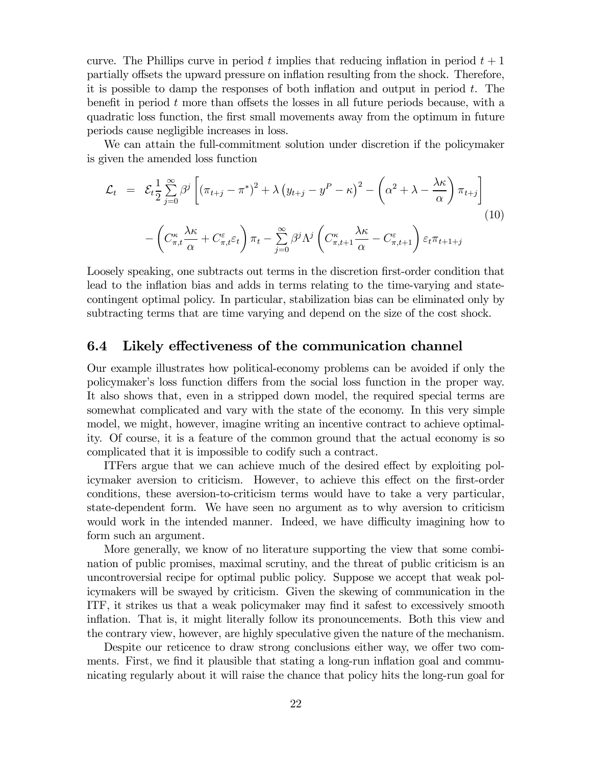curve. The Phillips curve in period $t$ implies that reducing inflation in period $t+1$ partially offsets the upward pressure on inflation resulting from the shock. Therefore, it is possible to damp the responses of both inflation and output in period $t$. The benefit in period $t$ more than offsets the losses in all future periods because, with a quadratic loss function, the first small movements away from the optimum in future periods cause negligible increases in loss.

We can attain the full-commitment solution under discretion if the policymaker is given the amended loss function

$$
\begin{aligned}
\mathcal{L}_t \;=\; & \mathcal{E}_t \frac{1}{2} \sum_{j=0}^{\infty} \beta^j \left[ (\pi_{t+j} - \pi^*)^2 + \lambda \left( y_{t+j} - y^P - \kappa \right)^2 - \left( \alpha^2 + \lambda - \frac{\lambda \kappa}{\alpha} \right) \pi_{t+j} \right] \\
& - \left( C^{\kappa}_{\pi,t} \frac{\lambda \kappa}{\alpha} + C^{\varepsilon}_{\pi,t} \varepsilon_t \right) \pi_t - \sum_{j=0}^{\infty} \beta^j \Lambda^j \left( C^{\kappa}_{\pi,t+1} \frac{\lambda \kappa}{\alpha} - C^{\varepsilon}_{\pi,t+1} \right) \varepsilon_t \pi_{t+1+j}
\end{aligned}
\tag{10}
$$

Loosely speaking, one subtracts out terms in the discretion first-order condition that lead to the inflation bias and adds in terms relating to the time-varying and state-contingent optimal policy. In particular, stabilization bias can be eliminated only by subtracting terms that are time varying and depend on the size of the cost shock.

### 6.4 Likely effectiveness of the communication channel

Our example illustrates how political-economy problems can be avoided if only the policymaker's loss function differs from the social loss function in the proper way. It also shows that, even in a stripped down model, the required special terms are somewhat complicated and vary with the state of the economy. In this very simple model, we might, however, imagine writing an incentive contract to achieve optimality. Of course, it is a feature of the common ground that the actual economy is so complicated that it is impossible to codify such a contract.

ITFers argue that we can achieve much of the desired effect by exploiting policymaker aversion to criticism. However, to achieve this effect on the first-order conditions, these aversion-to-criticism terms would have to take a very particular, state-dependent form. We have seen no argument as to why aversion to criticism would work in the intended manner. Indeed, we have difficulty imagining how to form such an argument.

More generally, we know of no literature supporting the view that some combination of public promises, maximal scrutiny, and the threat of public criticism is an uncontroversial recipe for optimal public policy. Suppose we accept that weak policymakers will be swayed by criticism. Given the skewing of communication in the ITF, it strikes us that a weak policymaker may find it safest to excessively smooth inflation. That is, it might literally follow its pronouncements. Both this view and the contrary view, however, are highly speculative given the nature of the mechanism.

Despite our reticence to draw strong conclusions either way, we offer two comments. First, we find it plausible that stating a long-run inflation goal and communicating regularly about it will raise the chance that policy hits the long-run goal for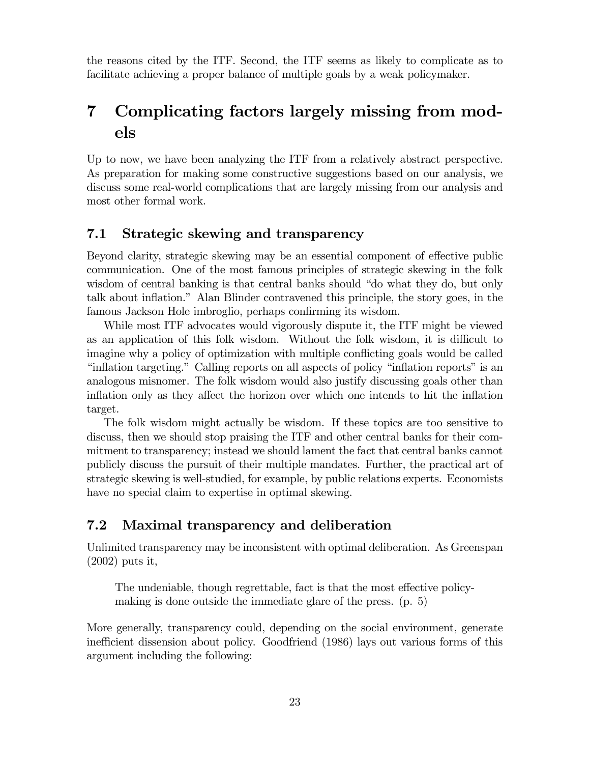the reasons cited by the ITF. Second, the ITF seems as likely to complicate as to facilitate achieving a proper balance of multiple goals by a weak policymaker.

# 7 Complicating factors largely missing from models

Up to now, we have been analyzing the ITF from a relatively abstract perspective. As preparation for making some constructive suggestions based on our analysis, we discuss some real-world complications that are largely missing from our analysis and most other formal work.

## 7.1 Strategic skewing and transparency

Beyond clarity, strategic skewing may be an essential component of effective public communication. One of the most famous principles of strategic skewing in the folk wisdom of central banking is that central banks should "do what they do, but only talk about inflation." Alan Blinder contravened this principle, the story goes, in the famous Jackson Hole imbroglio, perhaps confirming its wisdom.

While most ITF advocates would vigorously dispute it, the ITF might be viewed as an application of this folk wisdom. Without the folk wisdom, it is difficult to imagine why a policy of optimization with multiple conflicting goals would be called "inflation targeting." Calling reports on all aspects of policy "inflation reports" is an analogous misnomer. The folk wisdom would also justify discussing goals other than inflation only as they affect the horizon over which one intends to hit the inflation target.

The folk wisdom might actually be wisdom. If these topics are too sensitive to discuss, then we should stop praising the ITF and other central banks for their commitment to transparency; instead we should lament the fact that central banks cannot publicly discuss the pursuit of their multiple mandates. Further, the practical art of strategic skewing is well-studied, for example, by public relations experts. Economists have no special claim to expertise in optimal skewing.

## 7.2 Maximal transparency and deliberation

Unlimited transparency may be inconsistent with optimal deliberation. As Greenspan (2002) puts it,

> The undeniable, though regrettable, fact is that the most effective policymaking is done outside the immediate glare of the press. (p. 5)

More generally, transparency could, depending on the social environment, generate inefficient dissension about policy. Goodfriend (1986) lays out various forms of this argument including the following: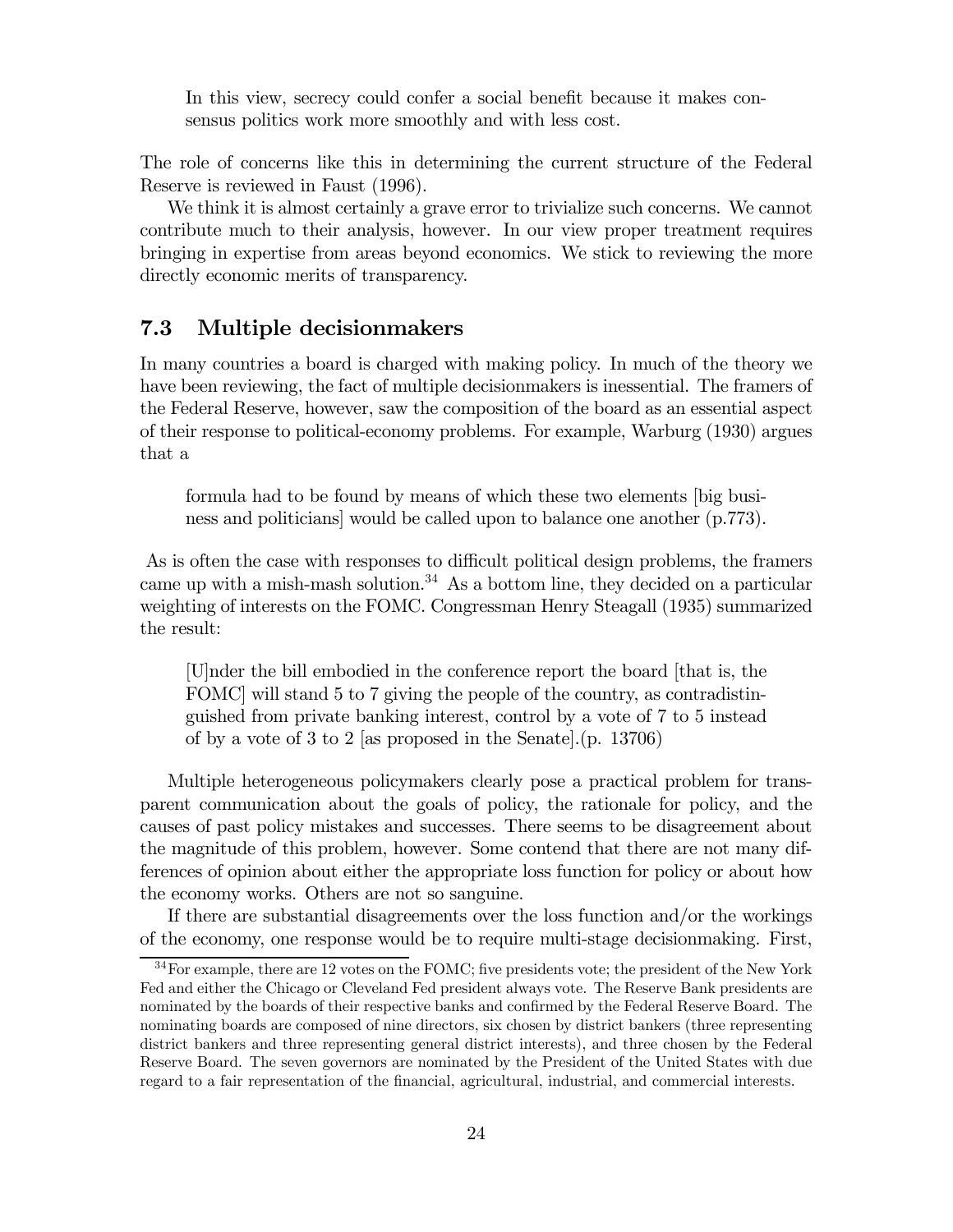> In this view, secrecy could confer a social benefit because it makes consensus politics work more smoothly and with less cost.

The role of concerns like this in determining the current structure of the Federal Reserve is reviewed in Faust (1996).

We think it is almost certainly a grave error to trivialize such concerns. We cannot contribute much to their analysis, however. In our view proper treatment requires bringing in expertise from areas beyond economics. We stick to reviewing the more directly economic merits of transparency.

## 7.3 Multiple decisionmakers

In many countries a board is charged with making policy. In much of the theory we have been reviewing, the fact of multiple decisionmakers is inessential. The framers of the Federal Reserve, however, saw the composition of the board as an essential aspect of their response to political-economy problems. For example, Warburg (1930) argues that a

> formula had to be found by means of which these two elements [big business and politicians] would be called upon to balance one another (p.773).

As is often the case with responses to difficult political design problems, the framers came up with a mish-mash solution.[34] As a bottom line, they decided on a particular weighting of interests on the FOMC. Congressman Henry Steagall (1935) summarized the result:

> [U]nder the bill embodied in the conference report the board [that is, the FOMC] will stand 5 to 7 giving the people of the country, as contradistinguished from private banking interest, control by a vote of 7 to 5 instead of by a vote of 3 to 2 [as proposed in the Senate].(p. 13706)

Multiple heterogeneous policymakers clearly pose a practical problem for transparent communication about the goals of policy, the rationale for policy, and the causes of past policy mistakes and successes. There seems to be disagreement about the magnitude of this problem, however. Some contend that there are not many differences of opinion about either the appropriate loss function for policy or about how the economy works. Others are not so sanguine.

If there are substantial disagreements over the loss function and/or the workings of the economy, one response would be to require multi-stage decisionmaking. First,

[34] For example, there are 12 votes on the FOMC; five presidents vote; the president of the New York Fed and either the Chicago or Cleveland Fed president always vote. The Reserve Bank presidents are nominated by the boards of their respective banks and confirmed by the Federal Reserve Board. The nominating boards are composed of nine directors, six chosen by district bankers (three representing district bankers and three representing general district interests), and three chosen by the Federal Reserve Board. The seven governors are nominated by the President of the United States with due regard to a fair representation of the financial, agricultural, industrial, and commercial interests.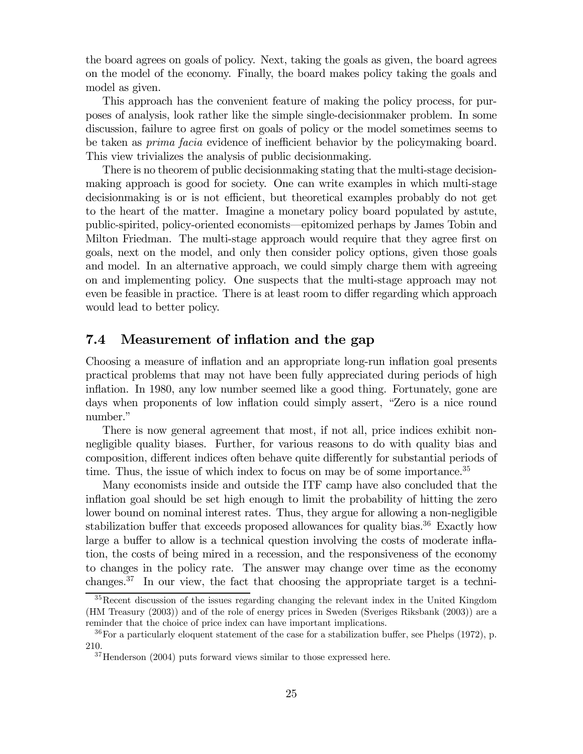the board agrees on goals of policy. Next, taking the goals as given, the board agrees on the model of the economy. Finally, the board makes policy taking the goals and model as given.

This approach has the convenient feature of making the policy process, for purposes of analysis, look rather like the simple single-decisionmaker problem. In some discussion, failure to agree first on goals of policy or the model sometimes seems to be taken as *prima facia* evidence of inefficient behavior by the policymaking board. This view trivializes the analysis of public decisionmaking.

There is no theorem of public decisionmaking stating that the multi-stage decisionmaking approach is good for society. One can write examples in which multi-stage decisionmaking is or is not efficient, but theoretical examples probably do not get to the heart of the matter. Imagine a monetary policy board populated by astute, public-spirited, policy-oriented economists—epitomized perhaps by James Tobin and Milton Friedman. The multi-stage approach would require that they agree first on goals, next on the model, and only then consider policy options, given those goals and model. In an alternative approach, we could simply charge them with agreeing on and implementing policy. One suspects that the multi-stage approach may not even be feasible in practice. There is at least room to differ regarding which approach would lead to better policy.

## 7.4 Measurement of inflation and the gap

Choosing a measure of inflation and an appropriate long-run inflation goal presents practical problems that may not have been fully appreciated during periods of high inflation. In 1980, any low number seemed like a good thing. Fortunately, gone are days when proponents of low inflation could simply assert, "Zero is a nice round number."

There is now general agreement that most, if not all, price indices exhibit non-negligible quality biases. Further, for various reasons to do with quality bias and composition, different indices often behave quite differently for substantial periods of time. Thus, the issue of which index to focus on may be of some importance.[35]

Many economists inside and outside the ITF camp have also concluded that the inflation goal should be set high enough to limit the probability of hitting the zero lower bound on nominal interest rates. Thus, they argue for allowing a non-negligible stabilization buffer that exceeds proposed allowances for quality bias.[36] Exactly how large a buffer to allow is a technical question involving the costs of moderate inflation, the costs of being mired in a recession, and the responsiveness of the economy to changes in the policy rate. The answer may change over time as the economy changes.[37] In our view, the fact that choosing the appropriate target is a techni-

[35] Recent discussion of the issues regarding changing the relevant index in the United Kingdom (HM Treasury (2003)) and of the role of energy prices in Sweden (Sveriges Riksbank (2003)) are a reminder that the choice of price index can have important implications.

[36] For a particularly eloquent statement of the case for a stabilization buffer, see Phelps (1972), p. 210.

[37] Henderson (2004) puts forward views similar to those expressed here.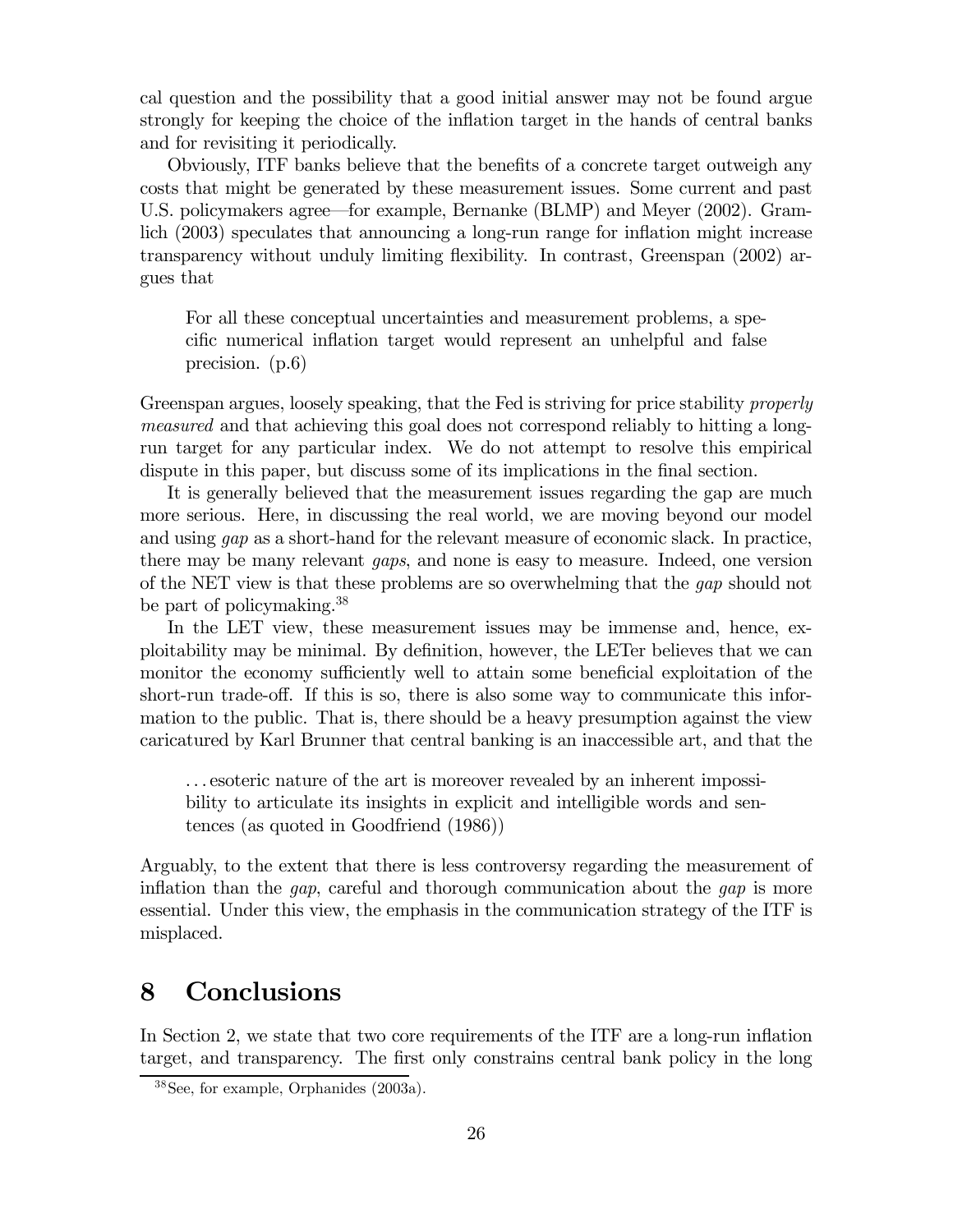cal question and the possibility that a good initial answer may not be found argue strongly for keeping the choice of the inflation target in the hands of central banks and for revisiting it periodically.

Obviously, ITF banks believe that the benefits of a concrete target outweigh any costs that might be generated by these measurement issues. Some current and past U.S. policymakers agree—for example, Bernanke (BLMP) and Meyer (2002). Gramlich (2003) speculates that announcing a long-run range for inflation might increase transparency without unduly limiting flexibility. In contrast, Greenspan (2002) argues that

> For all these conceptual uncertainties and measurement problems, a specific numerical inflation target would represent an unhelpful and false precision. (p.6)

Greenspan argues, loosely speaking, that the Fed is striving for price stability *properly measured* and that achieving this goal does not correspond reliably to hitting a long-run target for any particular index. We do not attempt to resolve this empirical dispute in this paper, but discuss some of its implications in the final section.

It is generally believed that the measurement issues regarding the gap are much more serious. Here, in discussing the real world, we are moving beyond our model and using *gap* as a short-hand for the relevant measure of economic slack. In practice, there may be many relevant *gaps*, and none is easy to measure. Indeed, one version of the NET view is that these problems are so overwhelming that the *gap* should not be part of policymaking.[38]

In the LET view, these measurement issues may be immense and, hence, exploitability may be minimal. By definition, however, the LETer believes that we can monitor the economy sufficiently well to attain some beneficial exploitation of the short-run trade-off. If this is so, there is also some way to communicate this information to the public. That is, there should be a heavy presumption against the view caricatured by Karl Brunner that central banking is an inaccessible art, and that the

> ...esoteric nature of the art is moreover revealed by an inherent impossibility to articulate its insights in explicit and intelligible words and sentences (as quoted in Goodfriend (1986))

Arguably, to the extent that there is less controversy regarding the measurement of inflation than the *gap*, careful and thorough communication about the *gap* is more essential. Under this view, the emphasis in the communication strategy of the ITF is misplaced.

# 8 Conclusions

In Section 2, we state that two core requirements of the ITF are a long-run inflation target, and transparency. The first only constrains central bank policy in the long

[38] See, for example, Orphanides (2003a).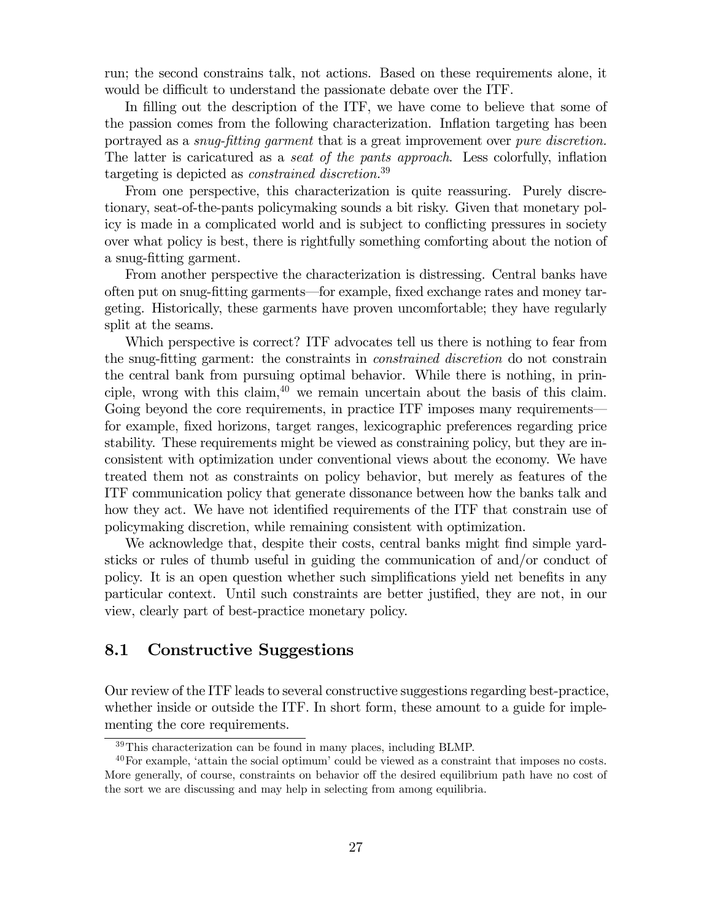run; the second constrains talk, not actions. Based on these requirements alone, it would be difficult to understand the passionate debate over the ITF.

In filling out the description of the ITF, we have come to believe that some of the passion comes from the following characterization. Inflation targeting has been portrayed as a *snug-fitting garment* that is a great improvement over *pure discretion*. The latter is caricatured as a *seat of the pants approach*. Less colorfully, inflation targeting is depicted as *constrained discretion*.[39]

From one perspective, this characterization is quite reassuring. Purely discretionary, seat-of-the-pants policymaking sounds a bit risky. Given that monetary policy is made in a complicated world and is subject to conflicting pressures in society over what policy is best, there is rightfully something comforting about the notion of a snug-fitting garment.

From another perspective the characterization is distressing. Central banks have often put on snug-fitting garments—for example, fixed exchange rates and money targeting. Historically, these garments have proven uncomfortable; they have regularly split at the seams.

Which perspective is correct? ITF advocates tell us there is nothing to fear from the snug-fitting garment: the constraints in *constrained discretion* do not constrain the central bank from pursuing optimal behavior. While there is nothing, in principle, wrong with this claim,[40] we remain uncertain about the basis of this claim. Going beyond the core requirements, in practice ITF imposes many requirements—for example, fixed horizons, target ranges, lexicographic preferences regarding price stability. These requirements might be viewed as constraining policy, but they are inconsistent with optimization under conventional views about the economy. We have treated them not as constraints on policy behavior, but merely as features of the ITF communication policy that generate dissonance between how the banks talk and how they act. We have not identified requirements of the ITF that constrain use of policymaking discretion, while remaining consistent with optimization.

We acknowledge that, despite their costs, central banks might find simple yardsticks or rules of thumb useful in guiding the communication of and/or conduct of policy. It is an open question whether such simplifications yield net benefits in any particular context. Until such constraints are better justified, they are not, in our view, clearly part of best-practice monetary policy.

## 8.1 Constructive Suggestions

Our review of the ITF leads to several constructive suggestions regarding best-practice, whether inside or outside the ITF. In short form, these amount to a guide for implementing the core requirements.

---

[39] This characterization can be found in many places, including BLMP.

[40] For example, 'attain the social optimum' could be viewed as a constraint that imposes no costs. More generally, of course, constraints on behavior off the desired equilibrium path have no cost of the sort we are discussing and may help in selecting from among equilibria.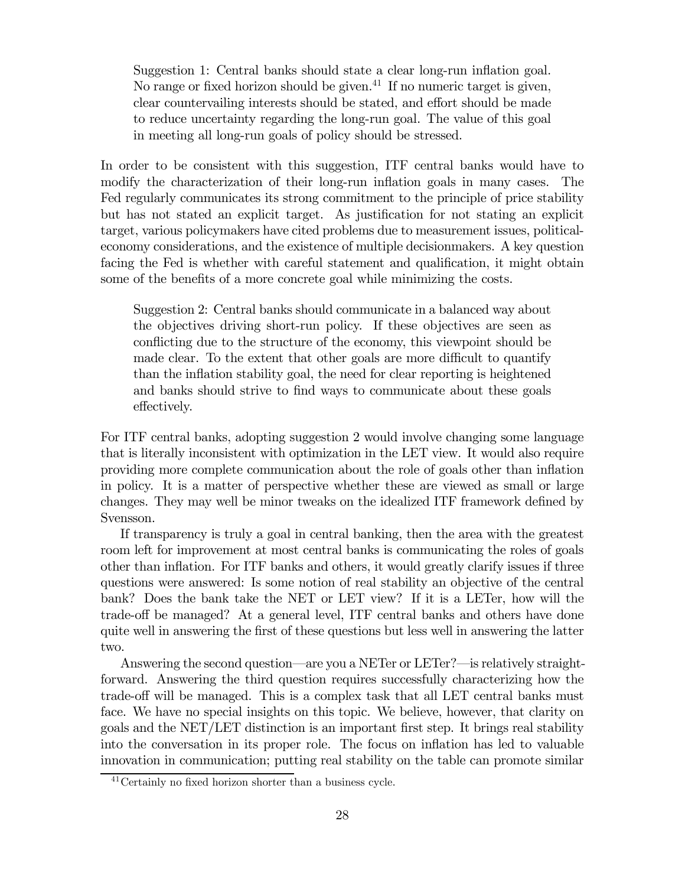> Suggestion 1: Central banks should state a clear long-run inflation goal. No range or fixed horizon should be given.[41] If no numeric target is given, clear countervailing interests should be stated, and effort should be made to reduce uncertainty regarding the long-run goal. The value of this goal in meeting all long-run goals of policy should be stressed.

In order to be consistent with this suggestion, ITF central banks would have to modify the characterization of their long-run inflation goals in many cases. The Fed regularly communicates its strong commitment to the principle of price stability but has not stated an explicit target. As justification for not stating an explicit target, various policymakers have cited problems due to measurement issues, political-economy considerations, and the existence of multiple decisionmakers. A key question facing the Fed is whether with careful statement and qualification, it might obtain some of the benefits of a more concrete goal while minimizing the costs.

> Suggestion 2: Central banks should communicate in a balanced way about the objectives driving short-run policy. If these objectives are seen as conflicting due to the structure of the economy, this viewpoint should be made clear. To the extent that other goals are more difficult to quantify than the inflation stability goal, the need for clear reporting is heightened and banks should strive to find ways to communicate about these goals effectively.

For ITF central banks, adopting suggestion 2 would involve changing some language that is literally inconsistent with optimization in the LET view. It would also require providing more complete communication about the role of goals other than inflation in policy. It is a matter of perspective whether these are viewed as small or large changes. They may well be minor tweaks on the idealized ITF framework defined by Svensson.

If transparency is truly a goal in central banking, then the area with the greatest room left for improvement at most central banks is communicating the roles of goals other than inflation. For ITF banks and others, it would greatly clarify issues if three questions were answered: Is some notion of real stability an objective of the central bank? Does the bank take the NET or LET view? If it is a LETer, how will the trade-off be managed? At a general level, ITF central banks and others have done quite well in answering the first of these questions but less well in answering the latter two.

Answering the second question—are you a NETer or LETer?—is relatively straightforward. Answering the third question requires successfully characterizing how the trade-off will be managed. This is a complex task that all LET central banks must face. We have no special insights on this topic. We believe, however, that clarity on goals and the NET/LET distinction is an important first step. It brings real stability into the conversation in its proper role. The focus on inflation has led to valuable innovation in communication; putting real stability on the table can promote similar

[41] Certainly no fixed horizon shorter than a business cycle.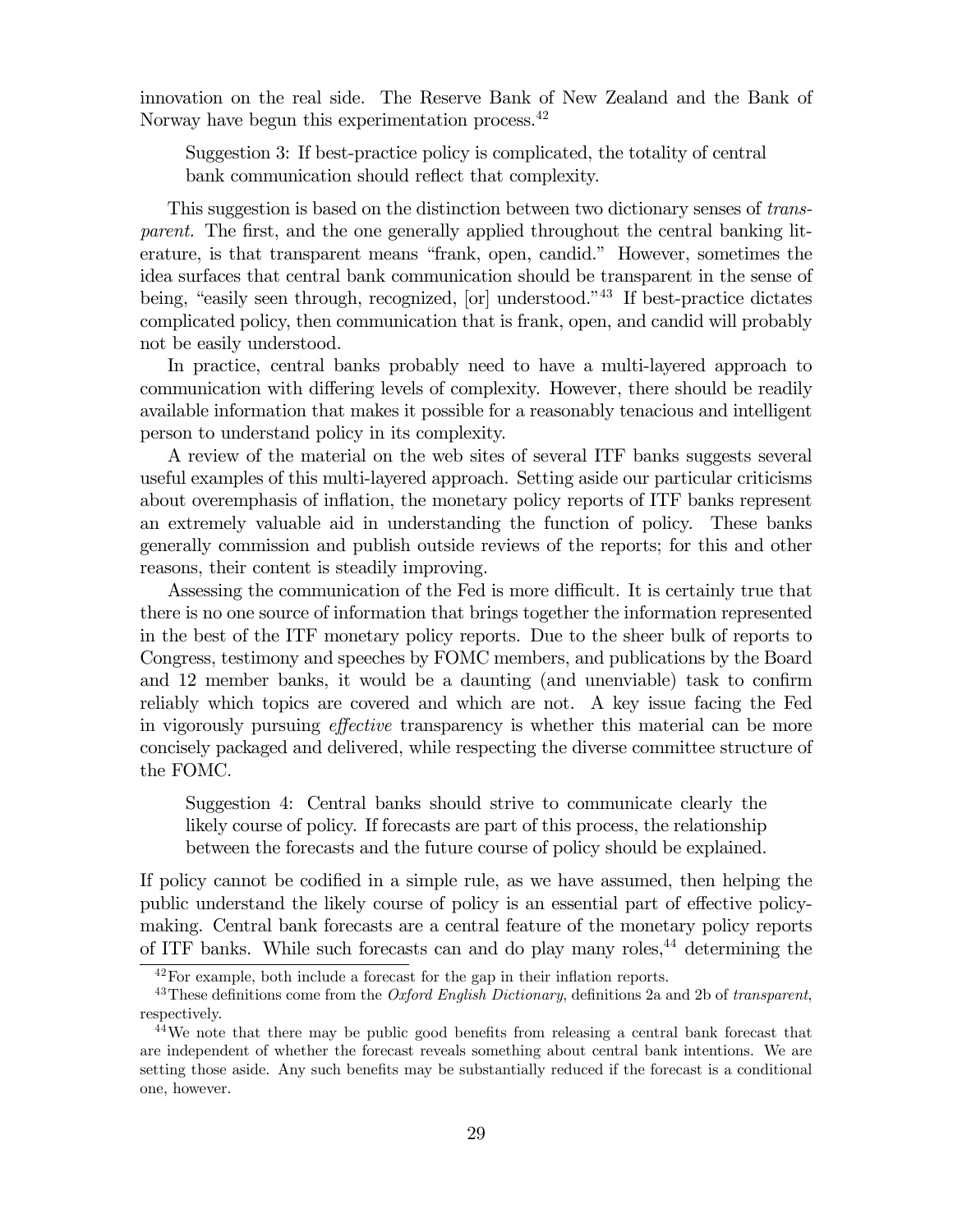innovation on the real side. The Reserve Bank of New Zealand and the Bank of Norway have begun this experimentation process.[42]

> Suggestion 3: If best-practice policy is complicated, the totality of central bank communication should reflect that complexity.

This suggestion is based on the distinction between two dictionary senses of *transparent.* The first, and the one generally applied throughout the central banking literature, is that transparent means "frank, open, candid." However, sometimes the idea surfaces that central bank communication should be transparent in the sense of being, "easily seen through, recognized, [or] understood."[43] If best-practice dictates complicated policy, then communication that is frank, open, and candid will probably not be easily understood.

In practice, central banks probably need to have a multi-layered approach to communication with differing levels of complexity. However, there should be readily available information that makes it possible for a reasonably tenacious and intelligent person to understand policy in its complexity.

A review of the material on the web sites of several ITF banks suggests several useful examples of this multi-layered approach. Setting aside our particular criticisms about overemphasis of inflation, the monetary policy reports of ITF banks represent an extremely valuable aid in understanding the function of policy. These banks generally commission and publish outside reviews of the reports; for this and other reasons, their content is steadily improving.

Assessing the communication of the Fed is more difficult. It is certainly true that there is no one source of information that brings together the information represented in the best of the ITF monetary policy reports. Due to the sheer bulk of reports to Congress, testimony and speeches by FOMC members, and publications by the Board and 12 member banks, it would be a daunting (and unenviable) task to confirm reliably which topics are covered and which are not. A key issue facing the Fed in vigorously pursuing *effective* transparency is whether this material can be more concisely packaged and delivered, while respecting the diverse committee structure of the FOMC.

> Suggestion 4: Central banks should strive to communicate clearly the likely course of policy. If forecasts are part of this process, the relationship between the forecasts and the future course of policy should be explained.

If policy cannot be codified in a simple rule, as we have assumed, then helping the public understand the likely course of policy is an essential part of effective policymaking. Central bank forecasts are a central feature of the monetary policy reports of ITF banks. While such forecasts can and do play many roles,[44] determining the

[42] For example, both include a forecast for the gap in their inflation reports.

[43] These definitions come from the *Oxford English Dictionary*, definitions 2a and 2b of *transparent*, respectively.

[44] We note that there may be public good benefits from releasing a central bank forecast that are independent of whether the forecast reveals something about central bank intentions. We are setting those aside. Any such benefits may be substantially reduced if the forecast is a conditional one, however.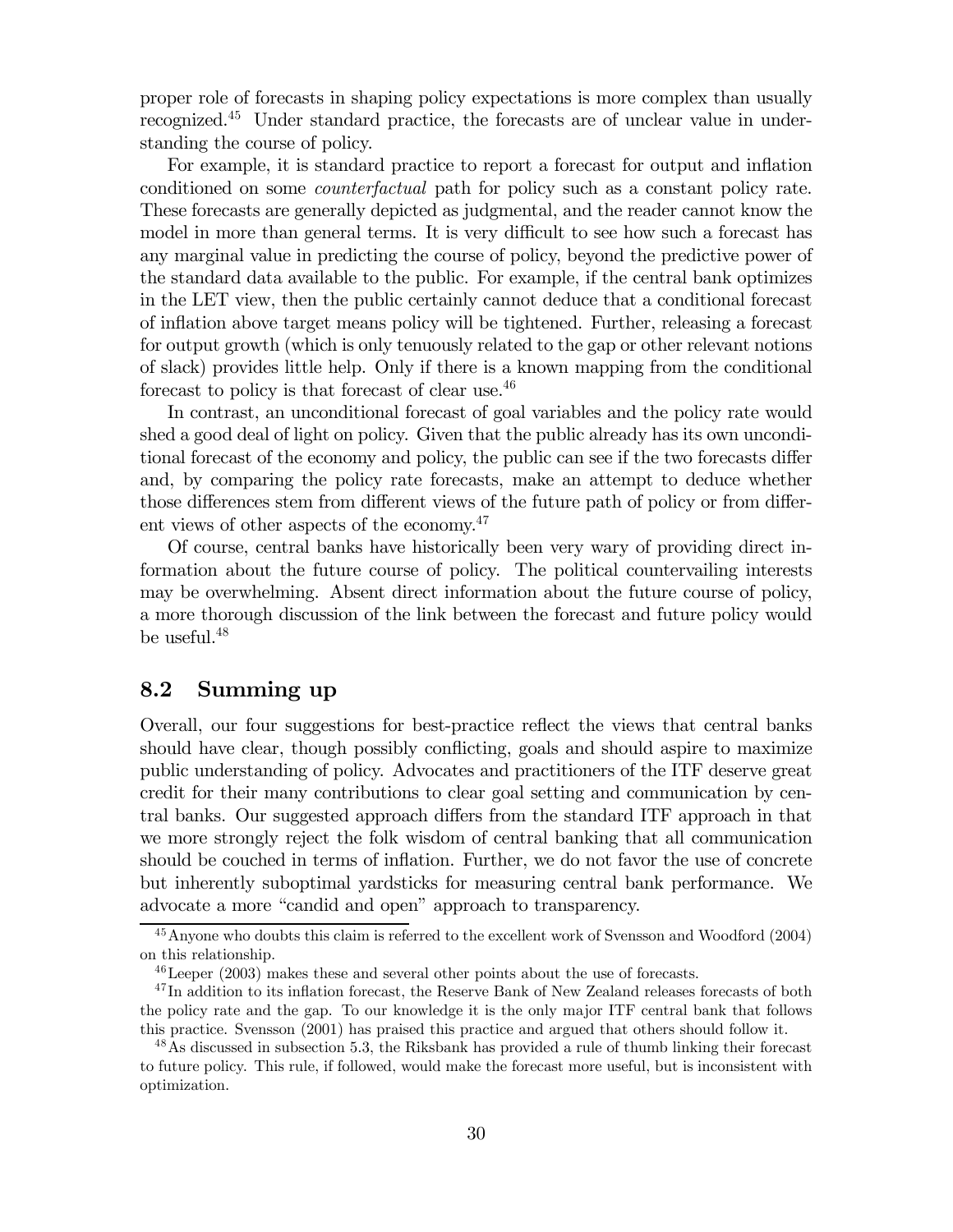proper role of forecasts in shaping policy expectations is more complex than usually recognized.[45] Under standard practice, the forecasts are of unclear value in understanding the course of policy.

For example, it is standard practice to report a forecast for output and inflation conditioned on some *counterfactual* path for policy such as a constant policy rate. These forecasts are generally depicted as judgmental, and the reader cannot know the model in more than general terms. It is very difficult to see how such a forecast has any marginal value in predicting the course of policy, beyond the predictive power of the standard data available to the public. For example, if the central bank optimizes in the LET view, then the public certainly cannot deduce that a conditional forecast of inflation above target means policy will be tightened. Further, releasing a forecast for output growth (which is only tenuously related to the gap or other relevant notions of slack) provides little help. Only if there is a known mapping from the conditional forecast to policy is that forecast of clear use.[46]

In contrast, an unconditional forecast of goal variables and the policy rate would shed a good deal of light on policy. Given that the public already has its own unconditional forecast of the economy and policy, the public can see if the two forecasts differ and, by comparing the policy rate forecasts, make an attempt to deduce whether those differences stem from different views of the future path of policy or from different views of other aspects of the economy.[47]

Of course, central banks have historically been very wary of providing direct information about the future course of policy. The political countervailing interests may be overwhelming. Absent direct information about the future course of policy, a more thorough discussion of the link between the forecast and future policy would be useful.[48]

## 8.2 Summing up

Overall, our four suggestions for best-practice reflect the views that central banks should have clear, though possibly conflicting, goals and should aspire to maximize public understanding of policy. Advocates and practitioners of the ITF deserve great credit for their many contributions to clear goal setting and communication by central banks. Our suggested approach differs from the standard ITF approach in that we more strongly reject the folk wisdom of central banking that all communication should be couched in terms of inflation. Further, we do not favor the use of concrete but inherently suboptimal yardsticks for measuring central bank performance. We advocate a more "candid and open" approach to transparency.

---

[45] Anyone who doubts this claim is referred to the excellent work of Svensson and Woodford (2004) on this relationship.

[46] Leeper (2003) makes these and several other points about the use of forecasts.

[47] In addition to its inflation forecast, the Reserve Bank of New Zealand releases forecasts of both the policy rate and the gap. To our knowledge it is the only major ITF central bank that follows this practice. Svensson (2001) has praised this practice and argued that others should follow it.

[48] As discussed in subsection 5.3, the Riksbank has provided a rule of thumb linking their forecast to future policy. This rule, if followed, would make the forecast more useful, but is inconsistent with optimization.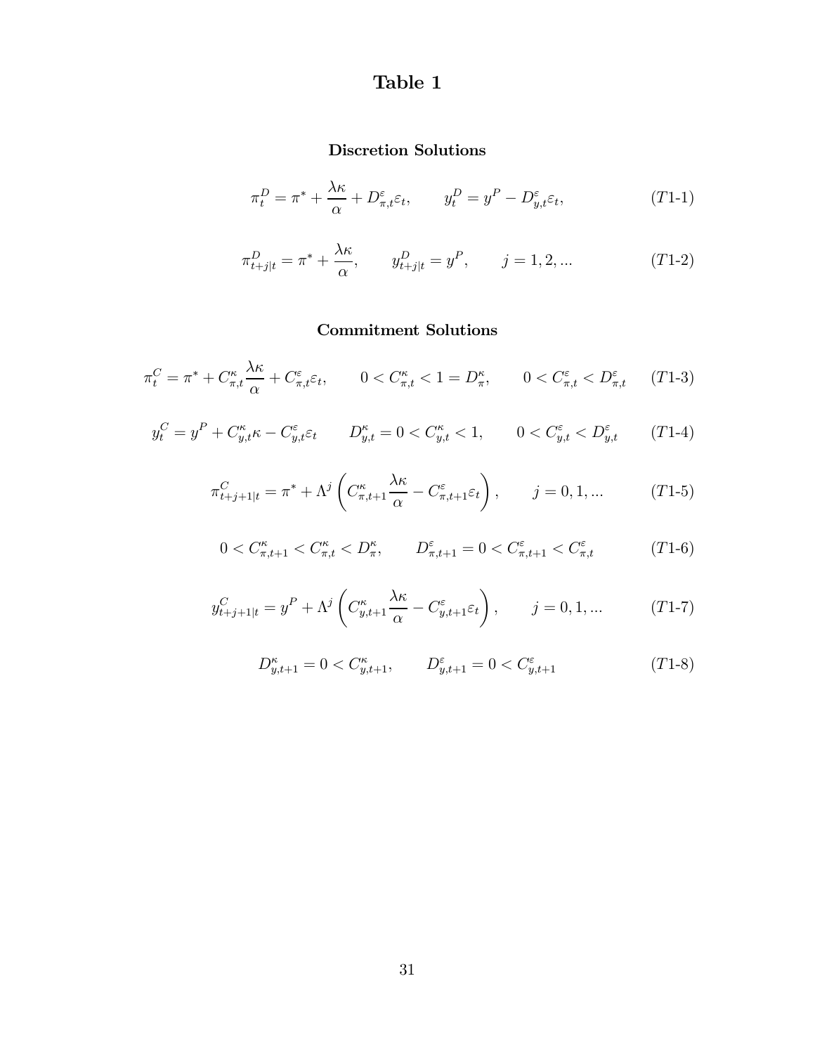# Table 1

## Discretion Solutions

$$\pi_t^D = \pi^* + \frac{\lambda\kappa}{\alpha} + D_{\pi,t}^{\varepsilon}\varepsilon_t, \qquad y_t^D = y^P - D_{y,t}^{\varepsilon}\varepsilon_t, \tag{T1-1}$$

$$\pi_{t+j|t}^D = \pi^* + \frac{\lambda\kappa}{\alpha}, \qquad y_{t+j|t}^D = y^P, \qquad j = 1, 2, ... \tag{T1-2}$$

## Commitment Solutions

$$\pi_t^C = \pi^* + C_{\pi,t}^{\kappa}\frac{\lambda\kappa}{\alpha} + C_{\pi,t}^{\varepsilon}\varepsilon_t, \qquad 0 < C_{\pi,t}^{\kappa} < 1 = D_{\pi}^{\kappa}, \qquad 0 < C_{\pi,t}^{\varepsilon} < D_{\pi,t}^{\varepsilon} \tag{T1-3}$$

$$y_t^C = y^P + C_{y,t}^{\kappa}\kappa - C_{y,t}^{\varepsilon}\varepsilon_t \qquad D_{y,t}^{\kappa} = 0 < C_{y,t}^{\kappa} < 1, \qquad 0 < C_{y,t}^{\varepsilon} < D_{y,t}^{\varepsilon} \tag{T1-4}$$

$$\pi_{t+j+1|t}^C = \pi^* + \Lambda^j\left(C_{\pi,t+1}^{\kappa}\frac{\lambda\kappa}{\alpha} - C_{\pi,t+1}^{\varepsilon}\varepsilon_t\right), \qquad j = 0, 1, ... \tag{T1-5}$$

$$0 < C_{\pi,t+1}^{\kappa} < C_{\pi,t}^{\kappa} < D_{\pi}^{\kappa}, \qquad D_{\pi,t+1}^{\varepsilon} = 0 < C_{\pi,t+1}^{\varepsilon} < C_{\pi,t}^{\varepsilon} \tag{T1-6}$$

$$y_{t+j+1|t}^C = y^P + \Lambda^j\left(C_{y,t+1}^{\kappa}\frac{\lambda\kappa}{\alpha} - C_{y,t+1}^{\varepsilon}\varepsilon_t\right), \qquad j = 0, 1, ... \tag{T1-7}$$

$$D_{y,t+1}^{\kappa} = 0 < C_{y,t+1}^{\kappa}, \qquad D_{y,t+1}^{\varepsilon} = 0 < C_{y,t+1}^{\varepsilon} \tag{T1-8}$$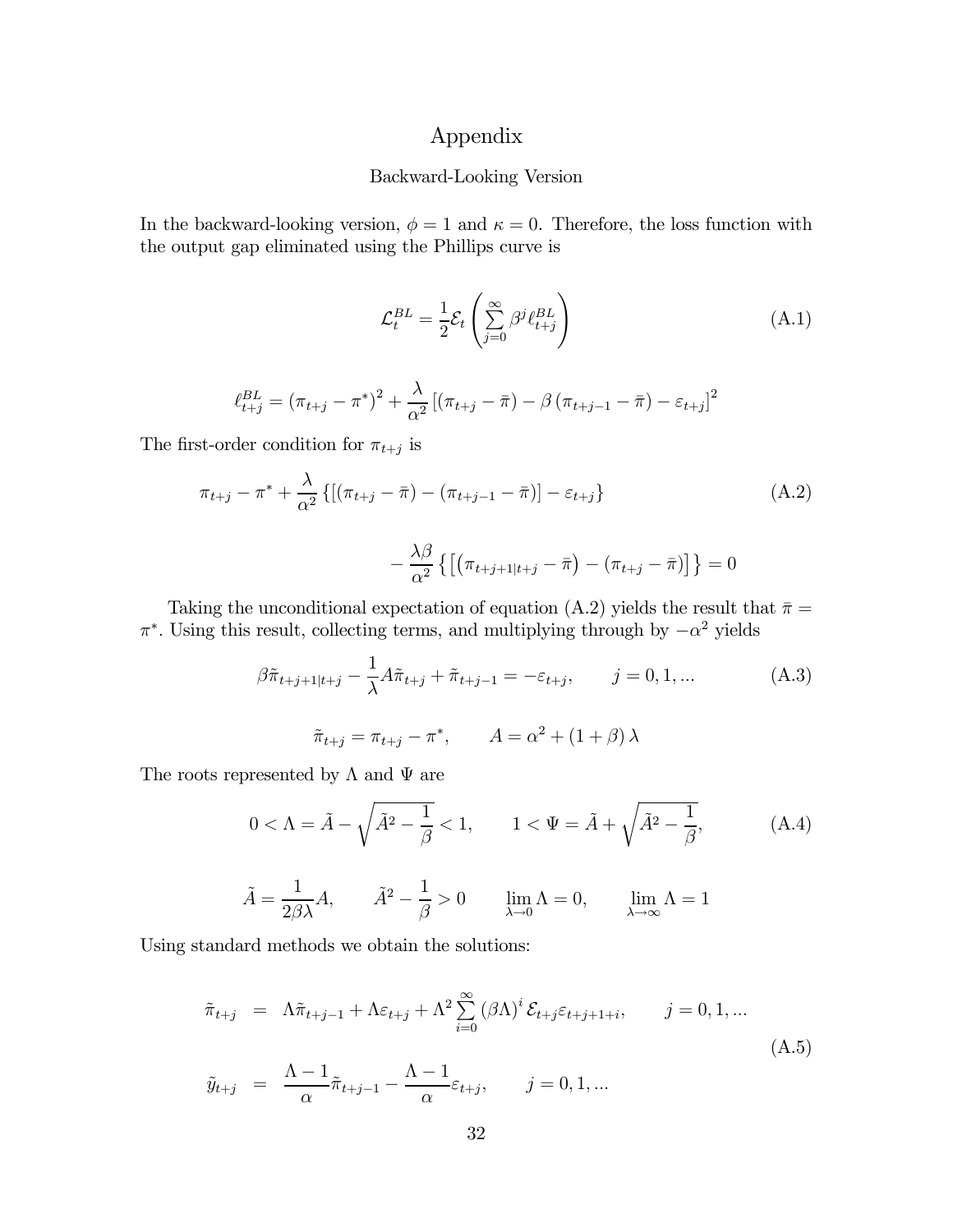# Appendix

## Backward-Looking Version

In the backward-looking version, $\phi = 1$ and $\kappa = 0$. Therefore, the loss function with the output gap eliminated using the Phillips curve is

$$\mathcal{L}_t^{BL} = \frac{1}{2}\mathcal{E}_t\left(\sum_{j=0}^{\infty}\beta^j \ell_{t+j}^{BL}\right) \tag{A.1}$$

$$\ell_{t+j}^{BL} = (\pi_{t+j} - \pi^*)^2 + \frac{\lambda}{\alpha^2}\left[(\pi_{t+j} - \bar{\pi}) - \beta(\pi_{t+j-1} - \bar{\pi}) - \varepsilon_{t+j}\right]^2$$

The first-order condition for $\pi_{t+j}$ is

$$\pi_{t+j} - \pi^* + \frac{\lambda}{\alpha^2}\left\{\left[(\pi_{t+j} - \bar{\pi}) - (\pi_{t+j-1} - \bar{\pi})\right] - \varepsilon_{t+j}\right\} \tag{A.2}$$

$$-\frac{\lambda\beta}{\alpha^2}\left\{\left[\left(\pi_{t+j+1|t+j} - \bar{\pi}\right) - (\pi_{t+j} - \bar{\pi})\right]\right\} = 0$$

Taking the unconditional expectation of equation (A.2) yields the result that $\bar{\pi} = \pi^*$. Using this result, collecting terms, and multiplying through by $-\alpha^2$ yields

$$\beta\tilde{\pi}_{t+j+1|t+j} - \frac{1}{\lambda}A\tilde{\pi}_{t+j} + \tilde{\pi}_{t+j-1} = -\varepsilon_{t+j}, \qquad j = 0, 1, ... \tag{A.3}$$

$$\tilde{\pi}_{t+j} = \pi_{t+j} - \pi^*, \qquad A = \alpha^2 + (1+\beta)\lambda$$

The roots represented by $\Lambda$ and $\Psi$ are

$$0 < \Lambda = \tilde{A} - \sqrt{\tilde{A}^2 - \frac{1}{\beta}} < 1, \qquad 1 < \Psi = \tilde{A} + \sqrt{\tilde{A}^2 - \frac{1}{\beta}}, \tag{A.4}$$

$$\tilde{A} = \frac{1}{2\beta\lambda}A, \qquad \tilde{A}^2 - \frac{1}{\beta} > 0 \qquad \lim_{\lambda \to 0}\Lambda = 0, \qquad \lim_{\lambda \to \infty}\Lambda = 1$$

Using standard methods we obtain the solutions:

$$\begin{aligned}
\tilde{\pi}_{t+j} &= \Lambda\tilde{\pi}_{t+j-1} + \Lambda\varepsilon_{t+j} + \Lambda^2\sum_{i=0}^{\infty}(\beta\Lambda)^i\,\mathcal{E}_{t+j}\varepsilon_{t+j+1+i}, \qquad j = 0, 1, ... \\
\tilde{y}_{t+j} &= \frac{\Lambda - 1}{\alpha}\tilde{\pi}_{t+j-1} - \frac{\Lambda - 1}{\alpha}\varepsilon_{t+j}, \qquad j = 0, 1, ...
\end{aligned} \tag{A.5}$$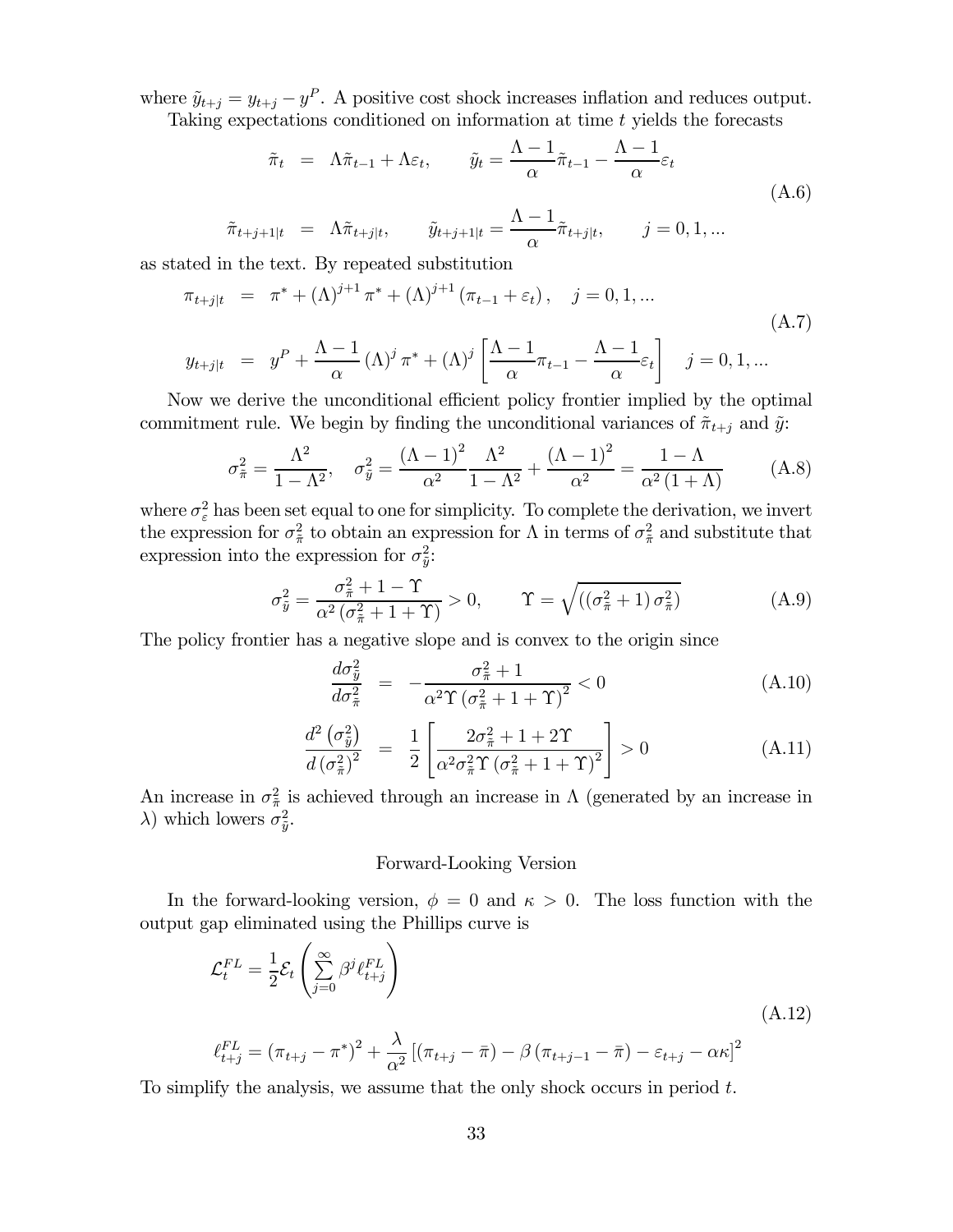where $\tilde{y}_{t+j} = y_{t+j} - y^P$. A positive cost shock increases inflation and reduces output.

Taking expectations conditioned on information at time $t$ yields the forecasts

$$
\begin{aligned}
\tilde{\pi}_t &= \Lambda\tilde{\pi}_{t-1} + \Lambda\varepsilon_t, \qquad \tilde{y}_t = \frac{\Lambda - 1}{\alpha}\tilde{\pi}_{t-1} - \frac{\Lambda - 1}{\alpha}\varepsilon_t \\
\tilde{\pi}_{t+j+1|t} &= \Lambda\tilde{\pi}_{t+j|t}, \qquad \tilde{y}_{t+j+1|t} = \frac{\Lambda - 1}{\alpha}\tilde{\pi}_{t+j|t}, \qquad j = 0, 1, ...
\end{aligned} \tag{A.6}
$$

as stated in the text. By repeated substitution

$$
\begin{aligned}
\pi_{t+j|t} &= \pi^* + (\Lambda)^{j+1}\pi^* + (\Lambda)^{j+1}(\pi_{t-1} + \varepsilon_t), \quad j = 0, 1, ... \\
y_{t+j|t} &= y^P + \frac{\Lambda - 1}{\alpha}(\Lambda)^j\pi^* + (\Lambda)^j\left[\frac{\Lambda - 1}{\alpha}\pi_{t-1} - \frac{\Lambda - 1}{\alpha}\varepsilon_t\right] \quad j = 0, 1, ...
\end{aligned} \tag{A.7}
$$

Now we derive the unconditional efficient policy frontier implied by the optimal commitment rule. We begin by finding the unconditional variances of $\tilde{\pi}_{t+j}$ and $\tilde{y}$:

$$
\sigma^2_{\tilde{\pi}} = \frac{\Lambda^2}{1 - \Lambda^2}, \quad \sigma^2_{\tilde{y}} = \frac{(\Lambda - 1)^2}{\alpha^2}\frac{\Lambda^2}{1 - \Lambda^2} + \frac{(\Lambda - 1)^2}{\alpha^2} = \frac{1 - \Lambda}{\alpha^2(1 + \Lambda)} \tag{A.8}
$$

where $\sigma^2_{\varepsilon}$ has been set equal to one for simplicity. To complete the derivation, we invert the expression for $\sigma^2_{\tilde{\pi}}$ to obtain an expression for $\Lambda$ in terms of $\sigma^2_{\tilde{\pi}}$ and substitute that expression into the expression for $\sigma^2_{\tilde{y}}$:

$$
\sigma^2_{\tilde{y}} = \frac{\sigma^2_{\tilde{\pi}} + 1 - \Upsilon}{\alpha^2(\sigma^2_{\tilde{\pi}} + 1 + \Upsilon)} > 0, \qquad \Upsilon = \sqrt{\left((\sigma^2_{\tilde{\pi}} + 1)\sigma^2_{\tilde{\pi}}\right)} \tag{A.9}
$$

The policy frontier has a negative slope and is convex to the origin since

$$
\frac{d\sigma^2_{\tilde{y}}}{d\sigma^2_{\tilde{\pi}}} = -\frac{\sigma^2_{\tilde{\pi}} + 1}{\alpha^2\Upsilon(\sigma^2_{\tilde{\pi}} + 1 + \Upsilon)^2} < 0 \tag{A.10}
$$

$$
\frac{d^2(\sigma^2_{\tilde{y}})}{d(\sigma^2_{\tilde{\pi}})^2} = \frac{1}{2}\left[\frac{2\sigma^2_{\tilde{\pi}} + 1 + 2\Upsilon}{\alpha^2\sigma^2_{\tilde{\pi}}\Upsilon(\sigma^2_{\tilde{\pi}} + 1 + \Upsilon)^2}\right] > 0 \tag{A.11}
$$

An increase in $\sigma^2_{\tilde{\pi}}$ is achieved through an increase in $\Lambda$ (generated by an increase in $\lambda$) which lowers $\sigma^2_{\tilde{y}}$.

## Forward-Looking Version

In the forward-looking version, $\phi = 0$ and $\kappa > 0$. The loss function with the output gap eliminated using the Phillips curve is

$$
\begin{aligned}
\mathcal{L}^{FL}_t &= \frac{1}{2}\mathcal{E}_t\left(\sum_{j=0}^{\infty}\beta^j\ell^{FL}_{t+j}\right) \\
\ell^{FL}_{t+j} &= (\pi_{t+j} - \pi^*)^2 + \frac{\lambda}{\alpha^2}\left[(\pi_{t+j} - \bar{\pi}) - \beta(\pi_{t+j-1} - \bar{\pi}) - \varepsilon_{t+j} - \alpha\kappa\right]^2
\end{aligned} \tag{A.12}
$$

To simplify the analysis, we assume that the only shock occurs in period $t$.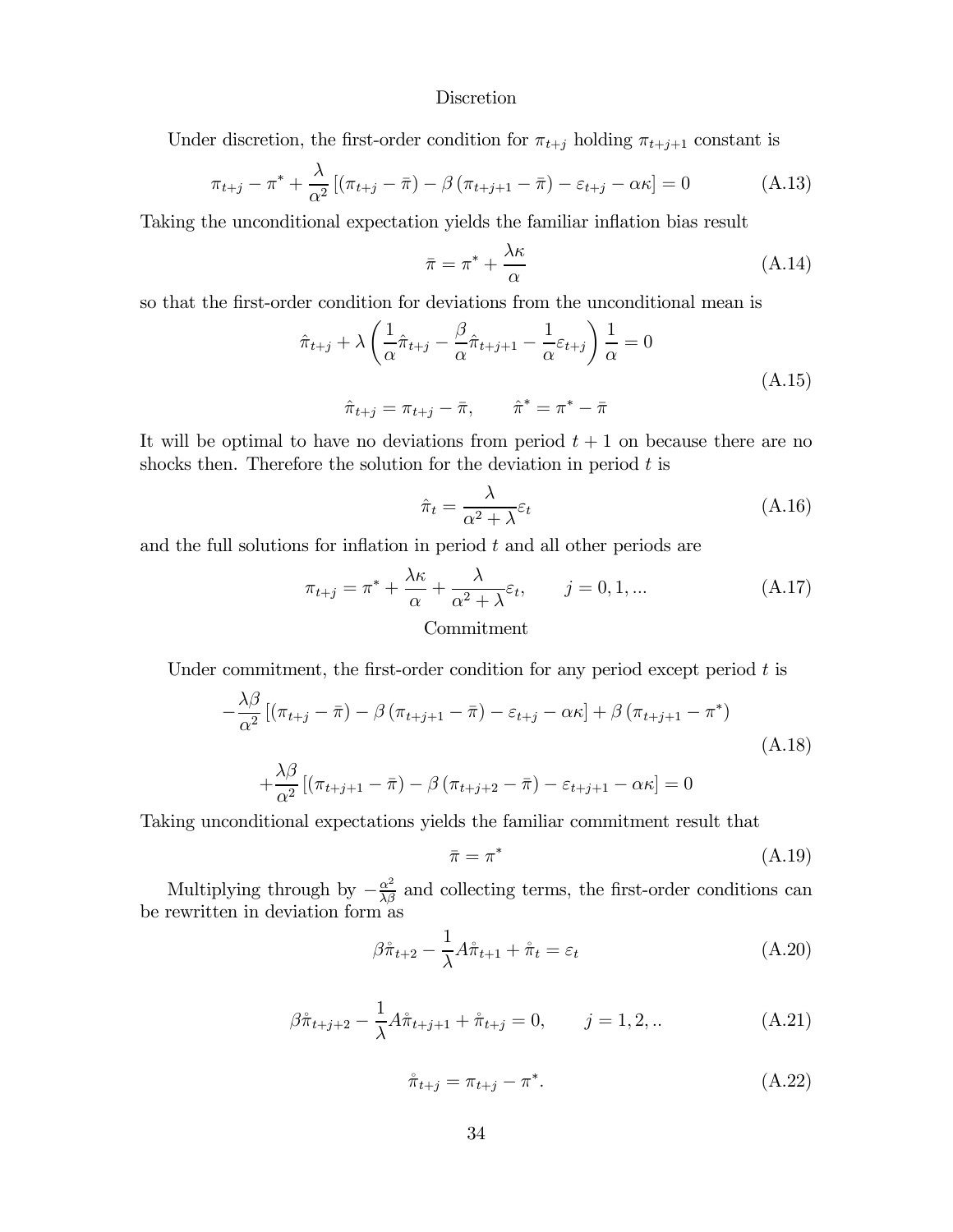Discretion

Under discretion, the first-order condition for $\pi_{t+j}$ holding $\pi_{t+j+1}$ constant is

$$\pi_{t+j} - \pi^* + \frac{\lambda}{\alpha^2}\left[(\pi_{t+j} - \bar{\pi}) - \beta(\pi_{t+j+1} - \bar{\pi}) - \varepsilon_{t+j} - \alpha\kappa\right] = 0 \tag{A.13}$$

Taking the unconditional expectation yields the familiar inflation bias result

$$\bar{\pi} = \pi^* + \frac{\lambda\kappa}{\alpha} \tag{A.14}$$

so that the first-order condition for deviations from the unconditional mean is

$$\hat{\pi}_{t+j} + \lambda\left(\frac{1}{\alpha}\hat{\pi}_{t+j} - \frac{\beta}{\alpha}\hat{\pi}_{t+j+1} - \frac{1}{\alpha}\varepsilon_{t+j}\right)\frac{1}{\alpha} = 0$$

$$\hat{\pi}_{t+j} = \pi_{t+j} - \bar{\pi}, \qquad \hat{\pi}^* = \pi^* - \bar{\pi} \tag{A.15}$$

It will be optimal to have no deviations from period $t+1$ on because there are no shocks then. Therefore the solution for the deviation in period $t$ is

$$\hat{\pi}_t = \frac{\lambda}{\alpha^2 + \lambda}\varepsilon_t \tag{A.16}$$

and the full solutions for inflation in period $t$ and all other periods are

$$\pi_{t+j} = \pi^* + \frac{\lambda\kappa}{\alpha} + \frac{\lambda}{\alpha^2 + \lambda}\varepsilon_t, \qquad j = 0, 1, ... \tag{A.17}$$

Commitment

Under commitment, the first-order condition for any period except period $t$ is

$$-\frac{\lambda\beta}{\alpha^2}\left[(\pi_{t+j} - \bar{\pi}) - \beta(\pi_{t+j+1} - \bar{\pi}) - \varepsilon_{t+j} - \alpha\kappa\right] + \beta(\pi_{t+j+1} - \pi^*)$$

$$+\frac{\lambda\beta}{\alpha^2}\left[(\pi_{t+j+1} - \bar{\pi}) - \beta(\pi_{t+j+2} - \bar{\pi}) - \varepsilon_{t+j+1} - \alpha\kappa\right] = 0 \tag{A.18}$$

Taking unconditional expectations yields the familiar commitment result that

$$\bar{\pi} = \pi^* \tag{A.19}$$

Multiplying through by $-\frac{\alpha^2}{\lambda\beta}$ and collecting terms, the first-order conditions can be rewritten in deviation form as

$$\beta\mathring{\pi}_{t+2} - \frac{1}{\lambda}A\mathring{\pi}_{t+1} + \mathring{\pi}_t = \varepsilon_t \tag{A.20}$$

$$\beta\mathring{\pi}_{t+j+2} - \frac{1}{\lambda}A\mathring{\pi}_{t+j+1} + \mathring{\pi}_{t+j} = 0, \qquad j = 1, 2, .. \tag{A.21}$$

$$\mathring{\pi}_{t+j} = \pi_{t+j} - \pi^*. \tag{A.22}$$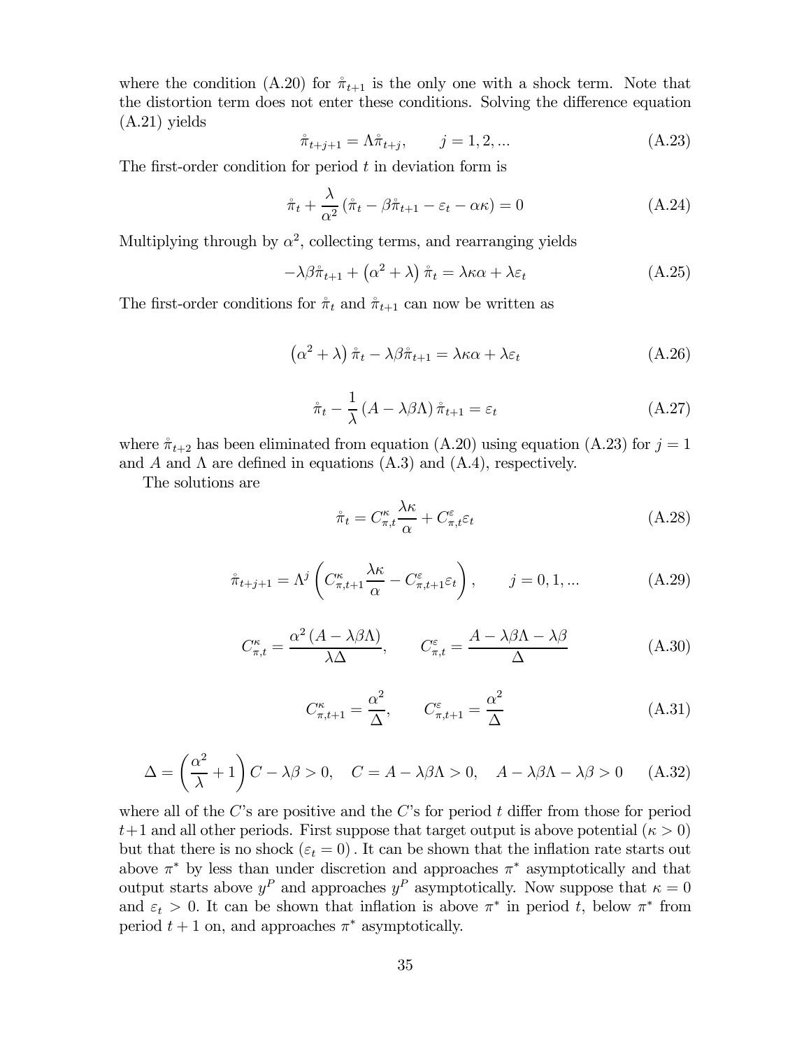where the condition (A.20) for $\mathring{\pi}_{t+1}$ is the only one with a shock term. Note that the distortion term does not enter these conditions. Solving the difference equation (A.21) yields

$$\mathring{\pi}_{t+j+1} = \Lambda \mathring{\pi}_{t+j}, \qquad j = 1, 2, ... \tag{A.23}$$

The first-order condition for period $t$ in deviation form is

$$\mathring{\pi}_t + \frac{\lambda}{\alpha^2} \left( \mathring{\pi}_t - \beta \mathring{\pi}_{t+1} - \varepsilon_t - \alpha \kappa \right) = 0 \tag{A.24}$$

Multiplying through by $\alpha^2$, collecting terms, and rearranging yields

$$-\lambda \beta \mathring{\pi}_{t+1} + \left( \alpha^2 + \lambda \right) \mathring{\pi}_t = \lambda \kappa \alpha + \lambda \varepsilon_t \tag{A.25}$$

The first-order conditions for $\mathring{\pi}_t$ and $\mathring{\pi}_{t+1}$ can now be written as

$$\left( \alpha^2 + \lambda \right) \mathring{\pi}_t - \lambda \beta \mathring{\pi}_{t+1} = \lambda \kappa \alpha + \lambda \varepsilon_t \tag{A.26}$$

$$\mathring{\pi}_t - \frac{1}{\lambda} \left( A - \lambda \beta \Lambda \right) \mathring{\pi}_{t+1} = \varepsilon_t \tag{A.27}$$

where $\mathring{\pi}_{t+2}$ has been eliminated from equation (A.20) using equation (A.23) for $j = 1$ and $A$ and $\Lambda$ are defined in equations (A.3) and (A.4), respectively.

The solutions are

$$\mathring{\pi}_t = C^{\kappa}_{\pi,t} \frac{\lambda \kappa}{\alpha} + C^{\varepsilon}_{\pi,t} \varepsilon_t \tag{A.28}$$

$$\mathring{\pi}_{t+j+1} = \Lambda^j \left( C^{\kappa}_{\pi,t+1} \frac{\lambda \kappa}{\alpha} - C^{\varepsilon}_{\pi,t+1} \varepsilon_t \right), \qquad j = 0, 1, ... \tag{A.29}$$

$$C^{\kappa}_{\pi,t} = \frac{\alpha^2 \left( A - \lambda \beta \Lambda \right)}{\lambda \Delta}, \qquad C^{\varepsilon}_{\pi,t} = \frac{A - \lambda \beta \Lambda - \lambda \beta}{\Delta} \tag{A.30}$$

$$C^{\kappa}_{\pi,t+1} = \frac{\alpha^2}{\Delta}, \qquad C^{\varepsilon}_{\pi,t+1} = \frac{\alpha^2}{\Delta} \tag{A.31}$$

$$\Delta = \left( \frac{\alpha^2}{\lambda} + 1 \right) C - \lambda \beta > 0, \quad C = A - \lambda \beta \Lambda > 0, \quad A - \lambda \beta \Lambda - \lambda \beta > 0 \tag{A.32}$$

where all of the $C$'s are positive and the $C$'s for period $t$ differ from those for period $t+1$ and all other periods. First suppose that target output is above potential $(\kappa > 0)$ but that there is no shock $(\varepsilon_t = 0)$. It can be shown that the inflation rate starts out above $\pi^*$ by less than under discretion and approaches $\pi^*$ asymptotically and that output starts above $y^P$ and approaches $y^P$ asymptotically. Now suppose that $\kappa = 0$ and $\varepsilon_t > 0$. It can be shown that inflation is above $\pi^*$ in period $t$, below $\pi^*$ from period $t + 1$ on, and approaches $\pi^*$ asymptotically.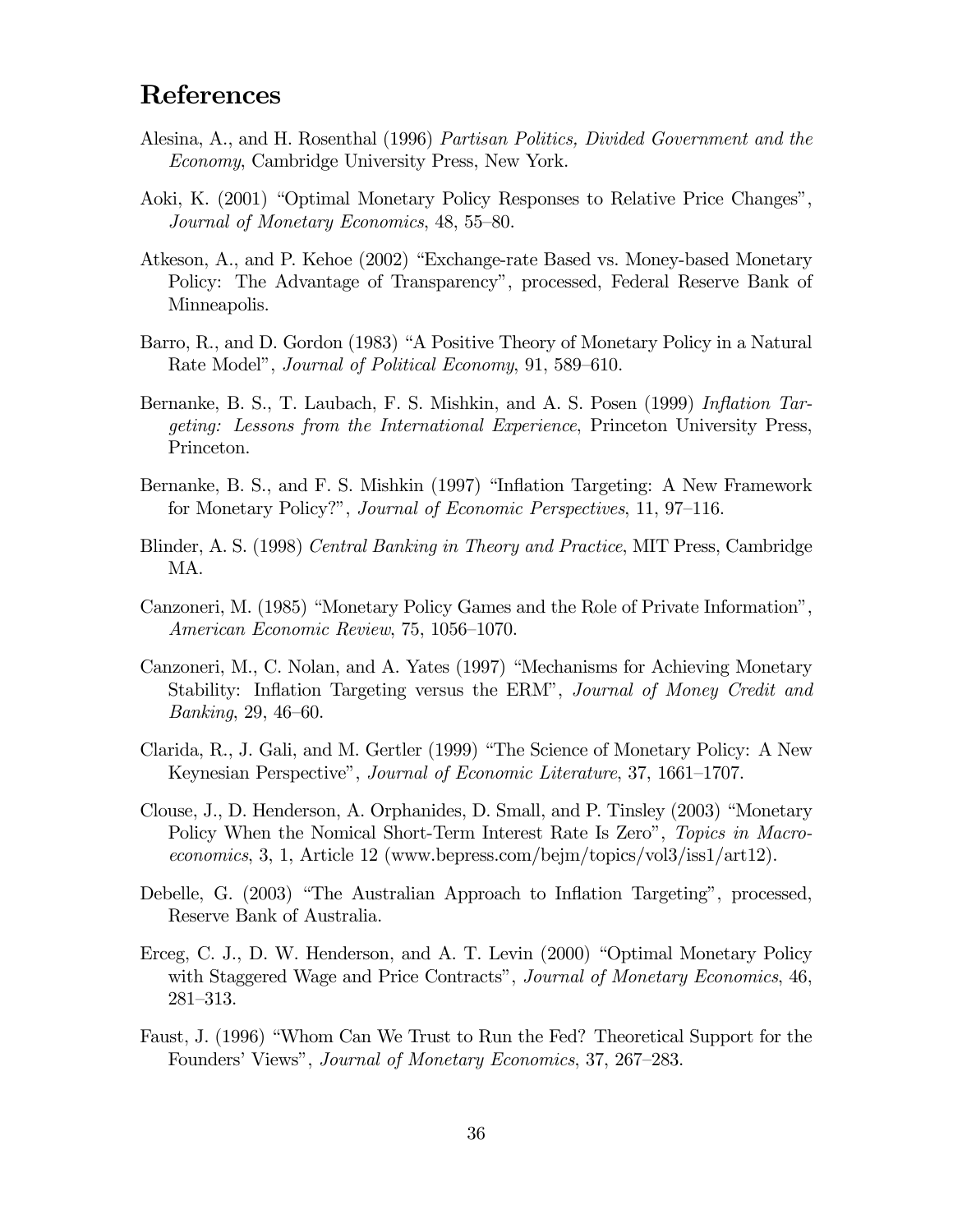# References

Alesina, A., and H. Rosenthal (1996) *Partisan Politics, Divided Government and the Economy*, Cambridge University Press, New York.

Aoki, K. (2001) "Optimal Monetary Policy Responses to Relative Price Changes", *Journal of Monetary Economics*, 48, 55–80.

Atkeson, A., and P. Kehoe (2002) "Exchange-rate Based vs. Money-based Monetary Policy: The Advantage of Transparency", processed, Federal Reserve Bank of Minneapolis.

Barro, R., and D. Gordon (1983) "A Positive Theory of Monetary Policy in a Natural Rate Model", *Journal of Political Economy*, 91, 589–610.

Bernanke, B. S., T. Laubach, F. S. Mishkin, and A. S. Posen (1999) *Inflation Targeting: Lessons from the International Experience*, Princeton University Press, Princeton.

Bernanke, B. S., and F. S. Mishkin (1997) "Inflation Targeting: A New Framework for Monetary Policy?", *Journal of Economic Perspectives*, 11, 97–116.

Blinder, A. S. (1998) *Central Banking in Theory and Practice*, MIT Press, Cambridge MA.

Canzoneri, M. (1985) "Monetary Policy Games and the Role of Private Information", *American Economic Review*, 75, 1056–1070.

Canzoneri, M., C. Nolan, and A. Yates (1997) "Mechanisms for Achieving Monetary Stability: Inflation Targeting versus the ERM", *Journal of Money Credit and Banking*, 29, 46–60.

Clarida, R., J. Gali, and M. Gertler (1999) "The Science of Monetary Policy: A New Keynesian Perspective", *Journal of Economic Literature*, 37, 1661–1707.

Clouse, J., D. Henderson, A. Orphanides, D. Small, and P. Tinsley (2003) "Monetary Policy When the Nomical Short-Term Interest Rate Is Zero", *Topics in Macroeconomics*, 3, 1, Article 12 (www.bepress.com/bejm/topics/vol3/iss1/art12).

Debelle, G. (2003) "The Australian Approach to Inflation Targeting", processed, Reserve Bank of Australia.

Erceg, C. J., D. W. Henderson, and A. T. Levin (2000) "Optimal Monetary Policy with Staggered Wage and Price Contracts", *Journal of Monetary Economics*, 46, 281–313.

Faust, J. (1996) "Whom Can We Trust to Run the Fed? Theoretical Support for the Founders' Views", *Journal of Monetary Economics*, 37, 267–283.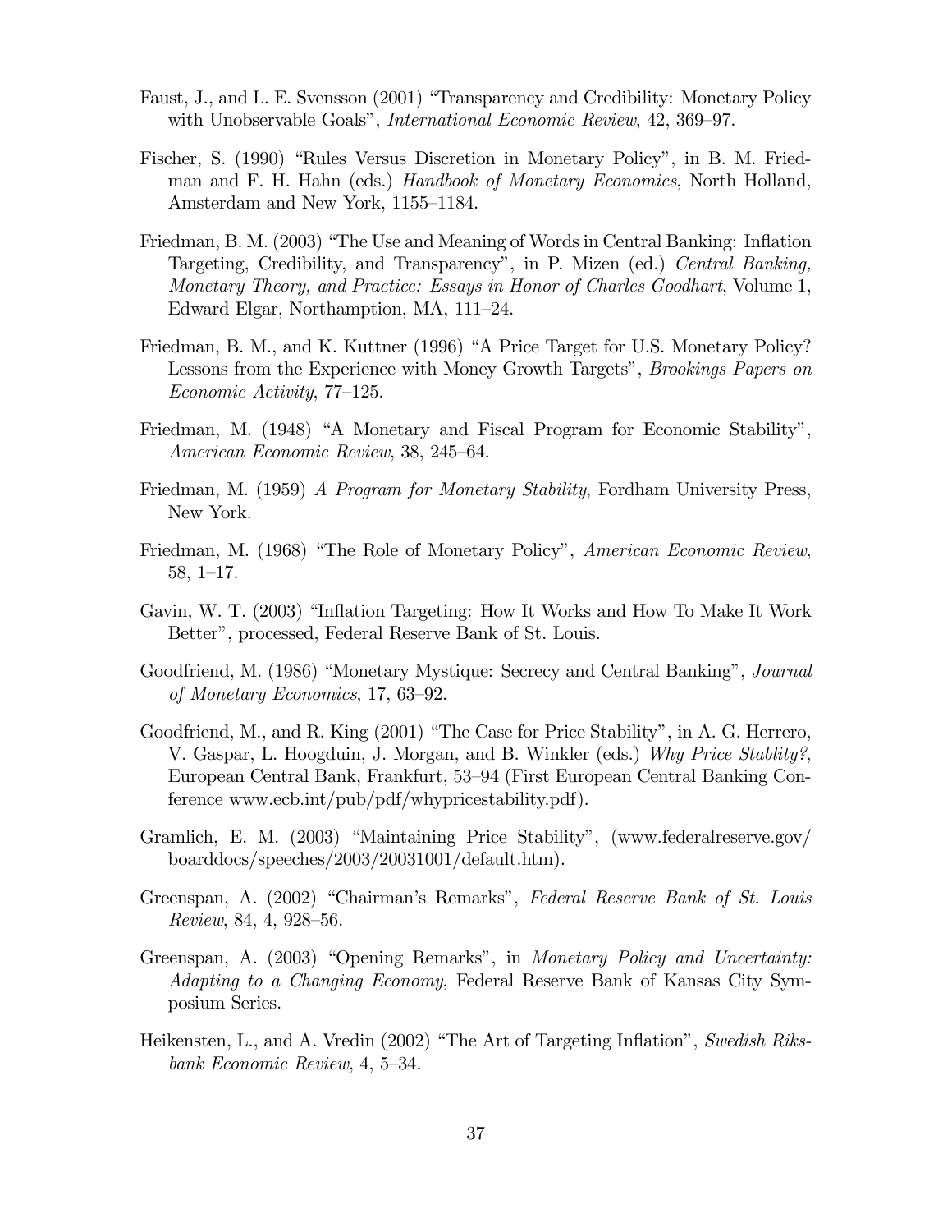Faust, J., and L. E. Svensson (2001) "Transparency and Credibility: Monetary Policy with Unobservable Goals", *International Economic Review*, 42, 369–97.

Fischer, S. (1990) "Rules Versus Discretion in Monetary Policy", in B. M. Friedman and F. H. Hahn (eds.) *Handbook of Monetary Economics*, North Holland, Amsterdam and New York, 1155–1184.

Friedman, B. M. (2003) "The Use and Meaning of Words in Central Banking: Inflation Targeting, Credibility, and Transparency", in P. Mizen (ed.) *Central Banking, Monetary Theory, and Practice: Essays in Honor of Charles Goodhart*, Volume 1, Edward Elgar, Northamption, MA, 111–24.

Friedman, B. M., and K. Kuttner (1996) "A Price Target for U.S. Monetary Policy? Lessons from the Experience with Money Growth Targets", *Brookings Papers on Economic Activity*, 77–125.

Friedman, M. (1948) "A Monetary and Fiscal Program for Economic Stability", *American Economic Review*, 38, 245–64.

Friedman, M. (1959) *A Program for Monetary Stability*, Fordham University Press, New York.

Friedman, M. (1968) "The Role of Monetary Policy", *American Economic Review*, 58, 1–17.

Gavin, W. T. (2003) "Inflation Targeting: How It Works and How To Make It Work Better", processed, Federal Reserve Bank of St. Louis.

Goodfriend, M. (1986) "Monetary Mystique: Secrecy and Central Banking", *Journal of Monetary Economics*, 17, 63–92.

Goodfriend, M., and R. King (2001) "The Case for Price Stability", in A. G. Herrero, V. Gaspar, L. Hoogduin, J. Morgan, and B. Winkler (eds.) *Why Price Stablity?*, European Central Bank, Frankfurt, 53–94 (First European Central Banking Conference www.ecb.int/pub/pdf/whypricestability.pdf).

Gramlich, E. M. (2003) "Maintaining Price Stability", (www.federalreserve.gov/boarddocs/speeches/2003/20031001/default.htm).

Greenspan, A. (2002) "Chairman's Remarks", *Federal Reserve Bank of St. Louis Review*, 84, 4, 928–56.

Greenspan, A. (2003) "Opening Remarks", in *Monetary Policy and Uncertainty: Adapting to a Changing Economy*, Federal Reserve Bank of Kansas City Symposium Series.

Heikensten, L., and A. Vredin (2002) "The Art of Targeting Inflation", *Swedish Riksbank Economic Review*, 4, 5–34.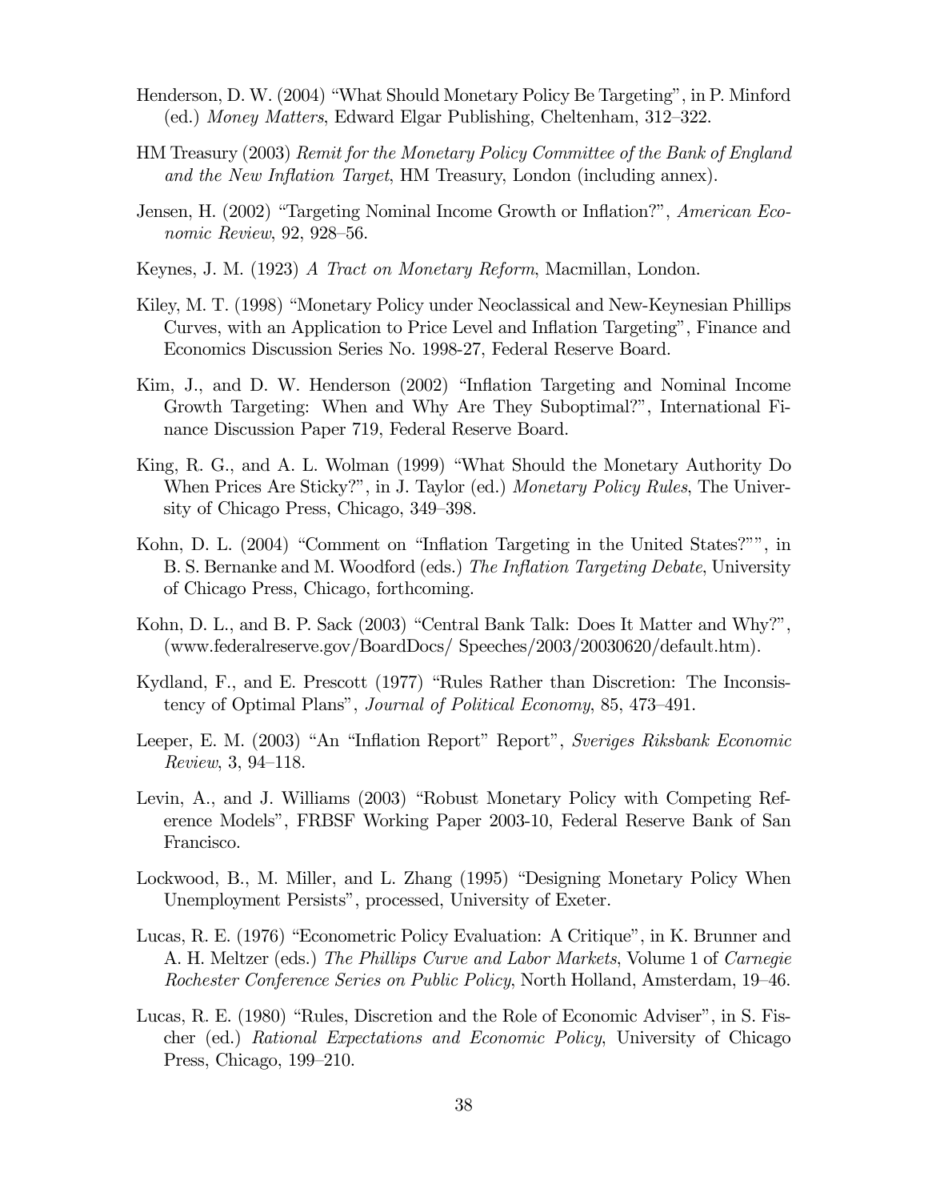Henderson, D. W. (2004) "What Should Monetary Policy Be Targeting", in P. Minford (ed.) *Money Matters*, Edward Elgar Publishing, Cheltenham, 312–322.

HM Treasury (2003) *Remit for the Monetary Policy Committee of the Bank of England and the New Inflation Target*, HM Treasury, London (including annex).

Jensen, H. (2002) "Targeting Nominal Income Growth or Inflation?", *American Economic Review*, 92, 928–56.

Keynes, J. M. (1923) *A Tract on Monetary Reform*, Macmillan, London.

Kiley, M. T. (1998) "Monetary Policy under Neoclassical and New-Keynesian Phillips Curves, with an Application to Price Level and Inflation Targeting", Finance and Economics Discussion Series No. 1998-27, Federal Reserve Board.

Kim, J., and D. W. Henderson (2002) "Inflation Targeting and Nominal Income Growth Targeting: When and Why Are They Suboptimal?", International Finance Discussion Paper 719, Federal Reserve Board.

King, R. G., and A. L. Wolman (1999) "What Should the Monetary Authority Do When Prices Are Sticky?", in J. Taylor (ed.) *Monetary Policy Rules*, The University of Chicago Press, Chicago, 349–398.

Kohn, D. L. (2004) "Comment on "Inflation Targeting in the United States?"", in B. S. Bernanke and M. Woodford (eds.) *The Inflation Targeting Debate*, University of Chicago Press, Chicago, forthcoming.

Kohn, D. L., and B. P. Sack (2003) "Central Bank Talk: Does It Matter and Why?", (www.federalreserve.gov/BoardDocs/ Speeches/2003/20030620/default.htm).

Kydland, F., and E. Prescott (1977) "Rules Rather than Discretion: The Inconsistency of Optimal Plans", *Journal of Political Economy*, 85, 473–491.

Leeper, E. M. (2003) "An "Inflation Report" Report", *Sveriges Riksbank Economic Review*, 3, 94–118.

Levin, A., and J. Williams (2003) "Robust Monetary Policy with Competing Reference Models", FRBSF Working Paper 2003-10, Federal Reserve Bank of San Francisco.

Lockwood, B., M. Miller, and L. Zhang (1995) "Designing Monetary Policy When Unemployment Persists", processed, University of Exeter.

Lucas, R. E. (1976) "Econometric Policy Evaluation: A Critique", in K. Brunner and A. H. Meltzer (eds.) *The Phillips Curve and Labor Markets*, Volume 1 of *Carnegie Rochester Conference Series on Public Policy*, North Holland, Amsterdam, 19–46.

Lucas, R. E. (1980) "Rules, Discretion and the Role of Economic Adviser", in S. Fischer (ed.) *Rational Expectations and Economic Policy*, University of Chicago Press, Chicago, 199–210.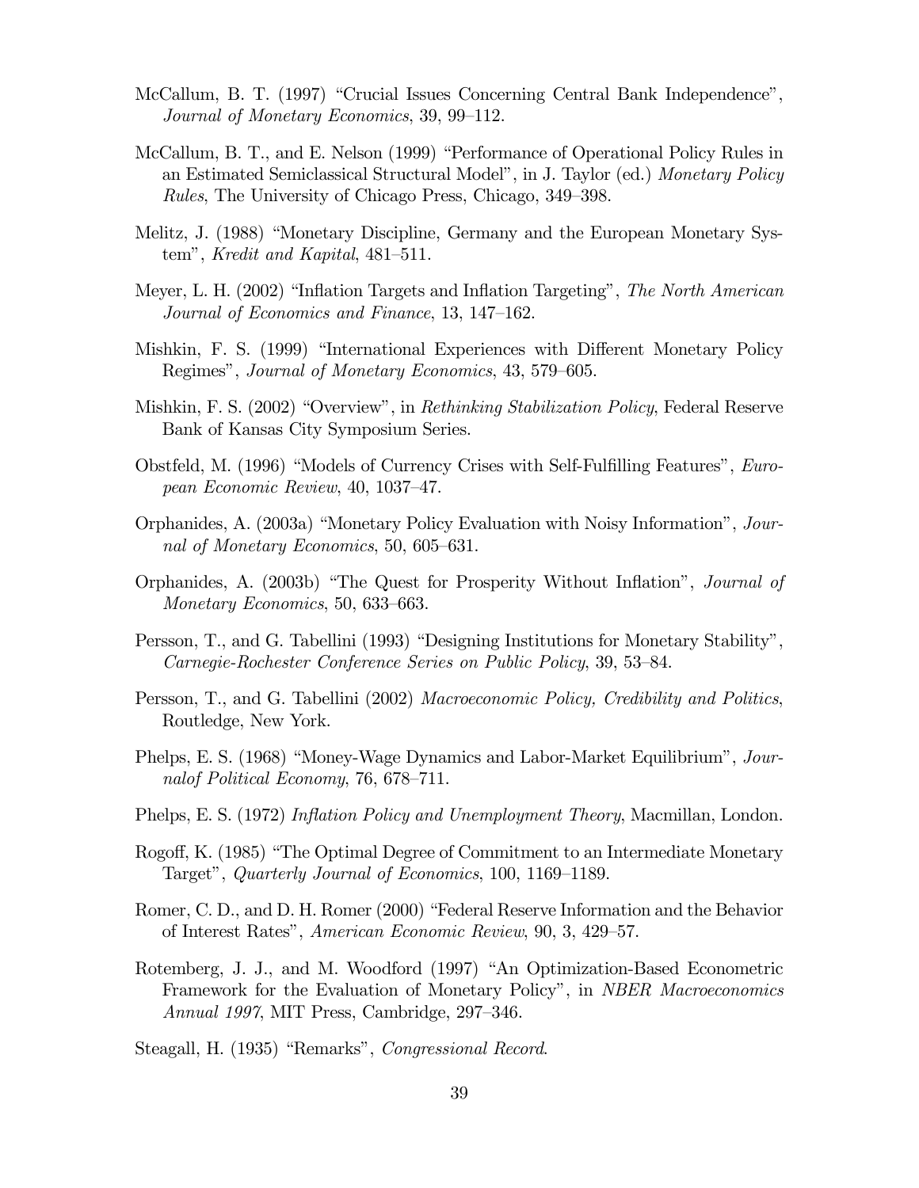McCallum, B. T. (1997) "Crucial Issues Concerning Central Bank Independence", *Journal of Monetary Economics*, 39, 99–112.

McCallum, B. T., and E. Nelson (1999) "Performance of Operational Policy Rules in an Estimated Semiclassical Structural Model", in J. Taylor (ed.) *Monetary Policy Rules*, The University of Chicago Press, Chicago, 349–398.

Melitz, J. (1988) "Monetary Discipline, Germany and the European Monetary System", *Kredit and Kapital*, 481–511.

Meyer, L. H. (2002) "Inflation Targets and Inflation Targeting", *The North American Journal of Economics and Finance*, 13, 147–162.

Mishkin, F. S. (1999) "International Experiences with Different Monetary Policy Regimes", *Journal of Monetary Economics*, 43, 579–605.

Mishkin, F. S. (2002) "Overview", in *Rethinking Stabilization Policy*, Federal Reserve Bank of Kansas City Symposium Series.

Obstfeld, M. (1996) "Models of Currency Crises with Self-Fulfilling Features", *European Economic Review*, 40, 1037–47.

Orphanides, A. (2003a) "Monetary Policy Evaluation with Noisy Information", *Journal of Monetary Economics*, 50, 605–631.

Orphanides, A. (2003b) "The Quest for Prosperity Without Inflation", *Journal of Monetary Economics*, 50, 633–663.

Persson, T., and G. Tabellini (1993) "Designing Institutions for Monetary Stability", *Carnegie-Rochester Conference Series on Public Policy*, 39, 53–84.

Persson, T., and G. Tabellini (2002) *Macroeconomic Policy, Credibility and Politics*, Routledge, New York.

Phelps, E. S. (1968) "Money-Wage Dynamics and Labor-Market Equilibrium", *Journalof Political Economy*, 76, 678–711.

Phelps, E. S. (1972) *Inflation Policy and Unemployment Theory*, Macmillan, London.

Rogoff, K. (1985) "The Optimal Degree of Commitment to an Intermediate Monetary Target", *Quarterly Journal of Economics*, 100, 1169–1189.

Romer, C. D., and D. H. Romer (2000) "Federal Reserve Information and the Behavior of Interest Rates", *American Economic Review*, 90, 3, 429–57.

Rotemberg, J. J., and M. Woodford (1997) "An Optimization-Based Econometric Framework for the Evaluation of Monetary Policy", in *NBER Macroeconomics Annual 1997*, MIT Press, Cambridge, 297–346.

Steagall, H. (1935) "Remarks", *Congressional Record*.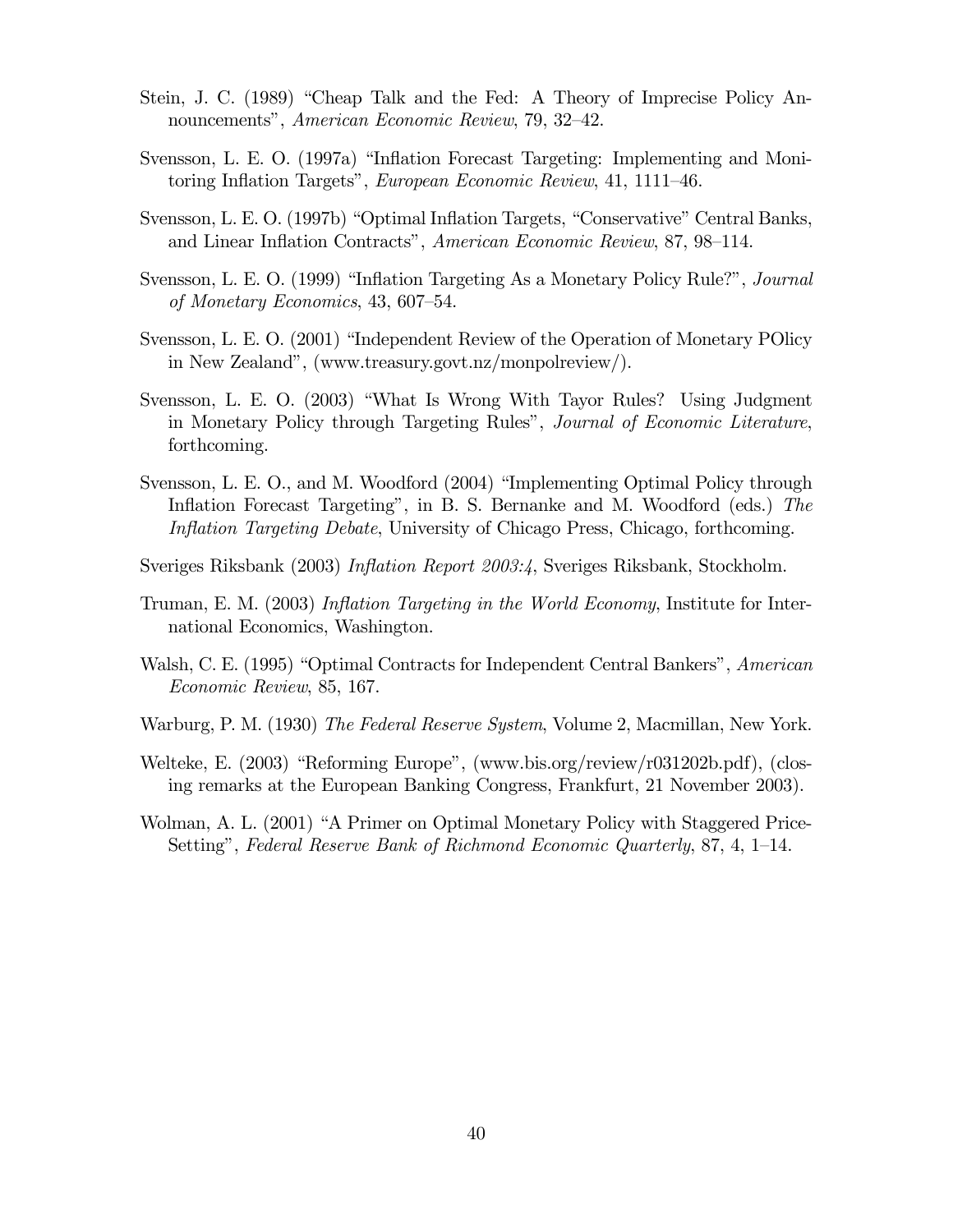Stein, J. C. (1989) "Cheap Talk and the Fed: A Theory of Imprecise Policy Announcements", *American Economic Review*, 79, 32–42.

Svensson, L. E. O. (1997a) "Inflation Forecast Targeting: Implementing and Monitoring Inflation Targets", *European Economic Review*, 41, 1111–46.

Svensson, L. E. O. (1997b) "Optimal Inflation Targets, "Conservative" Central Banks, and Linear Inflation Contracts", *American Economic Review*, 87, 98–114.

Svensson, L. E. O. (1999) "Inflation Targeting As a Monetary Policy Rule?", *Journal of Monetary Economics*, 43, 607–54.

Svensson, L. E. O. (2001) "Independent Review of the Operation of Monetary POlicy in New Zealand", (www.treasury.govt.nz/monpolreview/).

Svensson, L. E. O. (2003) "What Is Wrong With Tayor Rules? Using Judgment in Monetary Policy through Targeting Rules", *Journal of Economic Literature*, forthcoming.

Svensson, L. E. O., and M. Woodford (2004) "Implementing Optimal Policy through Inflation Forecast Targeting", in B. S. Bernanke and M. Woodford (eds.) *The Inflation Targeting Debate*, University of Chicago Press, Chicago, forthcoming.

Sveriges Riksbank (2003) *Inflation Report 2003:4*, Sveriges Riksbank, Stockholm.

Truman, E. M. (2003) *Inflation Targeting in the World Economy*, Institute for International Economics, Washington.

Walsh, C. E. (1995) "Optimal Contracts for Independent Central Bankers", *American Economic Review*, 85, 167.

Warburg, P. M. (1930) *The Federal Reserve System*, Volume 2, Macmillan, New York.

Welteke, E. (2003) "Reforming Europe", (www.bis.org/review/r031202b.pdf), (closing remarks at the European Banking Congress, Frankfurt, 21 November 2003).

Wolman, A. L. (2001) "A Primer on Optimal Monetary Policy with Staggered Price-Setting", *Federal Reserve Bank of Richmond Economic Quarterly*, 87, 4, 1–14.